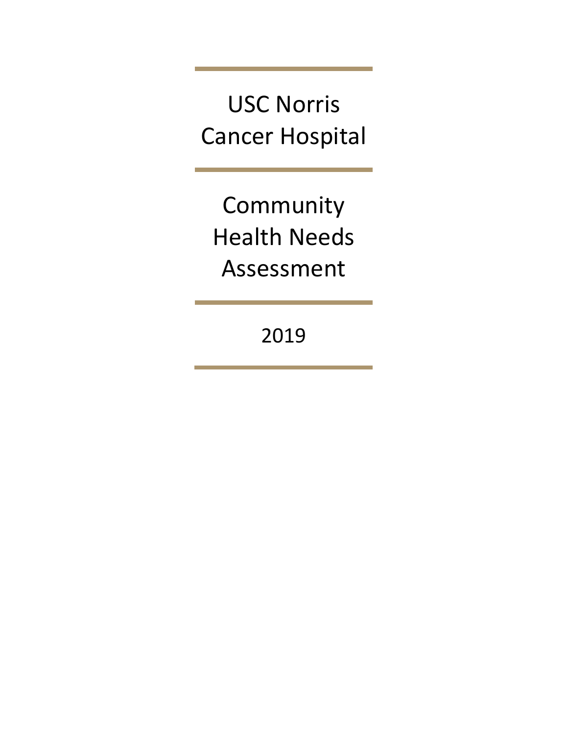# USC Norris Cancer Hospital

# Community Health Needs Assessment

2019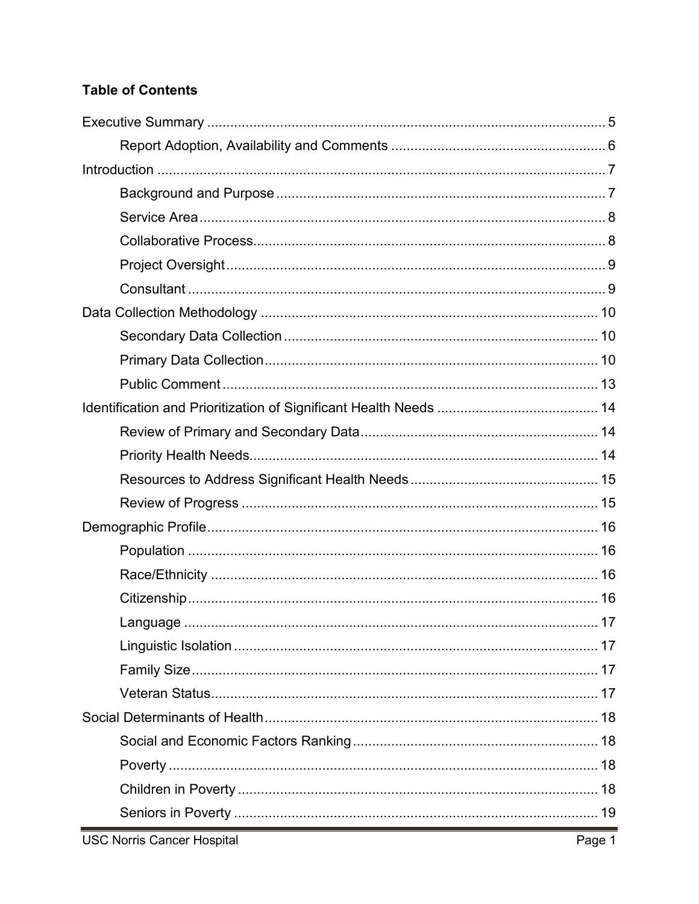**Table of Contents**

Executive Summary ........................................................................................................ 5

  Report Adoption, Availability and Comments ........................................................ 6

Introduction ..................................................................................................................... 7

  Background and Purpose ...................................................................................... 7

  Service Area .......................................................................................................... 8

  Collaborative Process............................................................................................ 8

  Project Oversight ................................................................................................... 9

  Consultant ............................................................................................................. 9

Data Collection Methodology ........................................................................................ 10

  Secondary Data Collection .................................................................................. 10

  Primary Data Collection....................................................................................... 10

  Public Comment .................................................................................................. 13

Identification and Prioritization of Significant Health Needs .......................................... 14

  Review of Primary and Secondary Data.............................................................. 14

  Priority Health Needs........................................................................................... 14

  Resources to Address Significant Health Needs ................................................. 15

  Review of Progress ............................................................................................. 15

Demographic Profile...................................................................................................... 16

  Population ........................................................................................................... 16

  Race/Ethnicity ..................................................................................................... 16

  Citizenship........................................................................................................... 16

  Language ............................................................................................................ 17

  Linguistic Isolation ............................................................................................... 17

  Family Size.......................................................................................................... 17

  Veteran Status..................................................................................................... 17

Social Determinants of Health....................................................................................... 18

  Social and Economic Factors Ranking ................................................................ 18

  Poverty ................................................................................................................ 18

  Children in Poverty .............................................................................................. 18

  Seniors in Poverty ............................................................................................... 19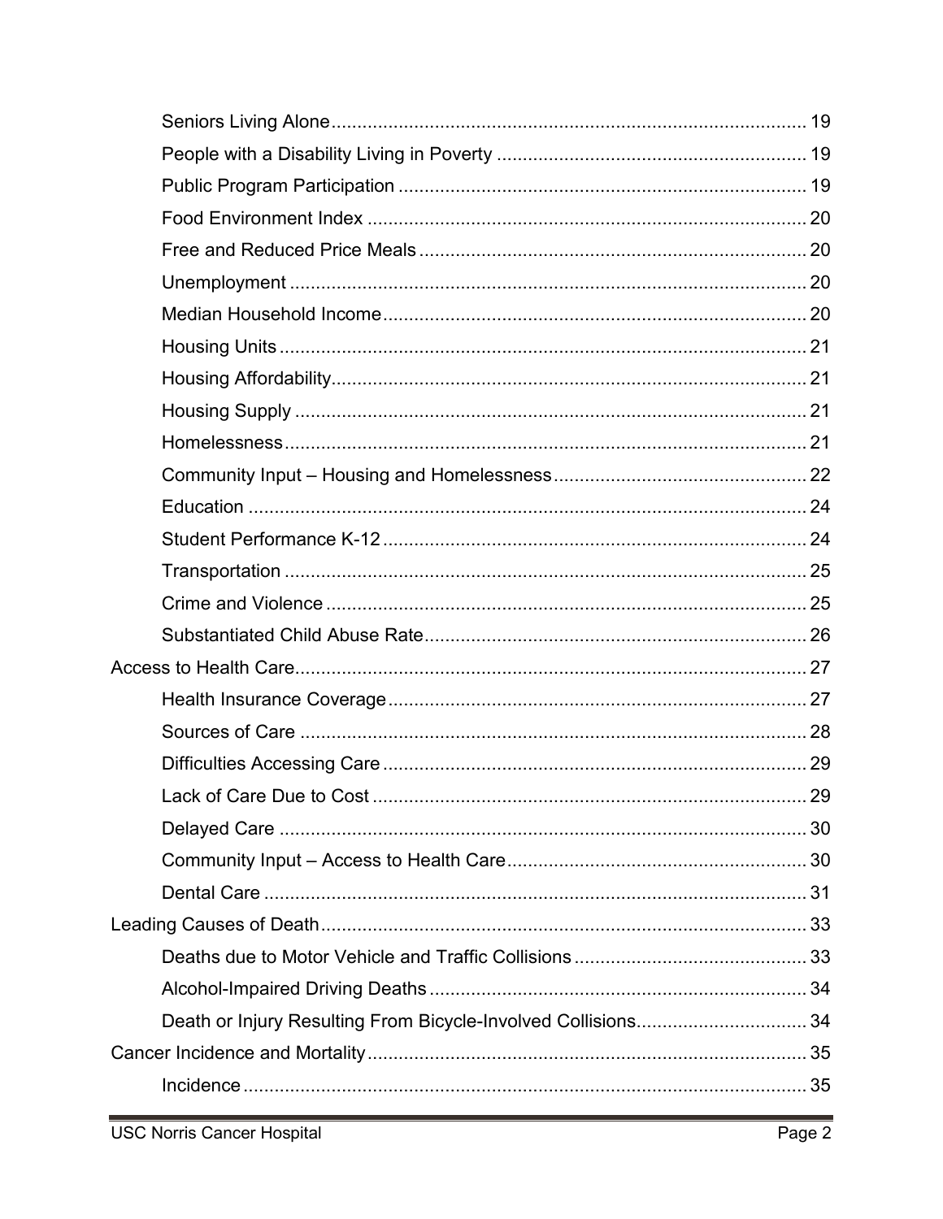Seniors Living Alone ........................................................................................ 19

People with a Disability Living in Poverty ........................................................ 19

Public Program Participation ........................................................................... 19

Food Environment Index ................................................................................. 20

Free and Reduced Price Meals ....................................................................... 20

Unemployment ................................................................................................ 20

Median Household Income .............................................................................. 20

Housing Units .................................................................................................. 21

Housing Affordability ........................................................................................ 21

Housing Supply ............................................................................................... 21

Homelessness ................................................................................................. 21

Community Input – Housing and Homelessness ............................................. 22

Education ........................................................................................................ 24

Student Performance K-12 .............................................................................. 24

Transportation ................................................................................................. 25

Crime and Violence ......................................................................................... 25

Substantiated Child Abuse Rate ...................................................................... 26

Access to Health Care ........................................................................................... 27

Health Insurance Coverage ............................................................................. 27

Sources of Care .............................................................................................. 28

Difficulties Accessing Care .............................................................................. 29

Lack of Care Due to Cost ................................................................................ 29

Delayed Care .................................................................................................. 30

Community Input – Access to Health Care ...................................................... 30

Dental Care ..................................................................................................... 31

Leading Causes of Death ...................................................................................... 33

Deaths due to Motor Vehicle and Traffic Collisions ......................................... 33

Alcohol-Impaired Driving Deaths ..................................................................... 34

Death or Injury Resulting From Bicycle-Involved Collisions ............................. 34

Cancer Incidence and Mortality ............................................................................. 35

Incidence ......................................................................................................... 35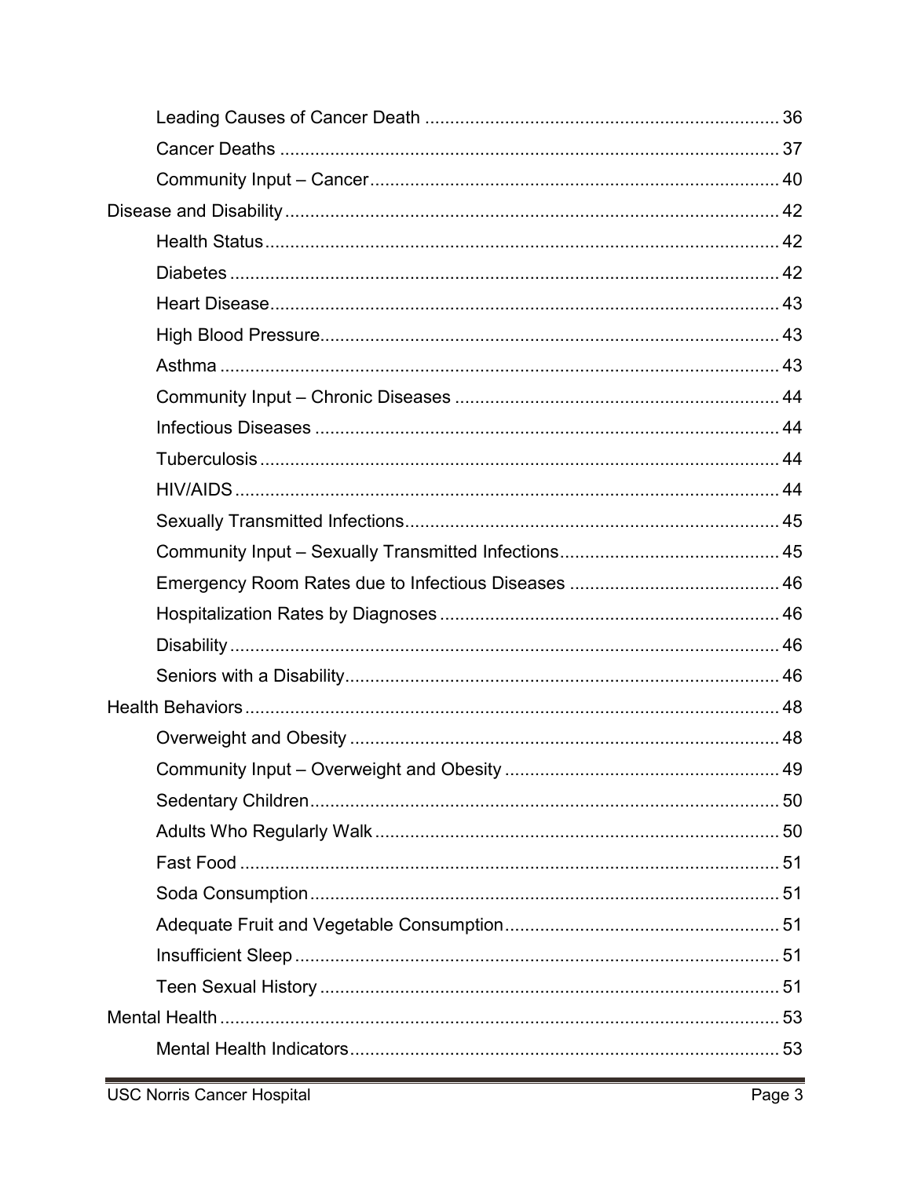- Leading Causes of Cancer Death ..................................................................... 36
- Cancer Deaths ................................................................................................. 37
- Community Input – Cancer ............................................................................... 40

Disease and Disability ............................................................................................ 42

- Health Status .................................................................................................... 42
- Diabetes ........................................................................................................... 42
- Heart Disease .................................................................................................... 43
- High Blood Pressure ......................................................................................... 43
- Asthma ............................................................................................................. 43
- Community Input – Chronic Diseases .............................................................. 44
- Infectious Diseases .......................................................................................... 44
- Tuberculosis ..................................................................................................... 44
- HIV/AIDS .......................................................................................................... 44
- Sexually Transmitted Infections ......................................................................... 45
- Community Input – Sexually Transmitted Infections .......................................... 45
- Emergency Room Rates due to Infectious Diseases ......................................... 46
- Hospitalization Rates by Diagnoses .................................................................. 46
- Disability ........................................................................................................... 46
- Seniors with a Disability ..................................................................................... 46

Health Behaviors .................................................................................................... 48

- Overweight and Obesity .................................................................................... 48
- Community Input – Overweight and Obesity ..................................................... 49
- Sedentary Children ........................................................................................... 50
- Adults Who Regularly Walk ............................................................................... 50
- Fast Food ......................................................................................................... 51
- Soda Consumption ........................................................................................... 51
- Adequate Fruit and Vegetable Consumption ..................................................... 51
- Insufficient Sleep .............................................................................................. 51
- Teen Sexual History .......................................................................................... 51

Mental Health ......................................................................................................... 53

- Mental Health Indicators .................................................................................... 53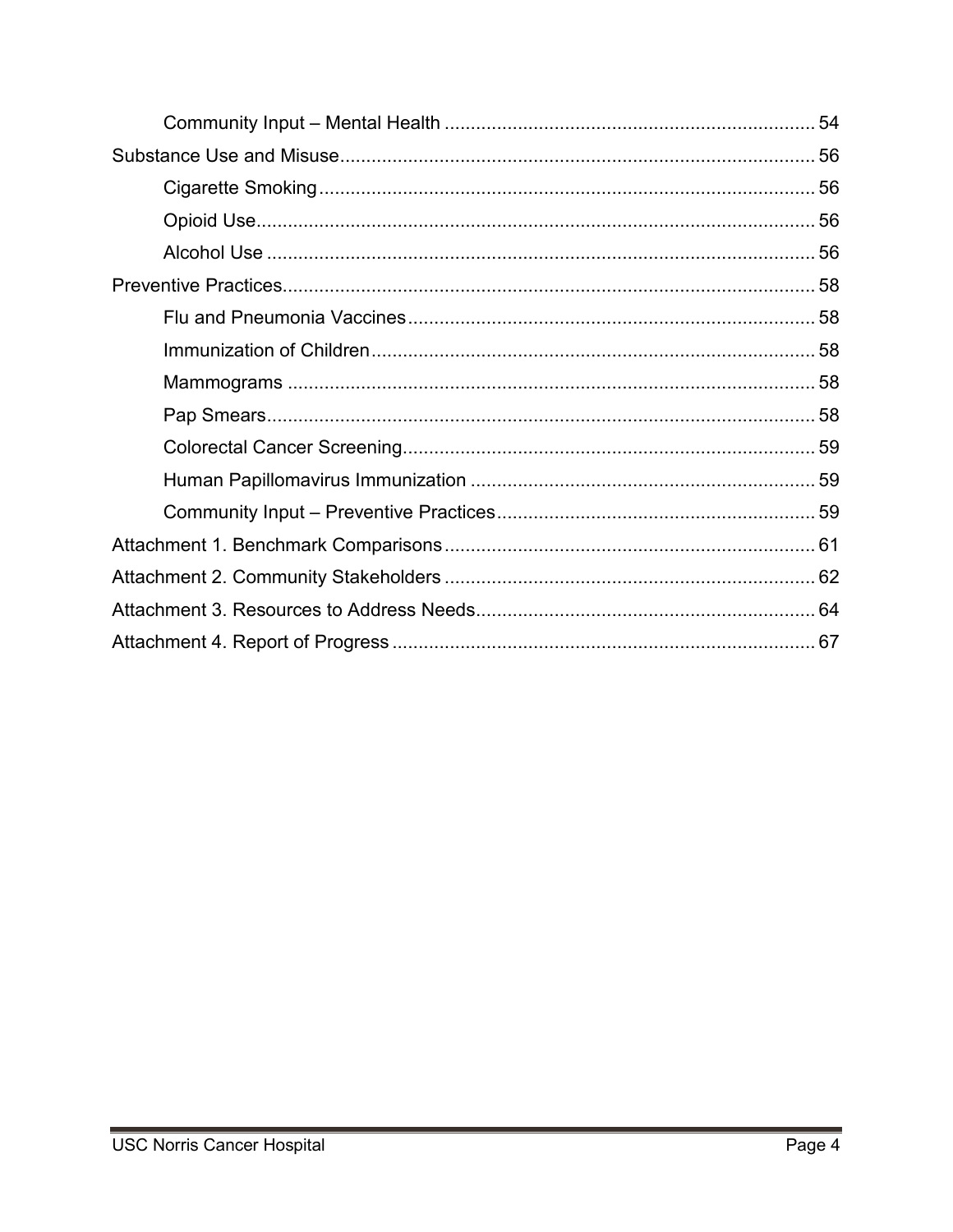Community Input – Mental Health ...................................................................... 54

Substance Use and Misuse ........................................................................................... 56

Cigarette Smoking .............................................................................................. 56

Opioid Use .......................................................................................................... 56

Alcohol Use ........................................................................................................ 56

Preventive Practices ..................................................................................................... 58

Flu and Pneumonia Vaccines ............................................................................. 58

Immunization of Children .................................................................................... 58

Mammograms .................................................................................................... 58

Pap Smears ........................................................................................................ 58

Colorectal Cancer Screening .............................................................................. 59

Human Papillomavirus Immunization ................................................................. 59

Community Input – Preventive Practices ............................................................ 59

Attachment 1. Benchmark Comparisons ....................................................................... 61

Attachment 2. Community Stakeholders ....................................................................... 62

Attachment 3. Resources to Address Needs ................................................................. 64

Attachment 4. Report of Progress ................................................................................. 67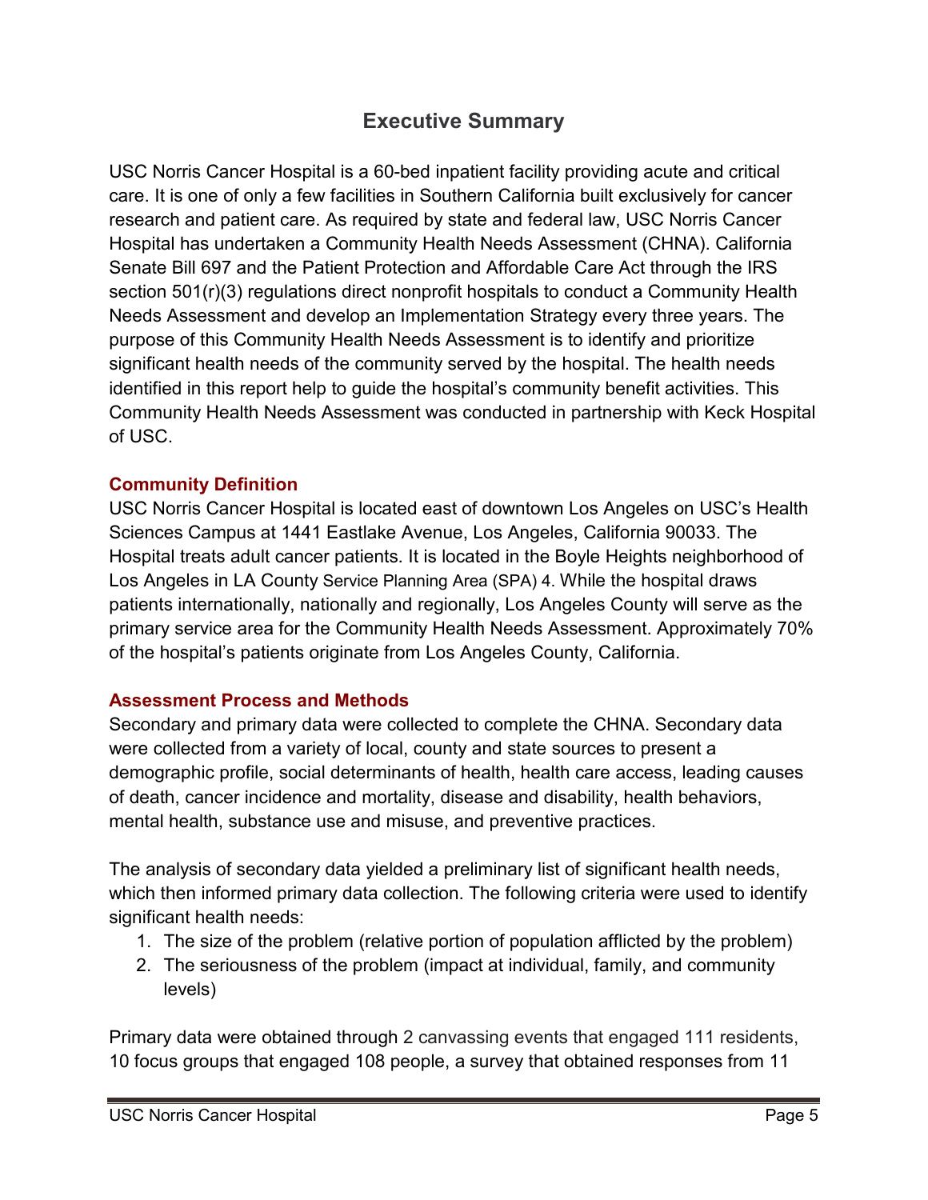## Executive Summary

USC Norris Cancer Hospital is a 60-bed inpatient facility providing acute and critical care. It is one of only a few facilities in Southern California built exclusively for cancer research and patient care. As required by state and federal law, USC Norris Cancer Hospital has undertaken a Community Health Needs Assessment (CHNA). California Senate Bill 697 and the Patient Protection and Affordable Care Act through the IRS section 501(r)(3) regulations direct nonprofit hospitals to conduct a Community Health Needs Assessment and develop an Implementation Strategy every three years. The purpose of this Community Health Needs Assessment is to identify and prioritize significant health needs of the community served by the hospital. The health needs identified in this report help to guide the hospital's community benefit activities. This Community Health Needs Assessment was conducted in partnership with Keck Hospital of USC.

### Community Definition

USC Norris Cancer Hospital is located east of downtown Los Angeles on USC's Health Sciences Campus at 1441 Eastlake Avenue, Los Angeles, California 90033. The Hospital treats adult cancer patients. It is located in the Boyle Heights neighborhood of Los Angeles in LA County Service Planning Area (SPA) 4. While the hospital draws patients internationally, nationally and regionally, Los Angeles County will serve as the primary service area for the Community Health Needs Assessment. Approximately 70% of the hospital's patients originate from Los Angeles County, California.

### Assessment Process and Methods

Secondary and primary data were collected to complete the CHNA. Secondary data were collected from a variety of local, county and state sources to present a demographic profile, social determinants of health, health care access, leading causes of death, cancer incidence and mortality, disease and disability, health behaviors, mental health, substance use and misuse, and preventive practices.

The analysis of secondary data yielded a preliminary list of significant health needs, which then informed primary data collection. The following criteria were used to identify significant health needs:

1. The size of the problem (relative portion of population afflicted by the problem)
2. The seriousness of the problem (impact at individual, family, and community levels)

Primary data were obtained through 2 canvassing events that engaged 111 residents, 10 focus groups that engaged 108 people, a survey that obtained responses from 11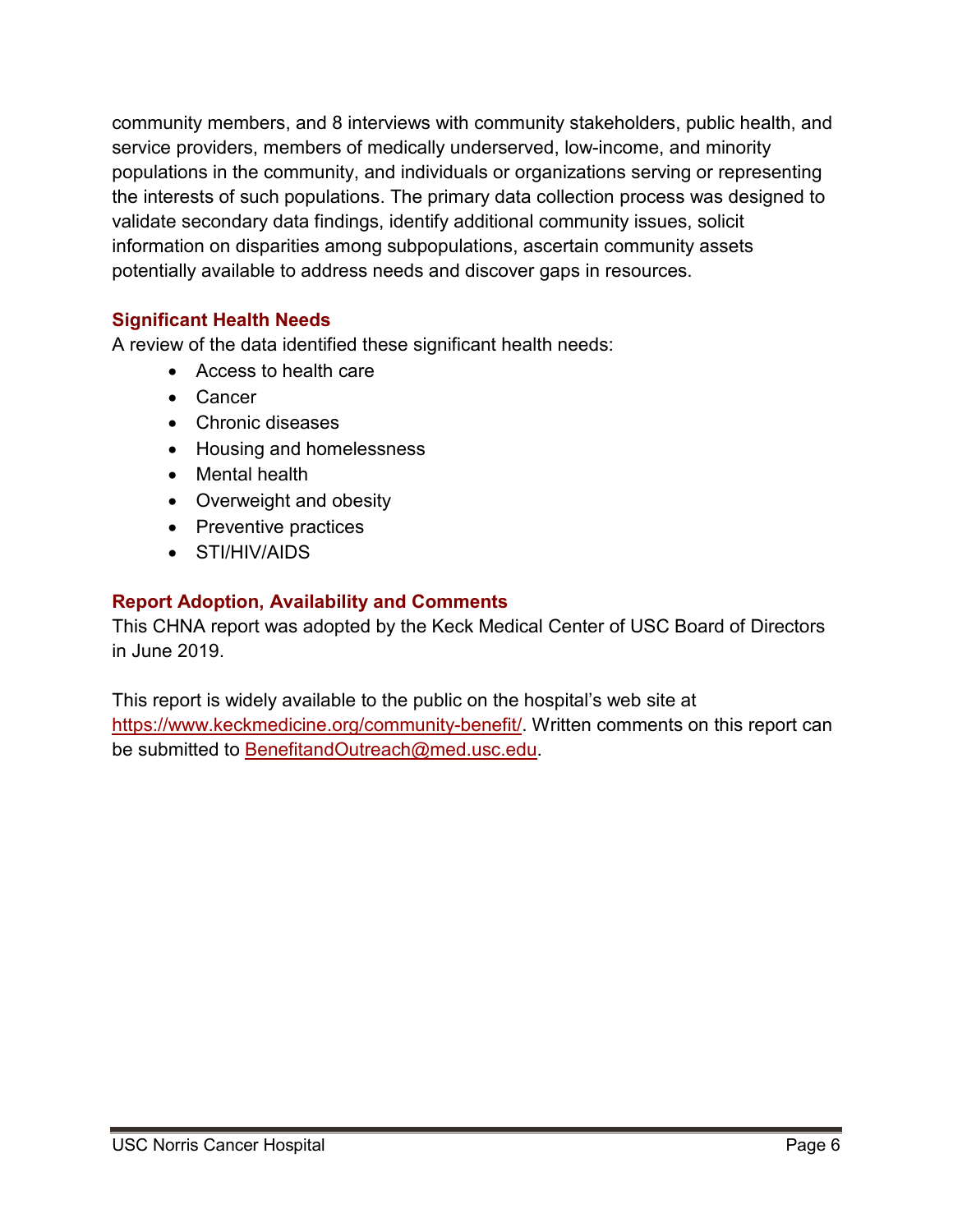community members, and 8 interviews with community stakeholders, public health, and service providers, members of medically underserved, low-income, and minority populations in the community, and individuals or organizations serving or representing the interests of such populations. The primary data collection process was designed to validate secondary data findings, identify additional community issues, solicit information on disparities among subpopulations, ascertain community assets potentially available to address needs and discover gaps in resources.

### Significant Health Needs

A review of the data identified these significant health needs:

- Access to health care
- Cancer
- Chronic diseases
- Housing and homelessness
- Mental health
- Overweight and obesity
- Preventive practices
- STI/HIV/AIDS

### Report Adoption, Availability and Comments

This CHNA report was adopted by the Keck Medical Center of USC Board of Directors in June 2019.

This report is widely available to the public on the hospital's web site at [https://www.keckmedicine.org/community-benefit/](https://www.keckmedicine.org/community-benefit/). Written comments on this report can be submitted to [BenefitandOutreach@med.usc.edu](mailto:BenefitandOutreach@med.usc.edu).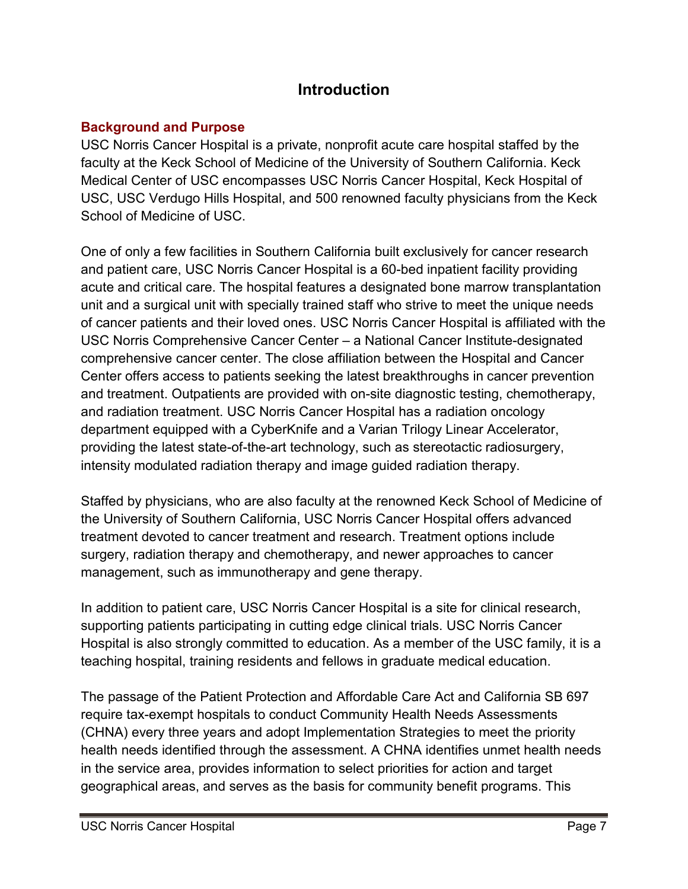# Introduction

## Background and Purpose

USC Norris Cancer Hospital is a private, nonprofit acute care hospital staffed by the faculty at the Keck School of Medicine of the University of Southern California. Keck Medical Center of USC encompasses USC Norris Cancer Hospital, Keck Hospital of USC, USC Verdugo Hills Hospital, and 500 renowned faculty physicians from the Keck School of Medicine of USC.

One of only a few facilities in Southern California built exclusively for cancer research and patient care, USC Norris Cancer Hospital is a 60-bed inpatient facility providing acute and critical care. The hospital features a designated bone marrow transplantation unit and a surgical unit with specially trained staff who strive to meet the unique needs of cancer patients and their loved ones. USC Norris Cancer Hospital is affiliated with the USC Norris Comprehensive Cancer Center – a National Cancer Institute-designated comprehensive cancer center. The close affiliation between the Hospital and Cancer Center offers access to patients seeking the latest breakthroughs in cancer prevention and treatment. Outpatients are provided with on-site diagnostic testing, chemotherapy, and radiation treatment. USC Norris Cancer Hospital has a radiation oncology department equipped with a CyberKnife and a Varian Trilogy Linear Accelerator, providing the latest state-of-the-art technology, such as stereotactic radiosurgery, intensity modulated radiation therapy and image guided radiation therapy.

Staffed by physicians, who are also faculty at the renowned Keck School of Medicine of the University of Southern California, USC Norris Cancer Hospital offers advanced treatment devoted to cancer treatment and research. Treatment options include surgery, radiation therapy and chemotherapy, and newer approaches to cancer management, such as immunotherapy and gene therapy.

In addition to patient care, USC Norris Cancer Hospital is a site for clinical research, supporting patients participating in cutting edge clinical trials. USC Norris Cancer Hospital is also strongly committed to education. As a member of the USC family, it is a teaching hospital, training residents and fellows in graduate medical education.

The passage of the Patient Protection and Affordable Care Act and California SB 697 require tax-exempt hospitals to conduct Community Health Needs Assessments (CHNA) every three years and adopt Implementation Strategies to meet the priority health needs identified through the assessment. A CHNA identifies unmet health needs in the service area, provides information to select priorities for action and target geographical areas, and serves as the basis for community benefit programs. This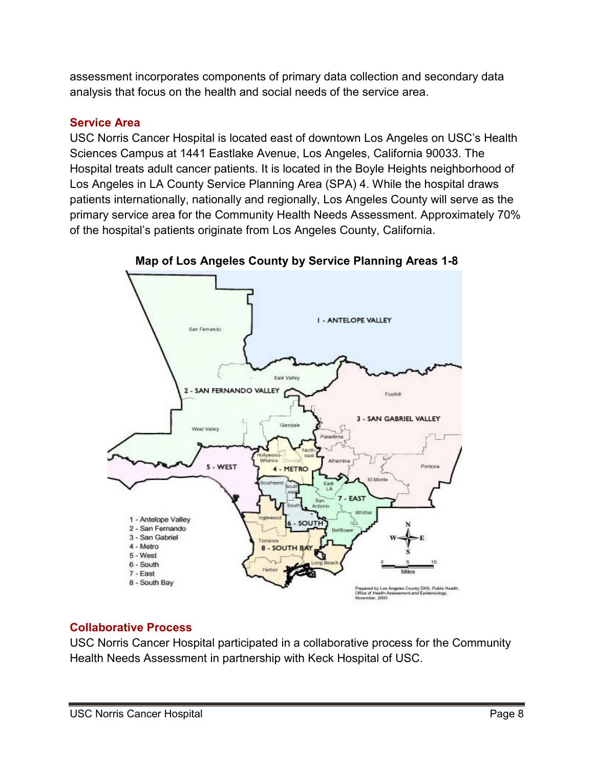assessment incorporates components of primary data collection and secondary data analysis that focus on the health and social needs of the service area.

## Service Area

USC Norris Cancer Hospital is located east of downtown Los Angeles on USC's Health Sciences Campus at 1441 Eastlake Avenue, Los Angeles, California 90033. The Hospital treats adult cancer patients. It is located in the Boyle Heights neighborhood of Los Angeles in LA County Service Planning Area (SPA) 4. While the hospital draws patients internationally, nationally and regionally, Los Angeles County will serve as the primary service area for the Community Health Needs Assessment. Approximately 70% of the hospital's patients originate from Los Angeles County, California.

**Map of Los Angeles County by Service Planning Areas 1-8**

## Collaborative Process

USC Norris Cancer Hospital participated in a collaborative process for the Community Health Needs Assessment in partnership with Keck Hospital of USC.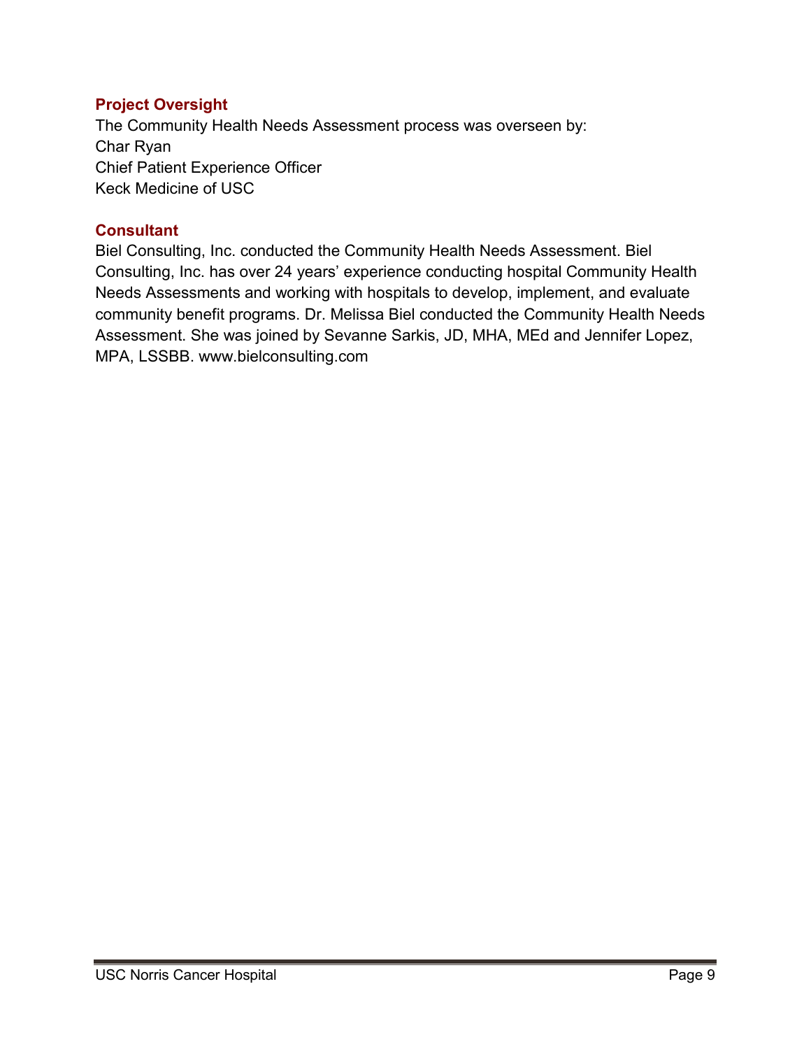### Project Oversight

The Community Health Needs Assessment process was overseen by:
Char Ryan
Chief Patient Experience Officer
Keck Medicine of USC

### Consultant

Biel Consulting, Inc. conducted the Community Health Needs Assessment. Biel Consulting, Inc. has over 24 years' experience conducting hospital Community Health Needs Assessments and working with hospitals to develop, implement, and evaluate community benefit programs. Dr. Melissa Biel conducted the Community Health Needs Assessment. She was joined by Sevanne Sarkis, JD, MHA, MEd and Jennifer Lopez, MPA, LSSBB. www.bielconsulting.com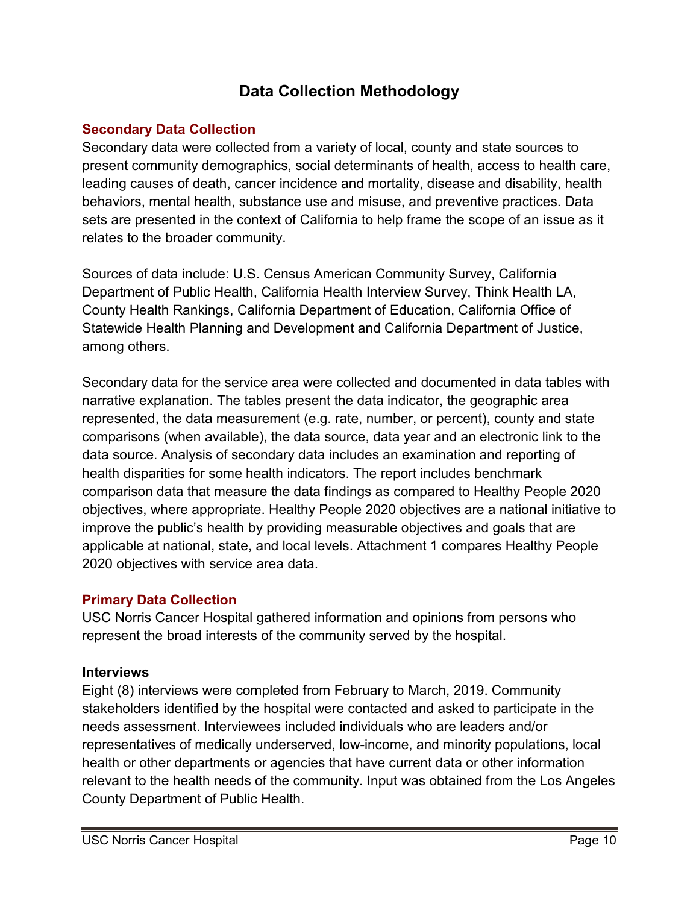# Data Collection Methodology

## Secondary Data Collection

Secondary data were collected from a variety of local, county and state sources to present community demographics, social determinants of health, access to health care, leading causes of death, cancer incidence and mortality, disease and disability, health behaviors, mental health, substance use and misuse, and preventive practices. Data sets are presented in the context of California to help frame the scope of an issue as it relates to the broader community.

Sources of data include: U.S. Census American Community Survey, California Department of Public Health, California Health Interview Survey, Think Health LA, County Health Rankings, California Department of Education, California Office of Statewide Health Planning and Development and California Department of Justice, among others.

Secondary data for the service area were collected and documented in data tables with narrative explanation. The tables present the data indicator, the geographic area represented, the data measurement (e.g. rate, number, or percent), county and state comparisons (when available), the data source, data year and an electronic link to the data source. Analysis of secondary data includes an examination and reporting of health disparities for some health indicators. The report includes benchmark comparison data that measure the data findings as compared to Healthy People 2020 objectives, where appropriate. Healthy People 2020 objectives are a national initiative to improve the public's health by providing measurable objectives and goals that are applicable at national, state, and local levels. Attachment 1 compares Healthy People 2020 objectives with service area data.

## Primary Data Collection

USC Norris Cancer Hospital gathered information and opinions from persons who represent the broad interests of the community served by the hospital.

### Interviews

Eight (8) interviews were completed from February to March, 2019. Community stakeholders identified by the hospital were contacted and asked to participate in the needs assessment. Interviewees included individuals who are leaders and/or representatives of medically underserved, low-income, and minority populations, local health or other departments or agencies that have current data or other information relevant to the health needs of the community. Input was obtained from the Los Angeles County Department of Public Health.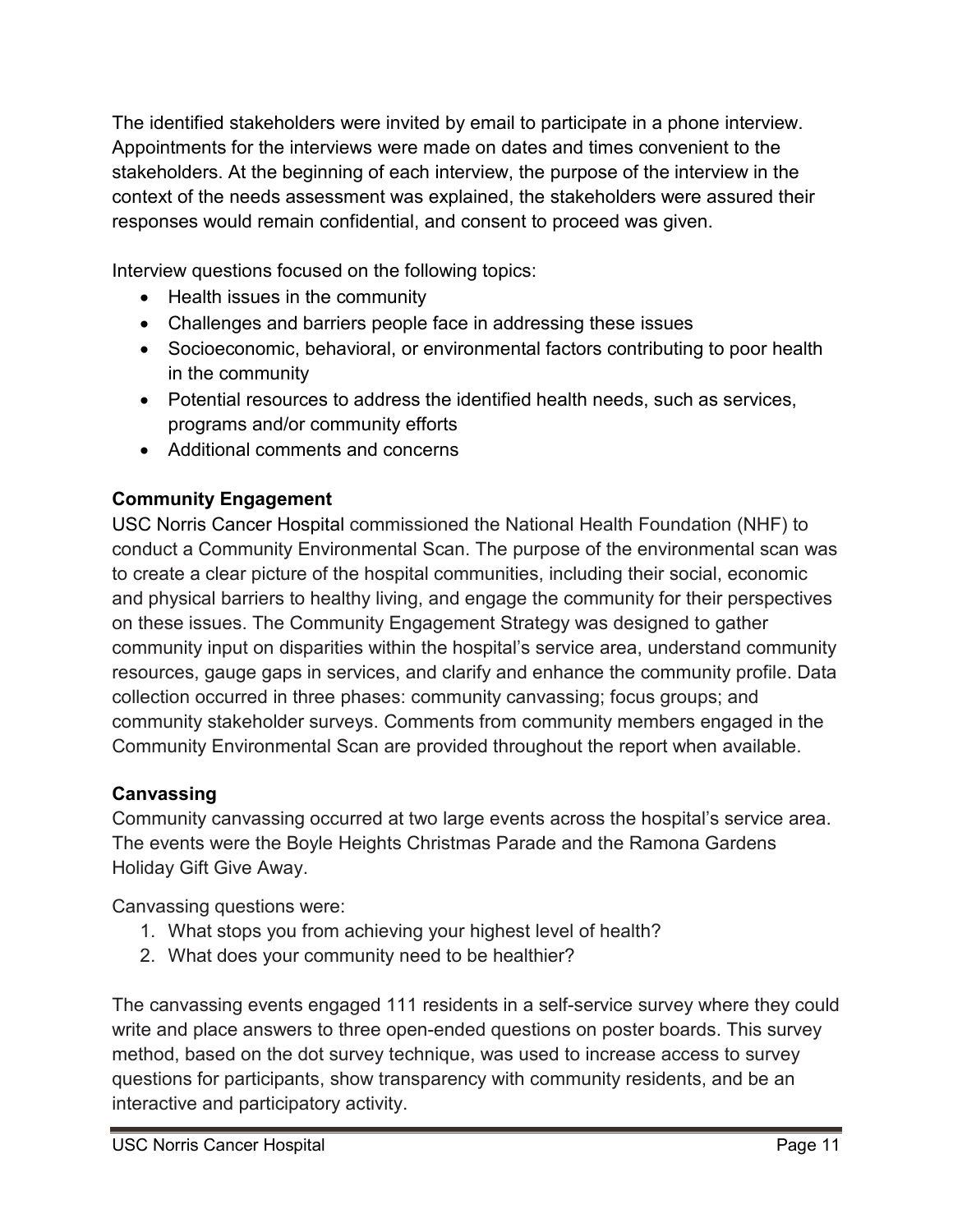The identified stakeholders were invited by email to participate in a phone interview. Appointments for the interviews were made on dates and times convenient to the stakeholders. At the beginning of each interview, the purpose of the interview in the context of the needs assessment was explained, the stakeholders were assured their responses would remain confidential, and consent to proceed was given.

Interview questions focused on the following topics:

- Health issues in the community
- Challenges and barriers people face in addressing these issues
- Socioeconomic, behavioral, or environmental factors contributing to poor health in the community
- Potential resources to address the identified health needs, such as services, programs and/or community efforts
- Additional comments and concerns

**Community Engagement**

USC Norris Cancer Hospital commissioned the National Health Foundation (NHF) to conduct a Community Environmental Scan. The purpose of the environmental scan was to create a clear picture of the hospital communities, including their social, economic and physical barriers to healthy living, and engage the community for their perspectives on these issues. The Community Engagement Strategy was designed to gather community input on disparities within the hospital's service area, understand community resources, gauge gaps in services, and clarify and enhance the community profile. Data collection occurred in three phases: community canvassing; focus groups; and community stakeholder surveys. Comments from community members engaged in the Community Environmental Scan are provided throughout the report when available.

**Canvassing**

Community canvassing occurred at two large events across the hospital's service area. The events were the Boyle Heights Christmas Parade and the Ramona Gardens Holiday Gift Give Away.

Canvassing questions were:

1. What stops you from achieving your highest level of health?
2. What does your community need to be healthier?

The canvassing events engaged 111 residents in a self-service survey where they could write and place answers to three open-ended questions on poster boards. This survey method, based on the dot survey technique, was used to increase access to survey questions for participants, show transparency with community residents, and be an interactive and participatory activity.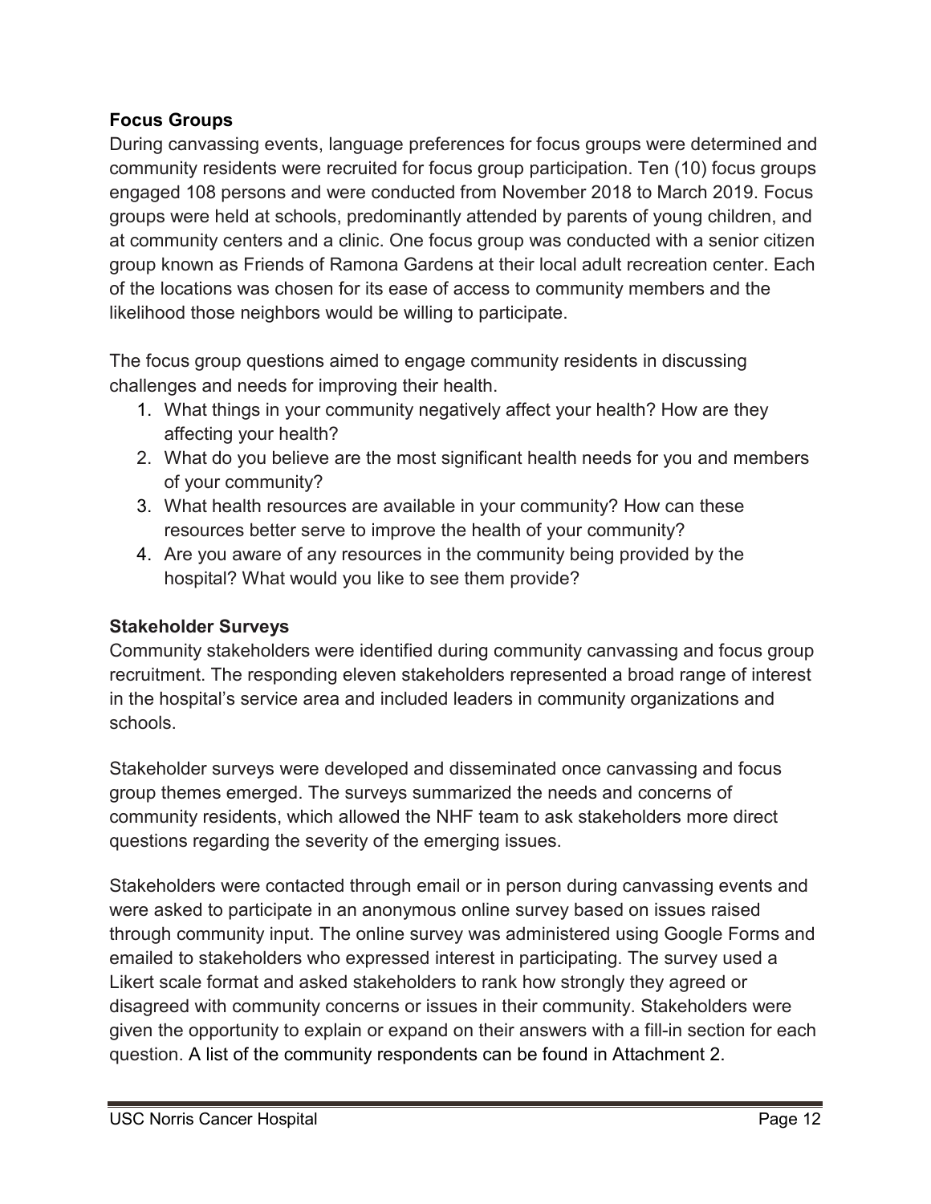**Focus Groups**

During canvassing events, language preferences for focus groups were determined and community residents were recruited for focus group participation. Ten (10) focus groups engaged 108 persons and were conducted from November 2018 to March 2019. Focus groups were held at schools, predominantly attended by parents of young children, and at community centers and a clinic. One focus group was conducted with a senior citizen group known as Friends of Ramona Gardens at their local adult recreation center. Each of the locations was chosen for its ease of access to community members and the likelihood those neighbors would be willing to participate.

The focus group questions aimed to engage community residents in discussing challenges and needs for improving their health.

1. What things in your community negatively affect your health? How are they affecting your health?
2. What do you believe are the most significant health needs for you and members of your community?
3. What health resources are available in your community? How can these resources better serve to improve the health of your community?
4. Are you aware of any resources in the community being provided by the hospital? What would you like to see them provide?

**Stakeholder Surveys**

Community stakeholders were identified during community canvassing and focus group recruitment. The responding eleven stakeholders represented a broad range of interest in the hospital's service area and included leaders in community organizations and schools.

Stakeholder surveys were developed and disseminated once canvassing and focus group themes emerged. The surveys summarized the needs and concerns of community residents, which allowed the NHF team to ask stakeholders more direct questions regarding the severity of the emerging issues.

Stakeholders were contacted through email or in person during canvassing events and were asked to participate in an anonymous online survey based on issues raised through community input. The online survey was administered using Google Forms and emailed to stakeholders who expressed interest in participating. The survey used a Likert scale format and asked stakeholders to rank how strongly they agreed or disagreed with community concerns or issues in their community. Stakeholders were given the opportunity to explain or expand on their answers with a fill-in section for each question. A list of the community respondents can be found in Attachment 2.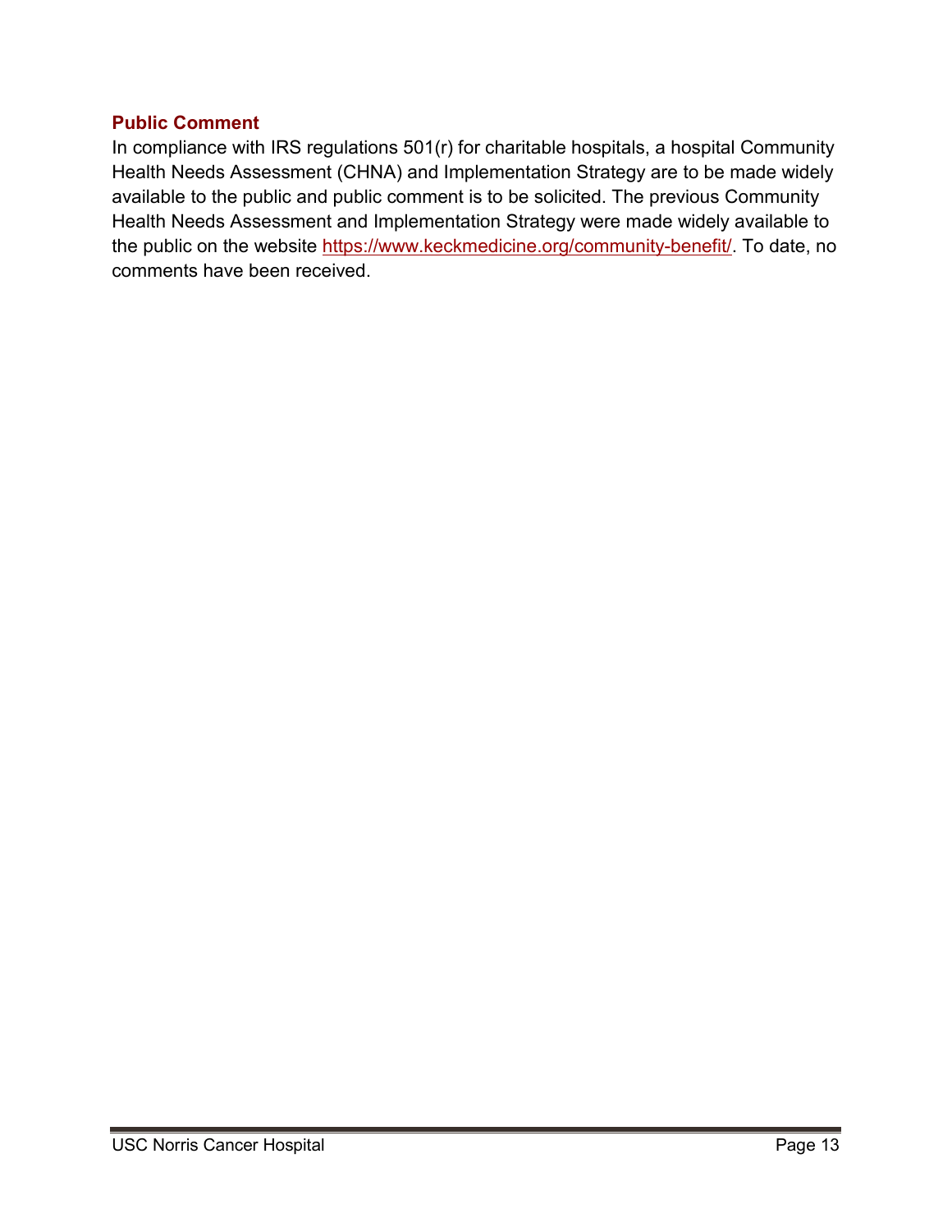## Public Comment

In compliance with IRS regulations 501(r) for charitable hospitals, a hospital Community Health Needs Assessment (CHNA) and Implementation Strategy are to be made widely available to the public and public comment is to be solicited. The previous Community Health Needs Assessment and Implementation Strategy were made widely available to the public on the website https://www.keckmedicine.org/community-benefit/. To date, no comments have been received.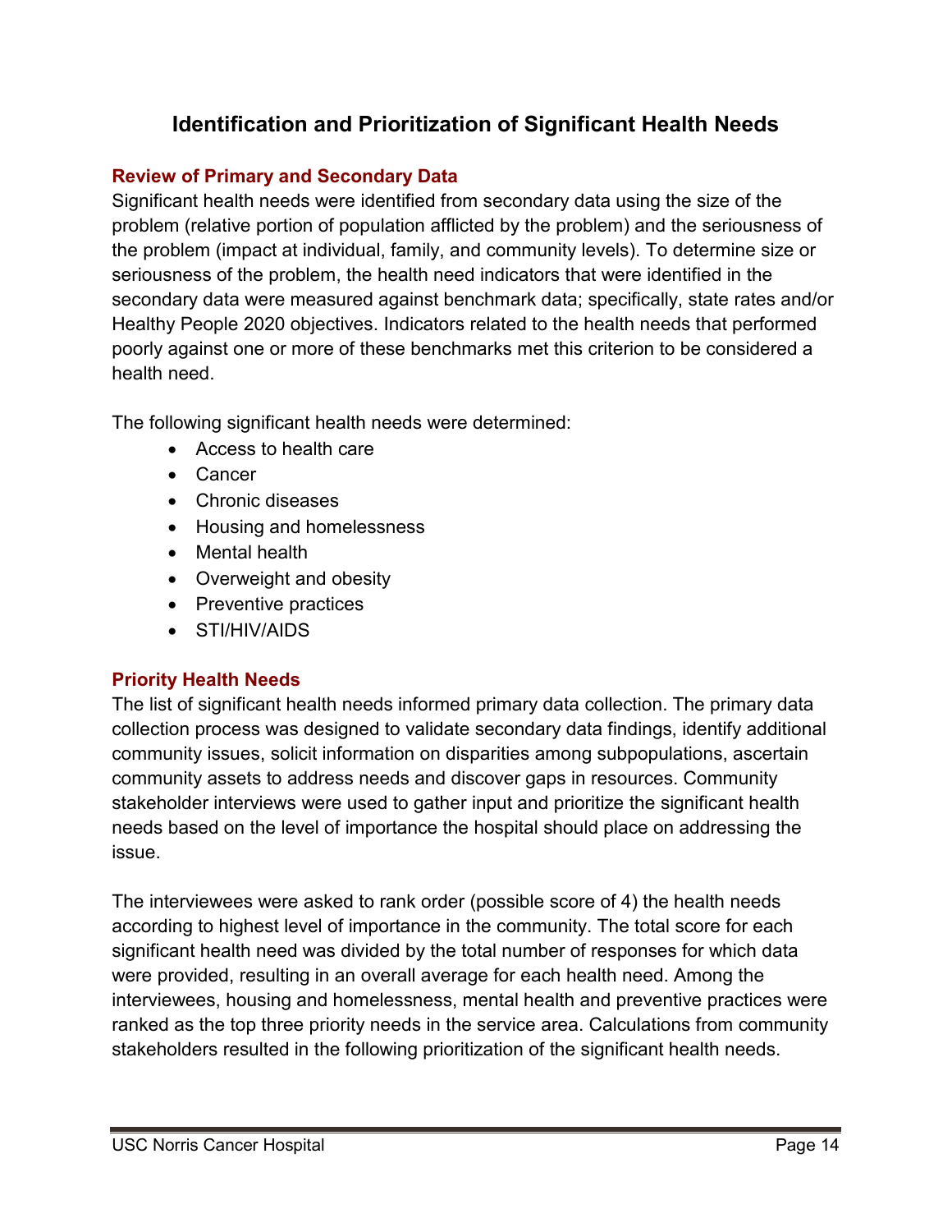# Identification and Prioritization of Significant Health Needs

## Review of Primary and Secondary Data

Significant health needs were identified from secondary data using the size of the problem (relative portion of population afflicted by the problem) and the seriousness of the problem (impact at individual, family, and community levels). To determine size or seriousness of the problem, the health need indicators that were identified in the secondary data were measured against benchmark data; specifically, state rates and/or Healthy People 2020 objectives. Indicators related to the health needs that performed poorly against one or more of these benchmarks met this criterion to be considered a health need.

The following significant health needs were determined:

- Access to health care
- Cancer
- Chronic diseases
- Housing and homelessness
- Mental health
- Overweight and obesity
- Preventive practices
- STI/HIV/AIDS

## Priority Health Needs

The list of significant health needs informed primary data collection. The primary data collection process was designed to validate secondary data findings, identify additional community issues, solicit information on disparities among subpopulations, ascertain community assets to address needs and discover gaps in resources. Community stakeholder interviews were used to gather input and prioritize the significant health needs based on the level of importance the hospital should place on addressing the issue.

The interviewees were asked to rank order (possible score of 4) the health needs according to highest level of importance in the community. The total score for each significant health need was divided by the total number of responses for which data were provided, resulting in an overall average for each health need. Among the interviewees, housing and homelessness, mental health and preventive practices were ranked as the top three priority needs in the service area. Calculations from community stakeholders resulted in the following prioritization of the significant health needs.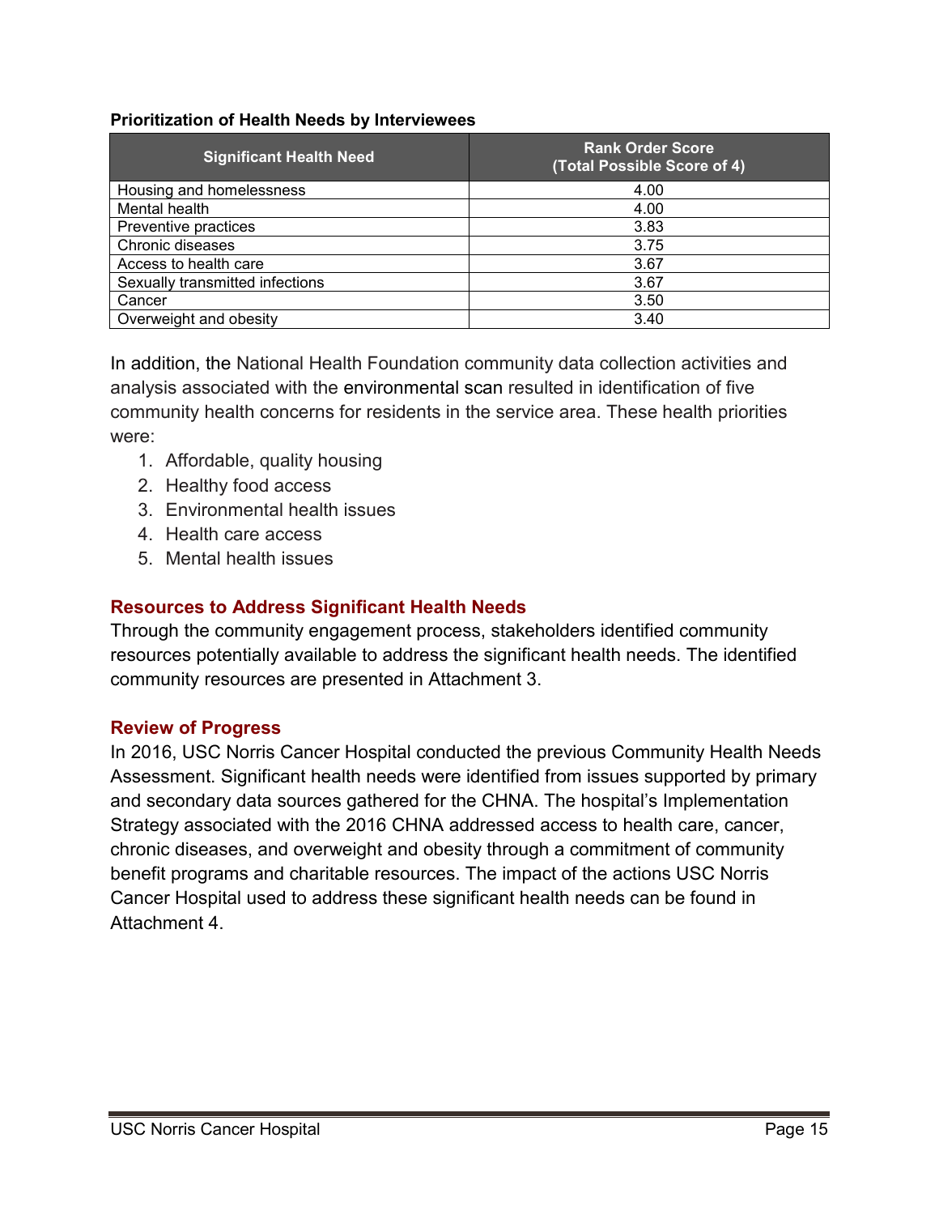**Prioritization of Health Needs by Interviewees**

| Significant Health Need | Rank Order Score (Total Possible Score of 4) |
|---|---|
| Housing and homelessness | 4.00 |
| Mental health | 4.00 |
| Preventive practices | 3.83 |
| Chronic diseases | 3.75 |
| Access to health care | 3.67 |
| Sexually transmitted infections | 3.67 |
| Cancer | 3.50 |
| Overweight and obesity | 3.40 |

In addition, the National Health Foundation community data collection activities and analysis associated with the environmental scan resulted in identification of five community health concerns for residents in the service area. These health priorities were:

1. Affordable, quality housing
2. Healthy food access
3. Environmental health issues
4. Health care access
5. Mental health issues

## Resources to Address Significant Health Needs

Through the community engagement process, stakeholders identified community resources potentially available to address the significant health needs. The identified community resources are presented in Attachment 3.

## Review of Progress

In 2016, USC Norris Cancer Hospital conducted the previous Community Health Needs Assessment. Significant health needs were identified from issues supported by primary and secondary data sources gathered for the CHNA. The hospital's Implementation Strategy associated with the 2016 CHNA addressed access to health care, cancer, chronic diseases, and overweight and obesity through a commitment of community benefit programs and charitable resources. The impact of the actions USC Norris Cancer Hospital used to address these significant health needs can be found in Attachment 4.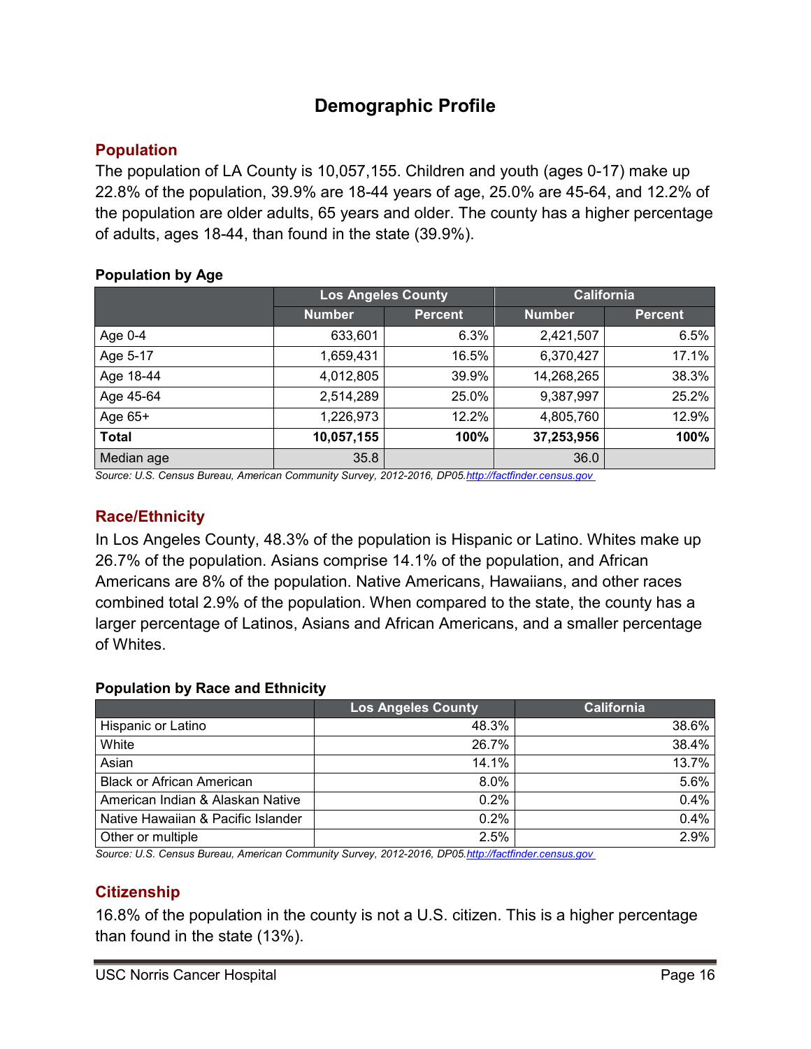# Demographic Profile

## Population

The population of LA County is 10,057,155. Children and youth (ages 0-17) make up 22.8% of the population, 39.9% are 18-44 years of age, 25.0% are 45-64, and 12.2% of the population are older adults, 65 years and older. The county has a higher percentage of adults, ages 18-44, than found in the state (39.9%).

**Population by Age**

| | Los Angeles County | | California | |
|---|---|---|---|---|
| | Number | Percent | Number | Percent |
| Age 0-4 | 633,601 | 6.3% | 2,421,507 | 6.5% |
| Age 5-17 | 1,659,431 | 16.5% | 6,370,427 | 17.1% |
| Age 18-44 | 4,012,805 | 39.9% | 14,268,265 | 38.3% |
| Age 45-64 | 2,514,289 | 25.0% | 9,387,997 | 25.2% |
| Age 65+ | 1,226,973 | 12.2% | 4,805,760 | 12.9% |
| **Total** | **10,057,155** | **100%** | **37,253,956** | **100%** |
| Median age | 35.8 | | 36.0 | |

*Source: U.S. Census Bureau, American Community Survey, 2012-2016, DP05.*http://factfinder.census.gov

## Race/Ethnicity

In Los Angeles County, 48.3% of the population is Hispanic or Latino. Whites make up 26.7% of the population. Asians comprise 14.1% of the population, and African Americans are 8% of the population. Native Americans, Hawaiians, and other races combined total 2.9% of the population. When compared to the state, the county has a larger percentage of Latinos, Asians and African Americans, and a smaller percentage of Whites.

**Population by Race and Ethnicity**

| | Los Angeles County | California |
|---|---|---|
| Hispanic or Latino | 48.3% | 38.6% |
| White | 26.7% | 38.4% |
| Asian | 14.1% | 13.7% |
| Black or African American | 8.0% | 5.6% |
| American Indian & Alaskan Native | 0.2% | 0.4% |
| Native Hawaiian & Pacific Islander | 0.2% | 0.4% |
| Other or multiple | 2.5% | 2.9% |

*Source: U.S. Census Bureau, American Community Survey, 2012-2016, DP05.*http://factfinder.census.gov

## Citizenship

16.8% of the population in the county is not a U.S. citizen. This is a higher percentage than found in the state (13%).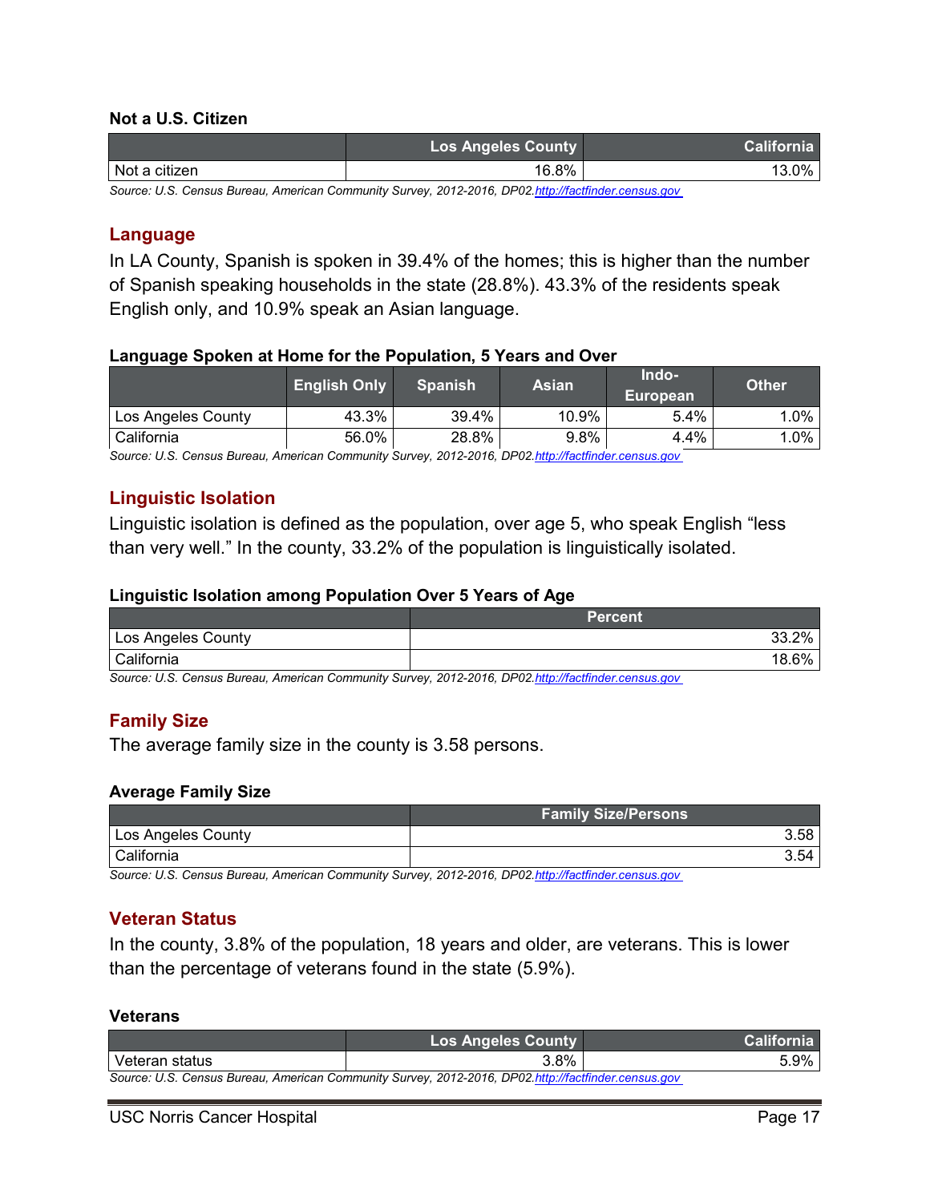**Not a U.S. Citizen**

| | Los Angeles County | California |
|---|---|---|
| Not a citizen | 16.8% | 13.0% |

*Source: U.S. Census Bureau, American Community Survey, 2012-2016, DP02.* *http://factfinder.census.gov*

## Language

In LA County, Spanish is spoken in 39.4% of the homes; this is higher than the number of Spanish speaking households in the state (28.8%). 43.3% of the residents speak English only, and 10.9% speak an Asian language.

**Language Spoken at Home for the Population, 5 Years and Over**

| | English Only | Spanish | Asian | Indo-European | Other |
|---|---|---|---|---|---|
| Los Angeles County | 43.3% | 39.4% | 10.9% | 5.4% | 1.0% |
| California | 56.0% | 28.8% | 9.8% | 4.4% | 1.0% |

*Source: U.S. Census Bureau, American Community Survey, 2012-2016, DP02.* *http://factfinder.census.gov*

## Linguistic Isolation

Linguistic isolation is defined as the population, over age 5, who speak English "less than very well." In the county, 33.2% of the population is linguistically isolated.

**Linguistic Isolation among Population Over 5 Years of Age**

| | Percent |
|---|---|
| Los Angeles County | 33.2% |
| California | 18.6% |

*Source: U.S. Census Bureau, American Community Survey, 2012-2016, DP02.* *http://factfinder.census.gov*

## Family Size

The average family size in the county is 3.58 persons.

**Average Family Size**

| | Family Size/Persons |
|---|---|
| Los Angeles County | 3.58 |
| California | 3.54 |

*Source: U.S. Census Bureau, American Community Survey, 2012-2016, DP02.* *http://factfinder.census.gov*

## Veteran Status

In the county, 3.8% of the population, 18 years and older, are veterans. This is lower than the percentage of veterans found in the state (5.9%).

**Veterans**

| | Los Angeles County | California |
|---|---|---|
| Veteran status | 3.8% | 5.9% |

*Source: U.S. Census Bureau, American Community Survey, 2012-2016, DP02.* *http://factfinder.census.gov*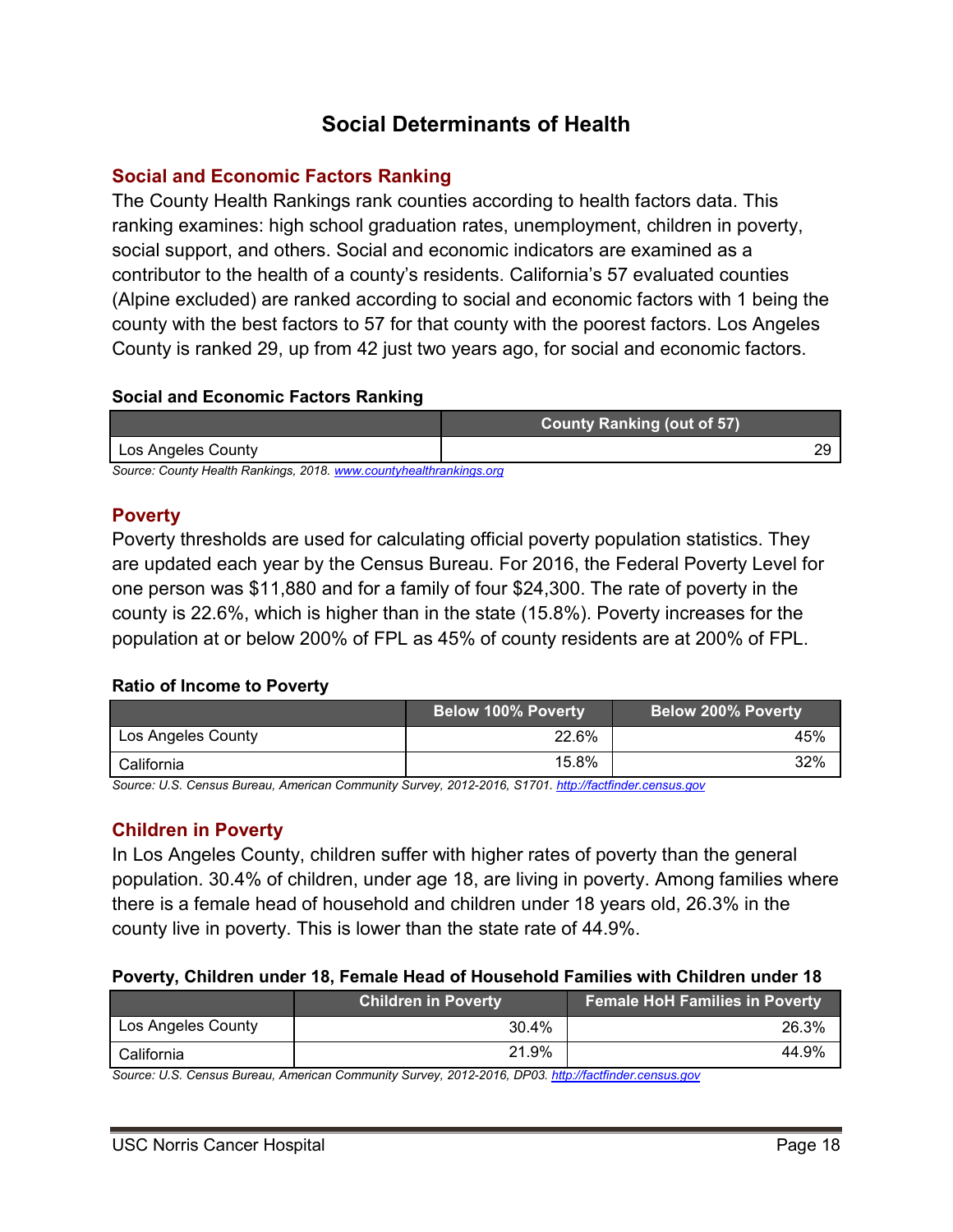# Social Determinants of Health

## Social and Economic Factors Ranking

The County Health Rankings rank counties according to health factors data. This ranking examines: high school graduation rates, unemployment, children in poverty, social support, and others. Social and economic indicators are examined as a contributor to the health of a county's residents. California's 57 evaluated counties (Alpine excluded) are ranked according to social and economic factors with 1 being the county with the best factors to 57 for that county with the poorest factors. Los Angeles County is ranked 29, up from 42 just two years ago, for social and economic factors.

**Social and Economic Factors Ranking**

| | County Ranking (out of 57) |
|---|---|
| Los Angeles County | 29 |

*Source: County Health Rankings, 2018. www.countyhealthrankings.org*

## Poverty

Poverty thresholds are used for calculating official poverty population statistics. They are updated each year by the Census Bureau. For 2016, the Federal Poverty Level for one person was $11,880 and for a family of four $24,300. The rate of poverty in the county is 22.6%, which is higher than in the state (15.8%). Poverty increases for the population at or below 200% of FPL as 45% of county residents are at 200% of FPL.

**Ratio of Income to Poverty**

| | Below 100% Poverty | Below 200% Poverty |
|---|---|---|
| Los Angeles County | 22.6% | 45% |
| California | 15.8% | 32% |

*Source: U.S. Census Bureau, American Community Survey, 2012-2016, S1701. http://factfinder.census.gov*

## Children in Poverty

In Los Angeles County, children suffer with higher rates of poverty than the general population. 30.4% of children, under age 18, are living in poverty. Among families where there is a female head of household and children under 18 years old, 26.3% in the county live in poverty. This is lower than the state rate of 44.9%.

**Poverty, Children under 18, Female Head of Household Families with Children under 18**

| | Children in Poverty | Female HoH Families in Poverty |
|---|---|---|
| Los Angeles County | 30.4% | 26.3% |
| California | 21.9% | 44.9% |

*Source: U.S. Census Bureau, American Community Survey, 2012-2016, DP03. http://factfinder.census.gov*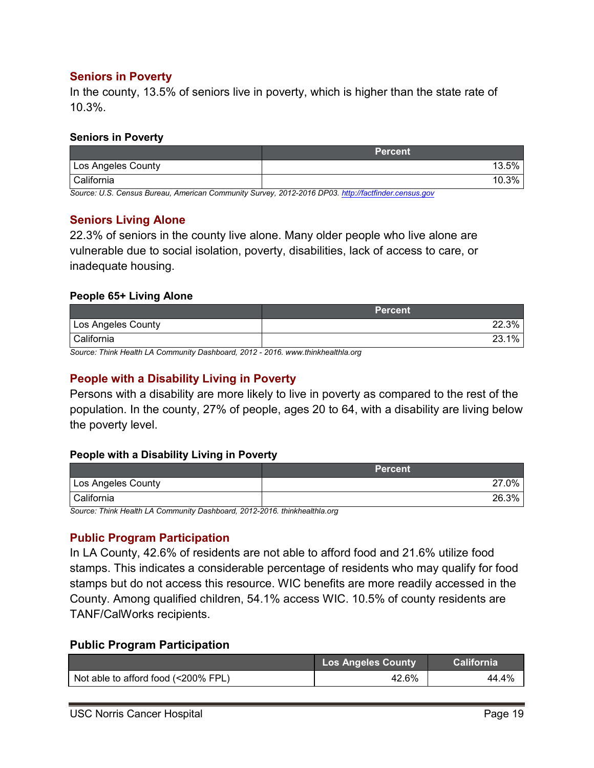## Seniors in Poverty

In the county, 13.5% of seniors live in poverty, which is higher than the state rate of 10.3%.

**Seniors in Poverty**

| | Percent |
|---|---|
| Los Angeles County | 13.5% |
| California | 10.3% |

*Source: U.S. Census Bureau, American Community Survey, 2012-2016 DP03. http://factfinder.census.gov*

## Seniors Living Alone

22.3% of seniors in the county live alone. Many older people who live alone are vulnerable due to social isolation, poverty, disabilities, lack of access to care, or inadequate housing.

**People 65+ Living Alone**

| | Percent |
|---|---|
| Los Angeles County | 22.3% |
| California | 23.1% |

*Source: Think Health LA Community Dashboard, 2012 - 2016. www.thinkhealthla.org*

## People with a Disability Living in Poverty

Persons with a disability are more likely to live in poverty as compared to the rest of the population. In the county, 27% of people, ages 20 to 64, with a disability are living below the poverty level.

**People with a Disability Living in Poverty**

| | Percent |
|---|---|
| Los Angeles County | 27.0% |
| California | 26.3% |

*Source: Think Health LA Community Dashboard, 2012-2016. thinkhealthla.org*

## Public Program Participation

In LA County, 42.6% of residents are not able to afford food and 21.6% utilize food stamps. This indicates a considerable percentage of residents who may qualify for food stamps but do not access this resource. WIC benefits are more readily accessed in the County. Among qualified children, 54.1% access WIC. 10.5% of county residents are TANF/CalWorks recipients.

**Public Program Participation**

| | Los Angeles County | California |
|---|---|---|
| Not able to afford food (<200% FPL) | 42.6% | 44.4% |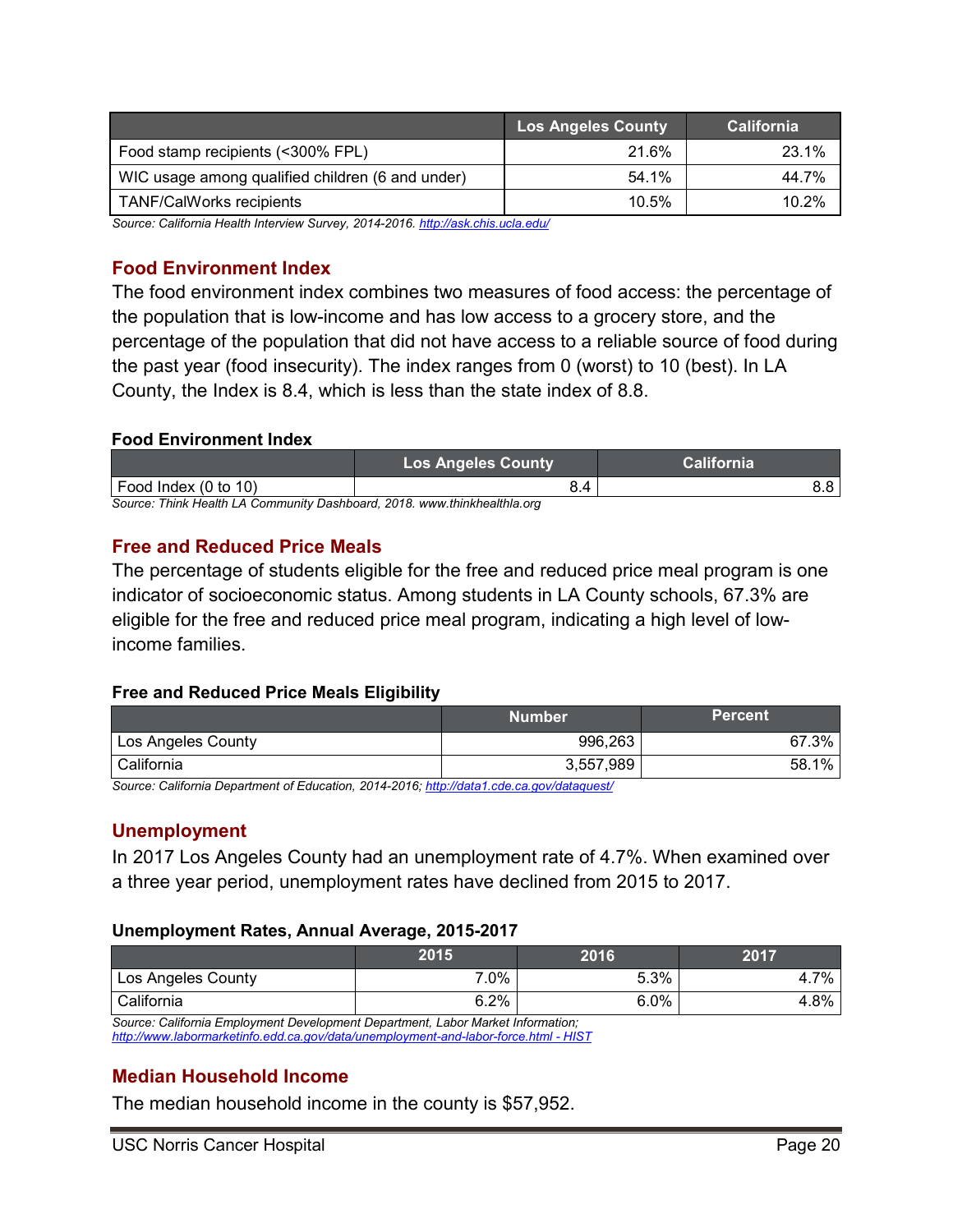| | Los Angeles County | California |
|---|---|---|
| Food stamp recipients (<300% FPL) | 21.6% | 23.1% |
| WIC usage among qualified children (6 and under) | 54.1% | 44.7% |
| TANF/CalWorks recipients | 10.5% | 10.2% |

*Source: California Health Interview Survey, 2014-2016. http://ask.chis.ucla.edu/*

## Food Environment Index

The food environment index combines two measures of food access: the percentage of the population that is low-income and has low access to a grocery store, and the percentage of the population that did not have access to a reliable source of food during the past year (food insecurity). The index ranges from 0 (worst) to 10 (best). In LA County, the Index is 8.4, which is less than the state index of 8.8.

**Food Environment Index**

| | Los Angeles County | California |
|---|---|---|
| Food Index (0 to 10) | 8.4 | 8.8 |

*Source: Think Health LA Community Dashboard, 2018. www.thinkhealthla.org*

## Free and Reduced Price Meals

The percentage of students eligible for the free and reduced price meal program is one indicator of socioeconomic status. Among students in LA County schools, 67.3% are eligible for the free and reduced price meal program, indicating a high level of low-income families.

**Free and Reduced Price Meals Eligibility**

| | Number | Percent |
|---|---|---|
| Los Angeles County | 996,263 | 67.3% |
| California | 3,557,989 | 58.1% |

*Source: California Department of Education, 2014-2016; http://data1.cde.ca.gov/dataquest/*

## Unemployment

In 2017 Los Angeles County had an unemployment rate of 4.7%. When examined over a three year period, unemployment rates have declined from 2015 to 2017.

**Unemployment Rates, Annual Average, 2015-2017**

| | 2015 | 2016 | 2017 |
|---|---|---|---|
| Los Angeles County | 7.0% | 5.3% | 4.7% |
| California | 6.2% | 6.0% | 4.8% |

*Source: California Employment Development Department, Labor Market Information; http://www.labormarketinfo.edd.ca.gov/data/unemployment-and-labor-force.html - HIST*

## Median Household Income

The median household income in the county is $57,952.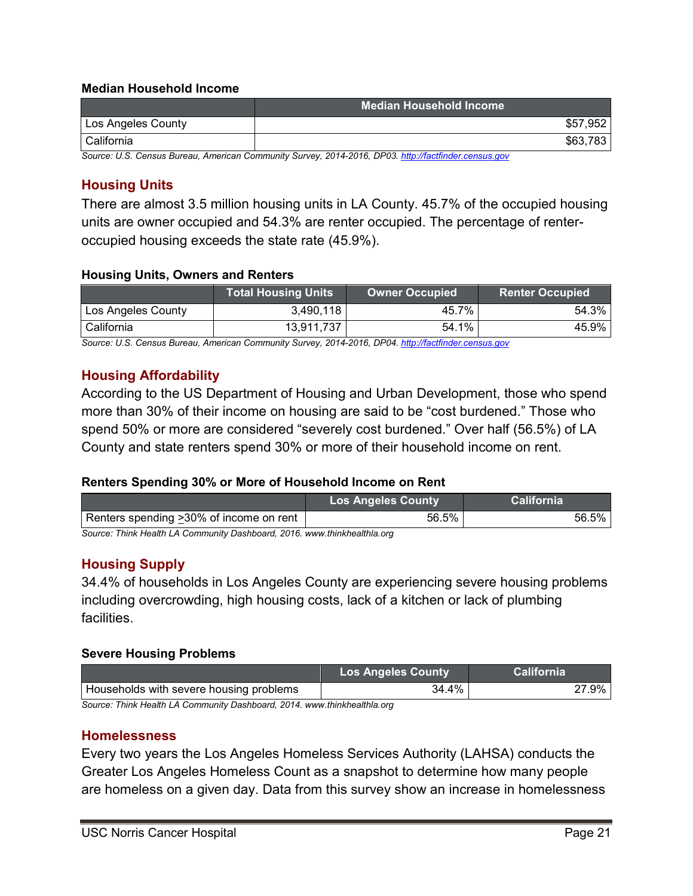**Median Household Income**

| | Median Household Income |
|---|---|
| Los Angeles County | $57,952 |
| California | $63,783 |

*Source: U.S. Census Bureau, American Community Survey, 2014-2016, DP03. http://factfinder.census.gov*

## Housing Units

There are almost 3.5 million housing units in LA County. 45.7% of the occupied housing units are owner occupied and 54.3% are renter occupied. The percentage of renter-occupied housing exceeds the state rate (45.9%).

**Housing Units, Owners and Renters**

| | Total Housing Units | Owner Occupied | Renter Occupied |
|---|---|---|---|
| Los Angeles County | 3,490,118 | 45.7% | 54.3% |
| California | 13,911,737 | 54.1% | 45.9% |

*Source: U.S. Census Bureau, American Community Survey, 2014-2016, DP04. http://factfinder.census.gov*

## Housing Affordability

According to the US Department of Housing and Urban Development, those who spend more than 30% of their income on housing are said to be "cost burdened." Those who spend 50% or more are considered "severely cost burdened." Over half (56.5%) of LA County and state renters spend 30% or more of their household income on rent.

**Renters Spending 30% or More of Household Income on Rent**

| | Los Angeles County | California |
|---|---|---|
| Renters spending ≥30% of income on rent | 56.5% | 56.5% |

*Source: Think Health LA Community Dashboard, 2016. www.thinkhealthla.org*

## Housing Supply

34.4% of households in Los Angeles County are experiencing severe housing problems including overcrowding, high housing costs, lack of a kitchen or lack of plumbing facilities.

**Severe Housing Problems**

| | Los Angeles County | California |
|---|---|---|
| Households with severe housing problems | 34.4% | 27.9% |

*Source: Think Health LA Community Dashboard, 2014. www.thinkhealthla.org*

## Homelessness

Every two years the Los Angeles Homeless Services Authority (LAHSA) conducts the Greater Los Angeles Homeless Count as a snapshot to determine how many people are homeless on a given day. Data from this survey show an increase in homelessness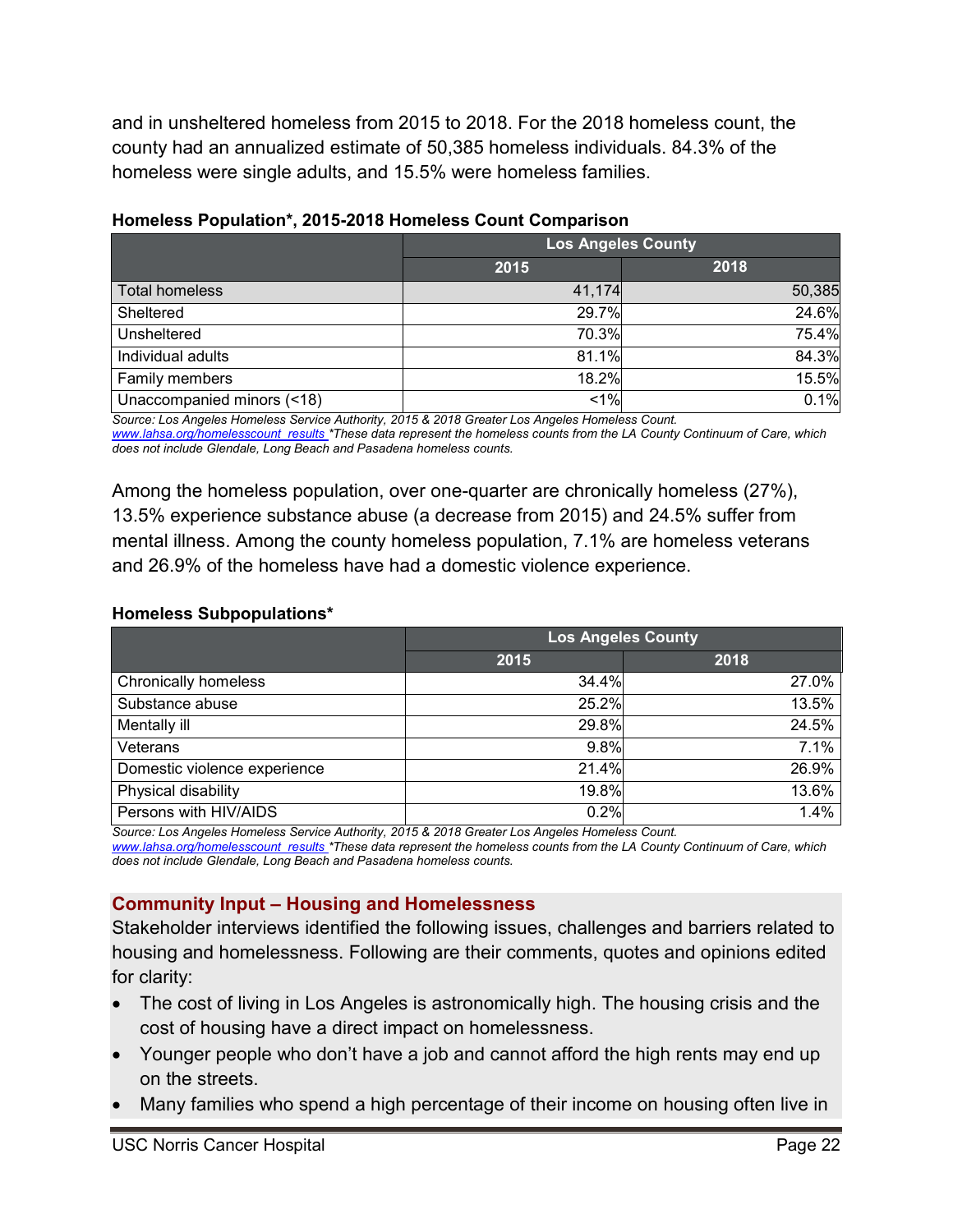and in unsheltered homeless from 2015 to 2018. For the 2018 homeless count, the county had an annualized estimate of 50,385 homeless individuals. 84.3% of the homeless were single adults, and 15.5% were homeless families.

**Homeless Population*, 2015-2018 Homeless Count Comparison**

| | Los Angeles County | |
|---|---|---|
| | 2015 | 2018 |
| Total homeless | 41,174 | 50,385 |
| Sheltered | 29.7% | 24.6% |
| Unsheltered | 70.3% | 75.4% |
| Individual adults | 81.1% | 84.3% |
| Family members | 18.2% | 15.5% |
| Unaccompanied minors (<18) | <1% | 0.1% |

*Source: Los Angeles Homeless Service Authority, 2015 & 2018 Greater Los Angeles Homeless Count. www.lahsa.org/homelesscount_results \*These data represent the homeless counts from the LA County Continuum of Care, which does not include Glendale, Long Beach and Pasadena homeless counts.*

Among the homeless population, over one-quarter are chronically homeless (27%), 13.5% experience substance abuse (a decrease from 2015) and 24.5% suffer from mental illness. Among the county homeless population, 7.1% are homeless veterans and 26.9% of the homeless have had a domestic violence experience.

**Homeless Subpopulations***

| | Los Angeles County | |
|---|---|---|
| | 2015 | 2018 |
| Chronically homeless | 34.4% | 27.0% |
| Substance abuse | 25.2% | 13.5% |
| Mentally ill | 29.8% | 24.5% |
| Veterans | 9.8% | 7.1% |
| Domestic violence experience | 21.4% | 26.9% |
| Physical disability | 19.8% | 13.6% |
| Persons with HIV/AIDS | 0.2% | 1.4% |

*Source: Los Angeles Homeless Service Authority, 2015 & 2018 Greater Los Angeles Homeless Count. www.lahsa.org/homelesscount_results \*These data represent the homeless counts from the LA County Continuum of Care, which does not include Glendale, Long Beach and Pasadena homeless counts.*

## Community Input – Housing and Homelessness

Stakeholder interviews identified the following issues, challenges and barriers related to housing and homelessness. Following are their comments, quotes and opinions edited for clarity:

- The cost of living in Los Angeles is astronomically high. The housing crisis and the cost of housing have a direct impact on homelessness.
- Younger people who don't have a job and cannot afford the high rents may end up on the streets.
- Many families who spend a high percentage of their income on housing often live in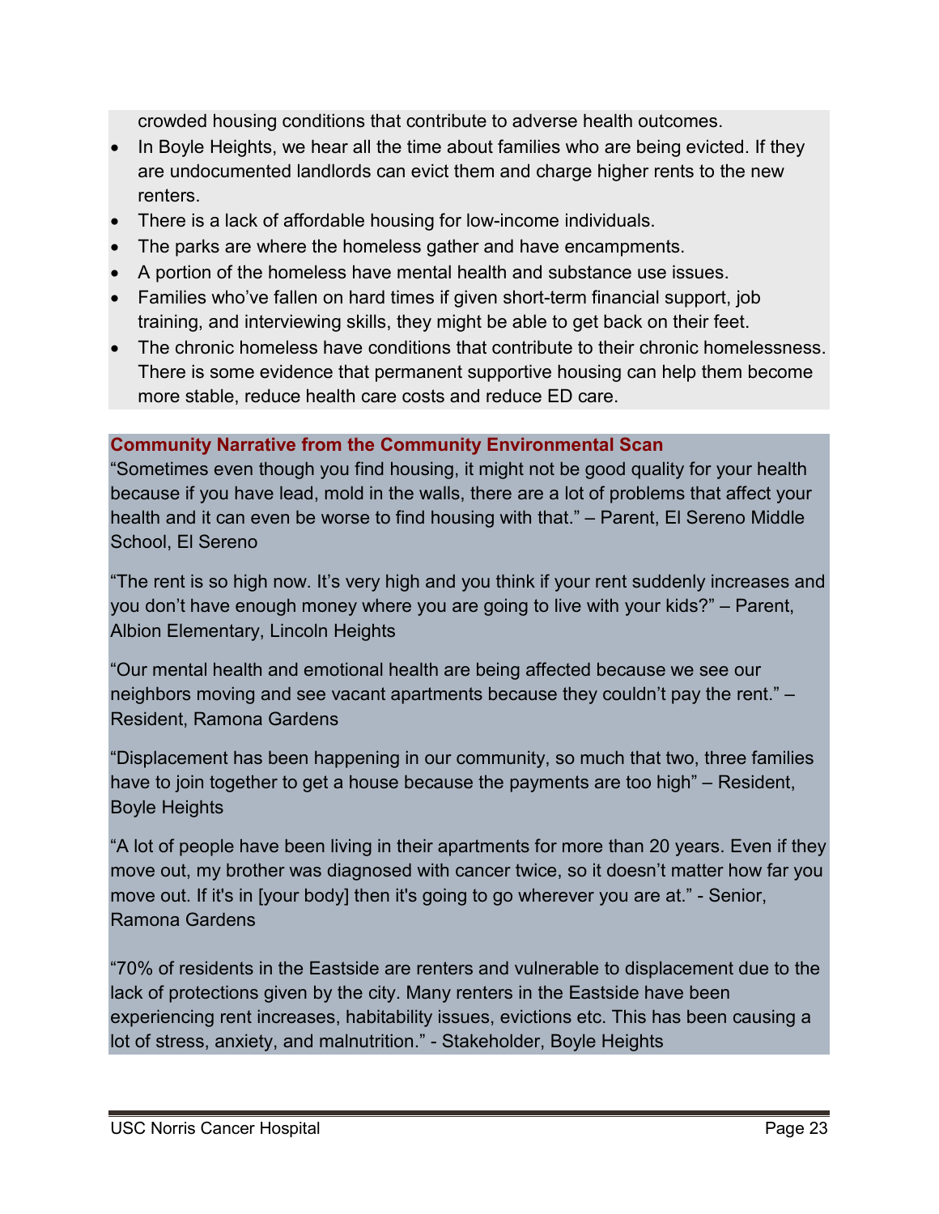crowded housing conditions that contribute to adverse health outcomes.

- In Boyle Heights, we hear all the time about families who are being evicted. If they are undocumented landlords can evict them and charge higher rents to the new renters.
- There is a lack of affordable housing for low-income individuals.
- The parks are where the homeless gather and have encampments.
- A portion of the homeless have mental health and substance use issues.
- Families who've fallen on hard times if given short-term financial support, job training, and interviewing skills, they might be able to get back on their feet.
- The chronic homeless have conditions that contribute to their chronic homelessness. There is some evidence that permanent supportive housing can help them become more stable, reduce health care costs and reduce ED care.

**Community Narrative from the Community Environmental Scan**

"Sometimes even though you find housing, it might not be good quality for your health because if you have lead, mold in the walls, there are a lot of problems that affect your health and it can even be worse to find housing with that." – Parent, El Sereno Middle School, El Sereno

"The rent is so high now. It's very high and you think if your rent suddenly increases and you don't have enough money where you are going to live with your kids?" – Parent, Albion Elementary, Lincoln Heights

"Our mental health and emotional health are being affected because we see our neighbors moving and see vacant apartments because they couldn't pay the rent." – Resident, Ramona Gardens

"Displacement has been happening in our community, so much that two, three families have to join together to get a house because the payments are too high" – Resident, Boyle Heights

"A lot of people have been living in their apartments for more than 20 years. Even if they move out, my brother was diagnosed with cancer twice, so it doesn't matter how far you move out. If it's in [your body] then it's going to go wherever you are at." - Senior, Ramona Gardens

"70% of residents in the Eastside are renters and vulnerable to displacement due to the lack of protections given by the city. Many renters in the Eastside have been experiencing rent increases, habitability issues, evictions etc. This has been causing a lot of stress, anxiety, and malnutrition." - Stakeholder, Boyle Heights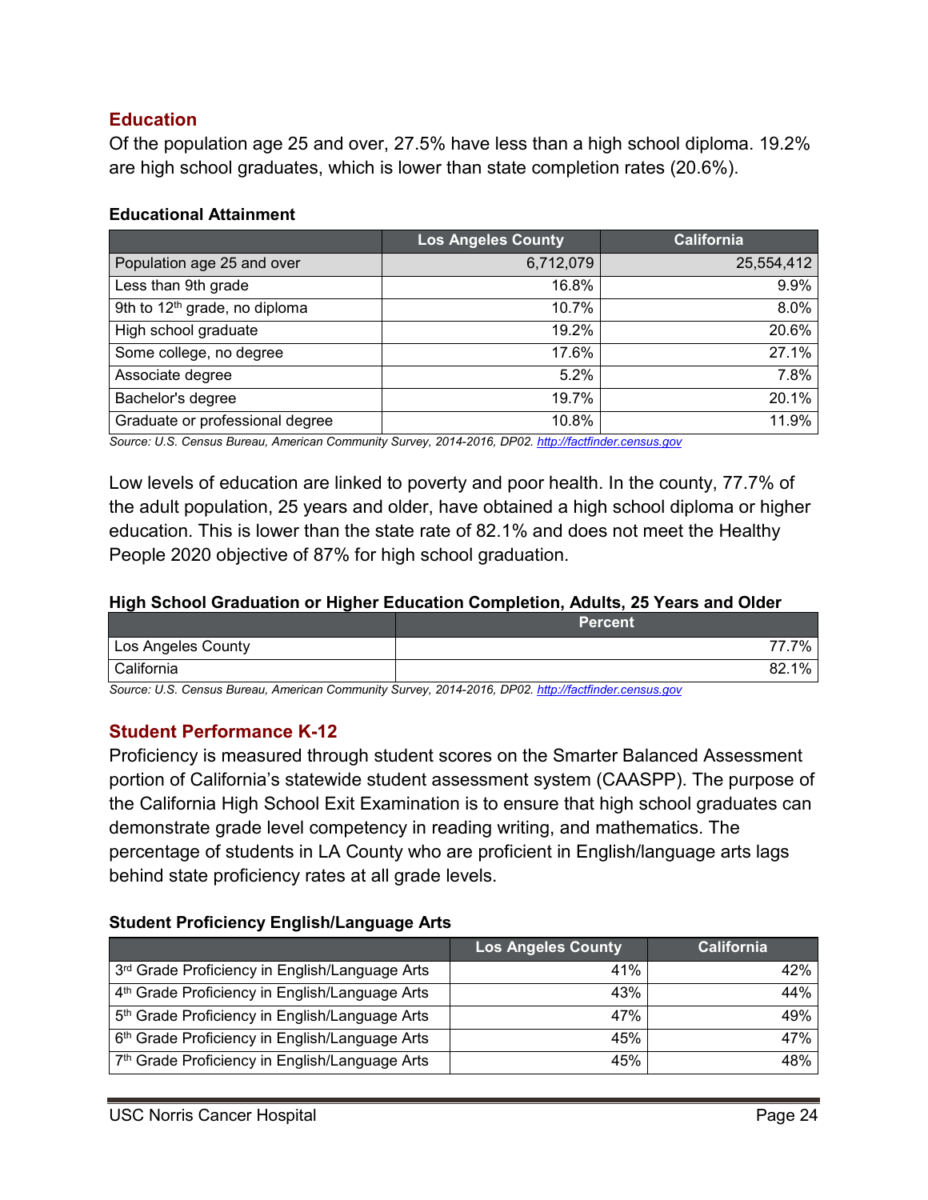## Education

Of the population age 25 and over, 27.5% have less than a high school diploma. 19.2% are high school graduates, which is lower than state completion rates (20.6%).

**Educational Attainment**

| | Los Angeles County | California |
|---|---|---|
| Population age 25 and over | 6,712,079 | 25,554,412 |
| Less than 9th grade | 16.8% | 9.9% |
| 9th to 12th grade, no diploma | 10.7% | 8.0% |
| High school graduate | 19.2% | 20.6% |
| Some college, no degree | 17.6% | 27.1% |
| Associate degree | 5.2% | 7.8% |
| Bachelor's degree | 19.7% | 20.1% |
| Graduate or professional degree | 10.8% | 11.9% |

*Source: U.S. Census Bureau, American Community Survey, 2014-2016, DP02. http://factfinder.census.gov*

Low levels of education are linked to poverty and poor health. In the county, 77.7% of the adult population, 25 years and older, have obtained a high school diploma or higher education. This is lower than the state rate of 82.1% and does not meet the Healthy People 2020 objective of 87% for high school graduation.

**High School Graduation or Higher Education Completion, Adults, 25 Years and Older**

| | Percent |
|---|---|
| Los Angeles County | 77.7% |
| California | 82.1% |

*Source: U.S. Census Bureau, American Community Survey, 2014-2016, DP02. http://factfinder.census.gov*

## Student Performance K-12

Proficiency is measured through student scores on the Smarter Balanced Assessment portion of California's statewide student assessment system (CAASPP). The purpose of the California High School Exit Examination is to ensure that high school graduates can demonstrate grade level competency in reading writing, and mathematics. The percentage of students in LA County who are proficient in English/language arts lags behind state proficiency rates at all grade levels.

**Student Proficiency English/Language Arts**

| | Los Angeles County | California |
|---|---|---|
| 3rd Grade Proficiency in English/Language Arts | 41% | 42% |
| 4th Grade Proficiency in English/Language Arts | 43% | 44% |
| 5th Grade Proficiency in English/Language Arts | 47% | 49% |
| 6th Grade Proficiency in English/Language Arts | 45% | 47% |
| 7th Grade Proficiency in English/Language Arts | 45% | 48% |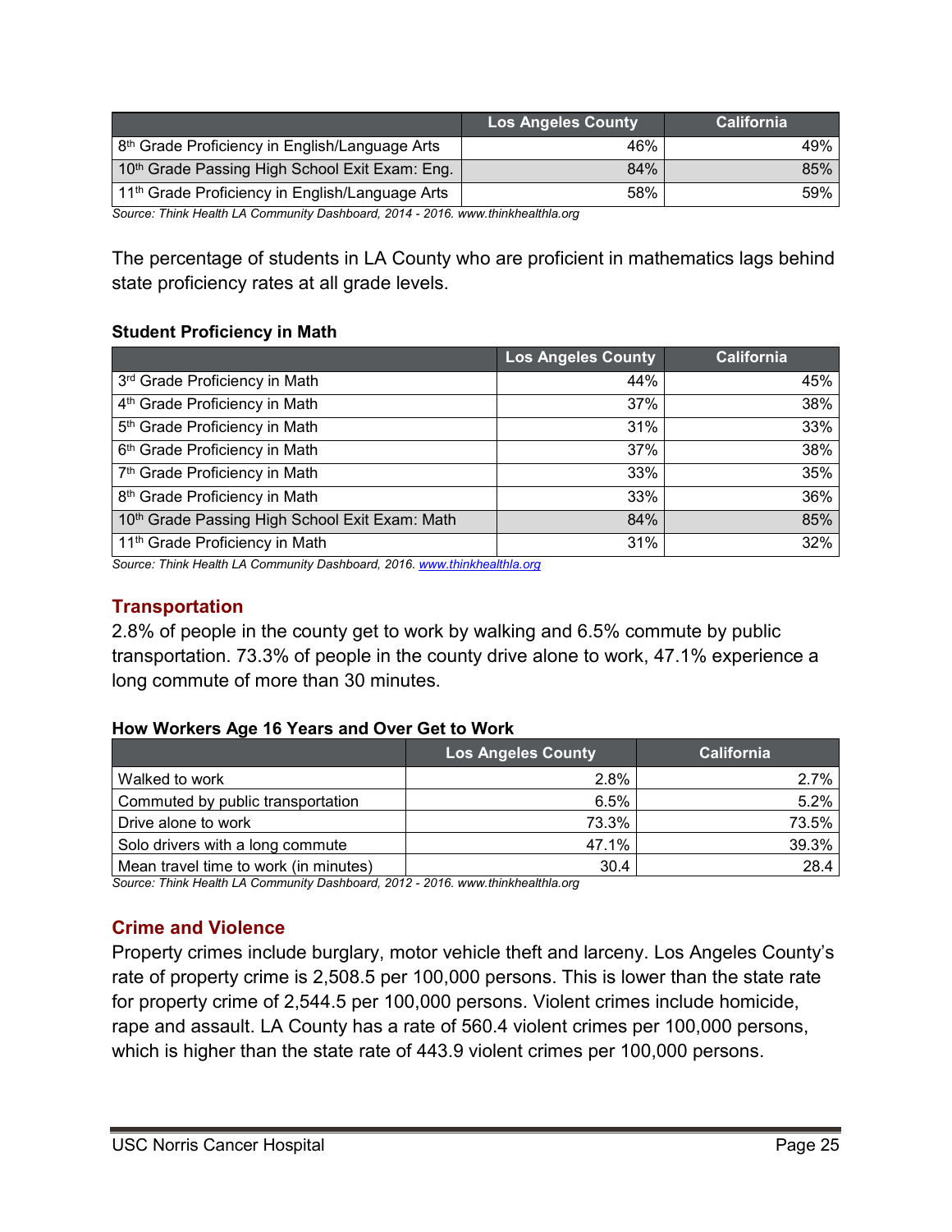| | Los Angeles County | California |
|---|---|---|
| 8th Grade Proficiency in English/Language Arts | 46% | 49% |
| 10th Grade Passing High School Exit Exam: Eng. | 84% | 85% |
| 11th Grade Proficiency in English/Language Arts | 58% | 59% |

*Source: Think Health LA Community Dashboard, 2014 - 2016. www.thinkhealthla.org*

The percentage of students in LA County who are proficient in mathematics lags behind state proficiency rates at all grade levels.

**Student Proficiency in Math**

| | Los Angeles County | California |
|---|---|---|
| 3rd Grade Proficiency in Math | 44% | 45% |
| 4th Grade Proficiency in Math | 37% | 38% |
| 5th Grade Proficiency in Math | 31% | 33% |
| 6th Grade Proficiency in Math | 37% | 38% |
| 7th Grade Proficiency in Math | 33% | 35% |
| 8th Grade Proficiency in Math | 33% | 36% |
| 10th Grade Passing High School Exit Exam: Math | 84% | 85% |
| 11th Grade Proficiency in Math | 31% | 32% |

*Source: Think Health LA Community Dashboard, 2016. www.thinkhealthla.org*

## Transportation

2.8% of people in the county get to work by walking and 6.5% commute by public transportation. 73.3% of people in the county drive alone to work, 47.1% experience a long commute of more than 30 minutes.

**How Workers Age 16 Years and Over Get to Work**

| | Los Angeles County | California |
|---|---|---|
| Walked to work | 2.8% | 2.7% |
| Commuted by public transportation | 6.5% | 5.2% |
| Drive alone to work | 73.3% | 73.5% |
| Solo drivers with a long commute | 47.1% | 39.3% |
| Mean travel time to work (in minutes) | 30.4 | 28.4 |

*Source: Think Health LA Community Dashboard, 2012 - 2016. www.thinkhealthla.org*

## Crime and Violence

Property crimes include burglary, motor vehicle theft and larceny. Los Angeles County's rate of property crime is 2,508.5 per 100,000 persons. This is lower than the state rate for property crime of 2,544.5 per 100,000 persons. Violent crimes include homicide, rape and assault. LA County has a rate of 560.4 violent crimes per 100,000 persons, which is higher than the state rate of 443.9 violent crimes per 100,000 persons.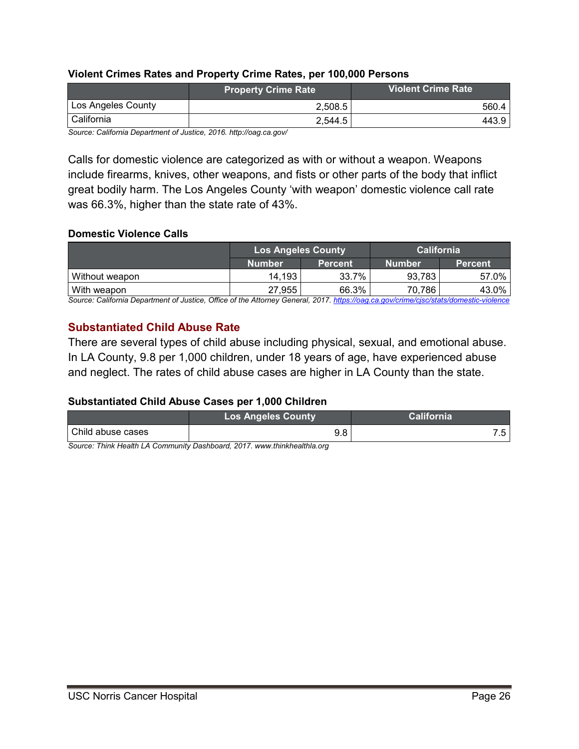**Violent Crimes Rates and Property Crime Rates, per 100,000 Persons**

| | Property Crime Rate | Violent Crime Rate |
|---|---|---|
| Los Angeles County | 2,508.5 | 560.4 |
| California | 2,544.5 | 443.9 |

*Source: California Department of Justice, 2016. http://oag.ca.gov/*

Calls for domestic violence are categorized as with or without a weapon. Weapons include firearms, knives, other weapons, and fists or other parts of the body that inflict great bodily harm. The Los Angeles County 'with weapon' domestic violence call rate was 66.3%, higher than the state rate of 43%.

**Domestic Violence Calls**

| | Los Angeles County | | California | |
|---|---|---|---|---|
| | Number | Percent | Number | Percent |
| Without weapon | 14,193 | 33.7% | 93,783 | 57.0% |
| With weapon | 27,955 | 66.3% | 70,786 | 43.0% |

*Source: California Department of Justice, Office of the Attorney General, 2017. https://oag.ca.gov/crime/cjsc/stats/domestic-violence*

## Substantiated Child Abuse Rate

There are several types of child abuse including physical, sexual, and emotional abuse. In LA County, 9.8 per 1,000 children, under 18 years of age, have experienced abuse and neglect. The rates of child abuse cases are higher in LA County than the state.

**Substantiated Child Abuse Cases per 1,000 Children**

| | Los Angeles County | California |
|---|---|---|
| Child abuse cases | 9.8 | 7.5 |

*Source: Think Health LA Community Dashboard, 2017. www.thinkhealthla.org*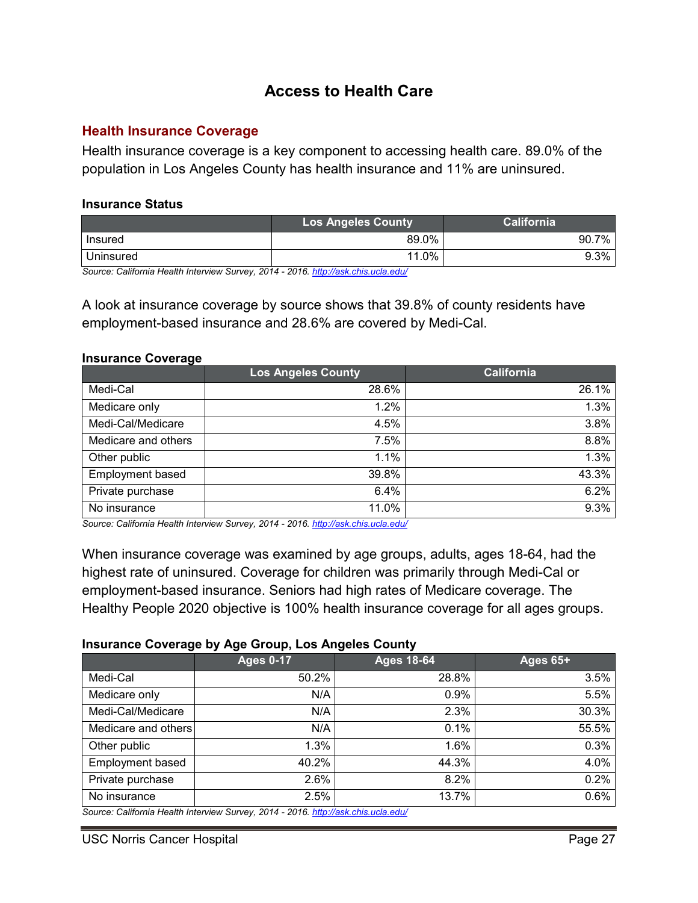# Access to Health Care

## Health Insurance Coverage

Health insurance coverage is a key component to accessing health care. 89.0% of the population in Los Angeles County has health insurance and 11% are uninsured.

**Insurance Status**

| | Los Angeles County | California |
|---|---|---|
| Insured | 89.0% | 90.7% |
| Uninsured | 11.0% | 9.3% |

*Source: California Health Interview Survey, 2014 - 2016. http://ask.chis.ucla.edu/*

A look at insurance coverage by source shows that 39.8% of county residents have employment-based insurance and 28.6% are covered by Medi-Cal.

**Insurance Coverage**

| | Los Angeles County | California |
|---|---|---|
| Medi-Cal | 28.6% | 26.1% |
| Medicare only | 1.2% | 1.3% |
| Medi-Cal/Medicare | 4.5% | 3.8% |
| Medicare and others | 7.5% | 8.8% |
| Other public | 1.1% | 1.3% |
| Employment based | 39.8% | 43.3% |
| Private purchase | 6.4% | 6.2% |
| No insurance | 11.0% | 9.3% |

*Source: California Health Interview Survey, 2014 - 2016. http://ask.chis.ucla.edu/*

When insurance coverage was examined by age groups, adults, ages 18-64, had the highest rate of uninsured. Coverage for children was primarily through Medi-Cal or employment-based insurance. Seniors had high rates of Medicare coverage. The Healthy People 2020 objective is 100% health insurance coverage for all ages groups.

**Insurance Coverage by Age Group, Los Angeles County**

| | Ages 0-17 | Ages 18-64 | Ages 65+ |
|---|---|---|---|
| Medi-Cal | 50.2% | 28.8% | 3.5% |
| Medicare only | N/A | 0.9% | 5.5% |
| Medi-Cal/Medicare | N/A | 2.3% | 30.3% |
| Medicare and others | N/A | 0.1% | 55.5% |
| Other public | 1.3% | 1.6% | 0.3% |
| Employment based | 40.2% | 44.3% | 4.0% |
| Private purchase | 2.6% | 8.2% | 0.2% |
| No insurance | 2.5% | 13.7% | 0.6% |

*Source: California Health Interview Survey, 2014 - 2016. http://ask.chis.ucla.edu/*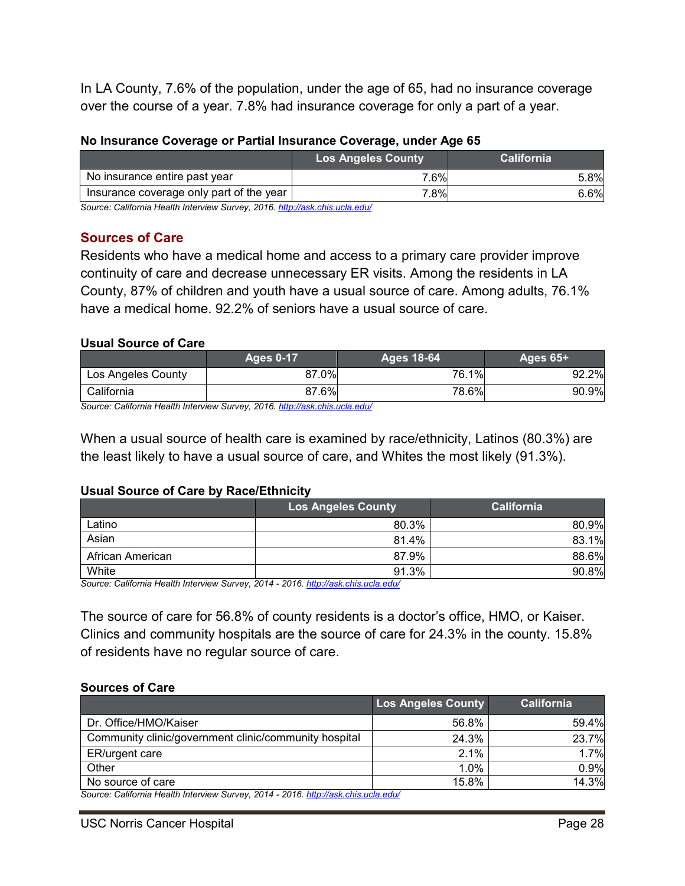In LA County, 7.6% of the population, under the age of 65, had no insurance coverage over the course of a year. 7.8% had insurance coverage for only a part of a year.

**No Insurance Coverage or Partial Insurance Coverage, under Age 65**

| | Los Angeles County | California |
|---|---|---|
| No insurance entire past year | 7.6% | 5.8% |
| Insurance coverage only part of the year | 7.8% | 6.6% |

*Source: California Health Interview Survey, 2016. http://ask.chis.ucla.edu/*

## Sources of Care

Residents who have a medical home and access to a primary care provider improve continuity of care and decrease unnecessary ER visits. Among the residents in LA County, 87% of children and youth have a usual source of care. Among adults, 76.1% have a medical home. 92.2% of seniors have a usual source of care.

**Usual Source of Care**

| | Ages 0-17 | Ages 18-64 | Ages 65+ |
|---|---|---|---|
| Los Angeles County | 87.0% | 76.1% | 92.2% |
| California | 87.6% | 78.6% | 90.9% |

*Source: California Health Interview Survey, 2016. http://ask.chis.ucla.edu/*

When a usual source of health care is examined by race/ethnicity, Latinos (80.3%) are the least likely to have a usual source of care, and Whites the most likely (91.3%).

**Usual Source of Care by Race/Ethnicity**

| | Los Angeles County | California |
|---|---|---|
| Latino | 80.3% | 80.9% |
| Asian | 81.4% | 83.1% |
| African American | 87.9% | 88.6% |
| White | 91.3% | 90.8% |

*Source: California Health Interview Survey, 2014 - 2016. http://ask.chis.ucla.edu/*

The source of care for 56.8% of county residents is a doctor's office, HMO, or Kaiser. Clinics and community hospitals are the source of care for 24.3% in the county. 15.8% of residents have no regular source of care.

**Sources of Care**

| | Los Angeles County | California |
|---|---|---|
| Dr. Office/HMO/Kaiser | 56.8% | 59.4% |
| Community clinic/government clinic/community hospital | 24.3% | 23.7% |
| ER/urgent care | 2.1% | 1.7% |
| Other | 1.0% | 0.9% |
| No source of care | 15.8% | 14.3% |

*Source: California Health Interview Survey, 2014 - 2016. http://ask.chis.ucla.edu/*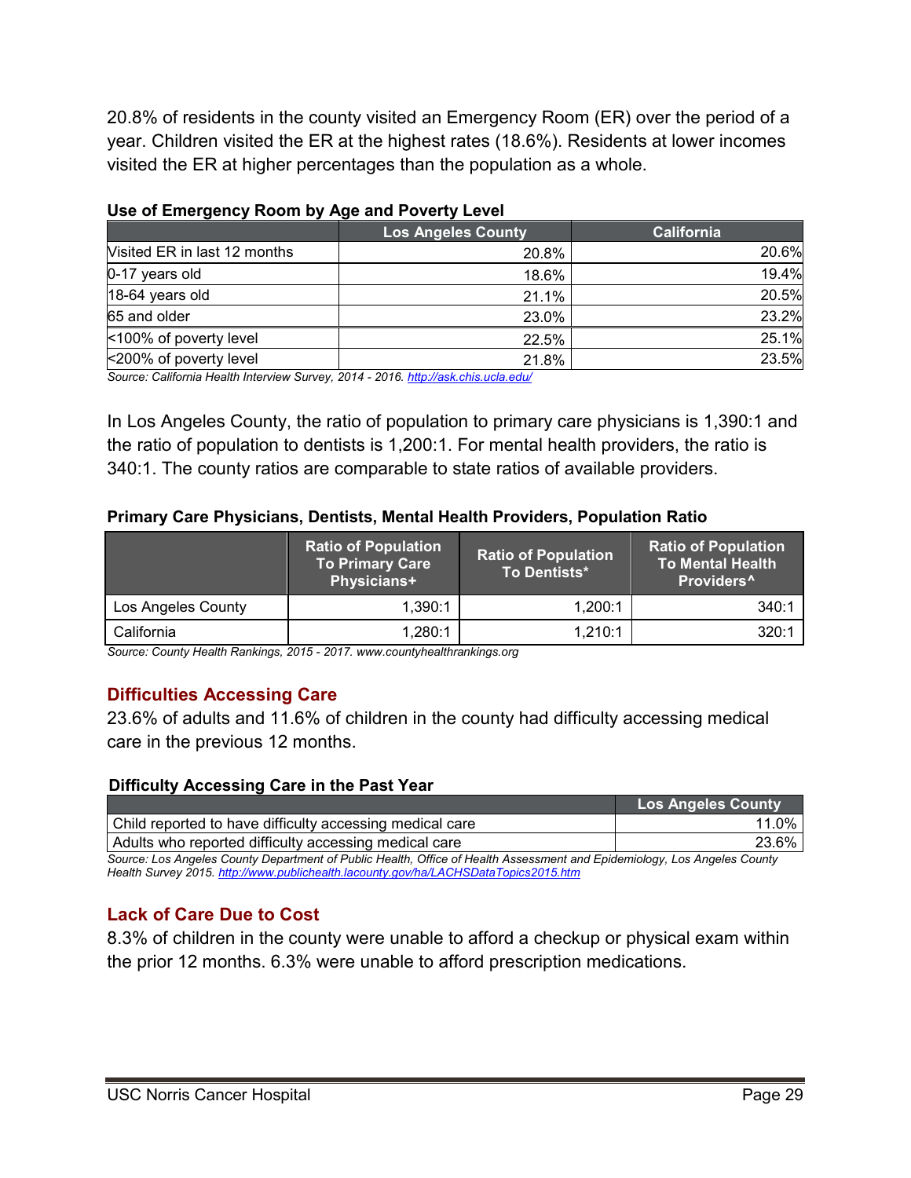20.8% of residents in the county visited an Emergency Room (ER) over the period of a year. Children visited the ER at the highest rates (18.6%). Residents at lower incomes visited the ER at higher percentages than the population as a whole.

**Use of Emergency Room by Age and Poverty Level**

| | Los Angeles County | California |
|---|---|---|
| Visited ER in last 12 months | 20.8% | 20.6% |
| 0-17 years old | 18.6% | 19.4% |
| 18-64 years old | 21.1% | 20.5% |
| 65 and older | 23.0% | 23.2% |
| <100% of poverty level | 22.5% | 25.1% |
| <200% of poverty level | 21.8% | 23.5% |

*Source: California Health Interview Survey, 2014 - 2016. http://ask.chis.ucla.edu/*

In Los Angeles County, the ratio of population to primary care physicians is 1,390:1 and the ratio of population to dentists is 1,200:1. For mental health providers, the ratio is 340:1. The county ratios are comparable to state ratios of available providers.

**Primary Care Physicians, Dentists, Mental Health Providers, Population Ratio**

| | Ratio of Population To Primary Care Physicians+ | Ratio of Population To Dentists* | Ratio of Population To Mental Health Providers^ |
|---|---|---|---|
| Los Angeles County | 1,390:1 | 1,200:1 | 340:1 |
| California | 1,280:1 | 1,210:1 | 320:1 |

*Source: County Health Rankings, 2015 - 2017. www.countyhealthrankings.org*

## Difficulties Accessing Care

23.6% of adults and 11.6% of children in the county had difficulty accessing medical care in the previous 12 months.

**Difficulty Accessing Care in the Past Year**

| | Los Angeles County |
|---|---|
| Child reported to have difficulty accessing medical care | 11.0% |
| Adults who reported difficulty accessing medical care | 23.6% |

*Source: Los Angeles County Department of Public Health, Office of Health Assessment and Epidemiology, Los Angeles County Health Survey 2015. http://www.publichealth.lacounty.gov/ha/LACHSDataTopics2015.htm*

## Lack of Care Due to Cost

8.3% of children in the county were unable to afford a checkup or physical exam within the prior 12 months. 6.3% were unable to afford prescription medications.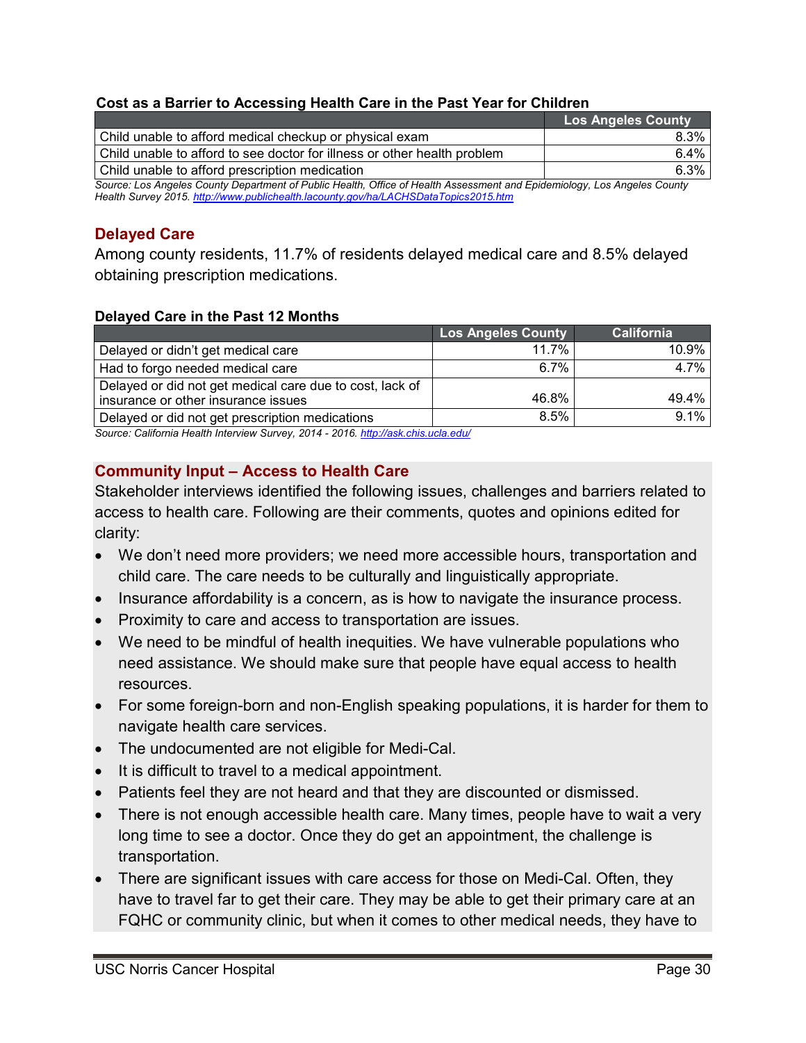**Cost as a Barrier to Accessing Health Care in the Past Year for Children**

| | Los Angeles County |
|---|---|
| Child unable to afford medical checkup or physical exam | 8.3% |
| Child unable to afford to see doctor for illness or other health problem | 6.4% |
| Child unable to afford prescription medication | 6.3% |

*Source: Los Angeles County Department of Public Health, Office of Health Assessment and Epidemiology, Los Angeles County Health Survey 2015. http://www.publichealth.lacounty.gov/ha/LACHSDataTopics2015.htm*

## Delayed Care

Among county residents, 11.7% of residents delayed medical care and 8.5% delayed obtaining prescription medications.

**Delayed Care in the Past 12 Months**

| | Los Angeles County | California |
|---|---|---|
| Delayed or didn't get medical care | 11.7% | 10.9% |
| Had to forgo needed medical care | 6.7% | 4.7% |
| Delayed or did not get medical care due to cost, lack of insurance or other insurance issues | 46.8% | 49.4% |
| Delayed or did not get prescription medications | 8.5% | 9.1% |

*Source: California Health Interview Survey, 2014 - 2016. http://ask.chis.ucla.edu/*

## Community Input – Access to Health Care

Stakeholder interviews identified the following issues, challenges and barriers related to access to health care. Following are their comments, quotes and opinions edited for clarity:

- We don't need more providers; we need more accessible hours, transportation and child care. The care needs to be culturally and linguistically appropriate.
- Insurance affordability is a concern, as is how to navigate the insurance process.
- Proximity to care and access to transportation are issues.
- We need to be mindful of health inequities. We have vulnerable populations who need assistance. We should make sure that people have equal access to health resources.
- For some foreign-born and non-English speaking populations, it is harder for them to navigate health care services.
- The undocumented are not eligible for Medi-Cal.
- It is difficult to travel to a medical appointment.
- Patients feel they are not heard and that they are discounted or dismissed.
- There is not enough accessible health care. Many times, people have to wait a very long time to see a doctor. Once they do get an appointment, the challenge is transportation.
- There are significant issues with care access for those on Medi-Cal. Often, they have to travel far to get their care. They may be able to get their primary care at an FQHC or community clinic, but when it comes to other medical needs, they have to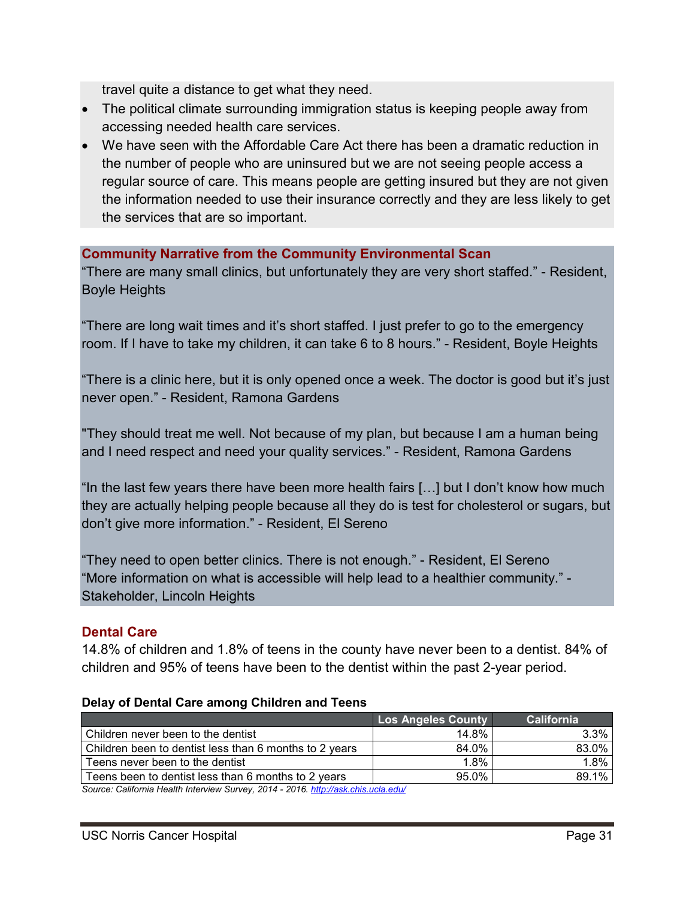travel quite a distance to get what they need.

- The political climate surrounding immigration status is keeping people away from accessing needed health care services.
- We have seen with the Affordable Care Act there has been a dramatic reduction in the number of people who are uninsured but we are not seeing people access a regular source of care. This means people are getting insured but they are not given the information needed to use their insurance correctly and they are less likely to get the services that are so important.

**Community Narrative from the Community Environmental Scan**

"There are many small clinics, but unfortunately they are very short staffed." - Resident, Boyle Heights

"There are long wait times and it's short staffed. I just prefer to go to the emergency room. If I have to take my children, it can take 6 to 8 hours." - Resident, Boyle Heights

"There is a clinic here, but it is only opened once a week. The doctor is good but it's just never open." - Resident, Ramona Gardens

"They should treat me well. Not because of my plan, but because I am a human being and I need respect and need your quality services." - Resident, Ramona Gardens

"In the last few years there have been more health fairs […] but I don't know how much they are actually helping people because all they do is test for cholesterol or sugars, but don't give more information." - Resident, El Sereno

"They need to open better clinics. There is not enough." - Resident, El Sereno
"More information on what is accessible will help lead to a healthier community." - Stakeholder, Lincoln Heights

## Dental Care

14.8% of children and 1.8% of teens in the county have never been to a dentist. 84% of children and 95% of teens have been to the dentist within the past 2-year period.

**Delay of Dental Care among Children and Teens**

| | Los Angeles County | California |
|---|---|---|
| Children never been to the dentist | 14.8% | 3.3% |
| Children been to dentist less than 6 months to 2 years | 84.0% | 83.0% |
| Teens never been to the dentist | 1.8% | 1.8% |
| Teens been to dentist less than 6 months to 2 years | 95.0% | 89.1% |

*Source: California Health Interview Survey, 2014 - 2016. http://ask.chis.ucla.edu/*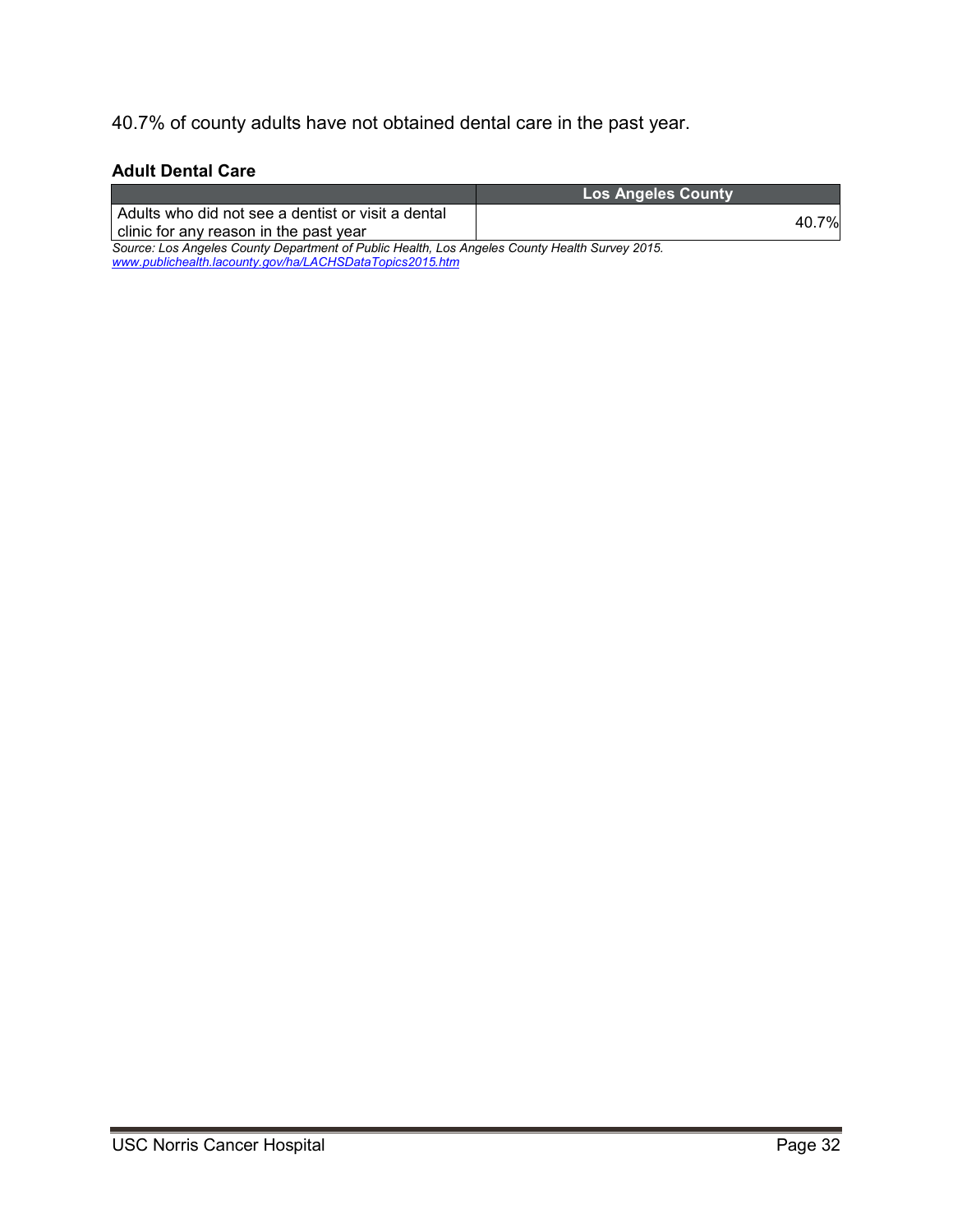40.7% of county adults have not obtained dental care in the past year.

**Adult Dental Care**

| | Los Angeles County |
|---|---|
| Adults who did not see a dentist or visit a dental clinic for any reason in the past year | 40.7% |

*Source: Los Angeles County Department of Public Health, Los Angeles County Health Survey 2015. www.publichealth.lacounty.gov/ha/LACHSDataTopics2015.htm*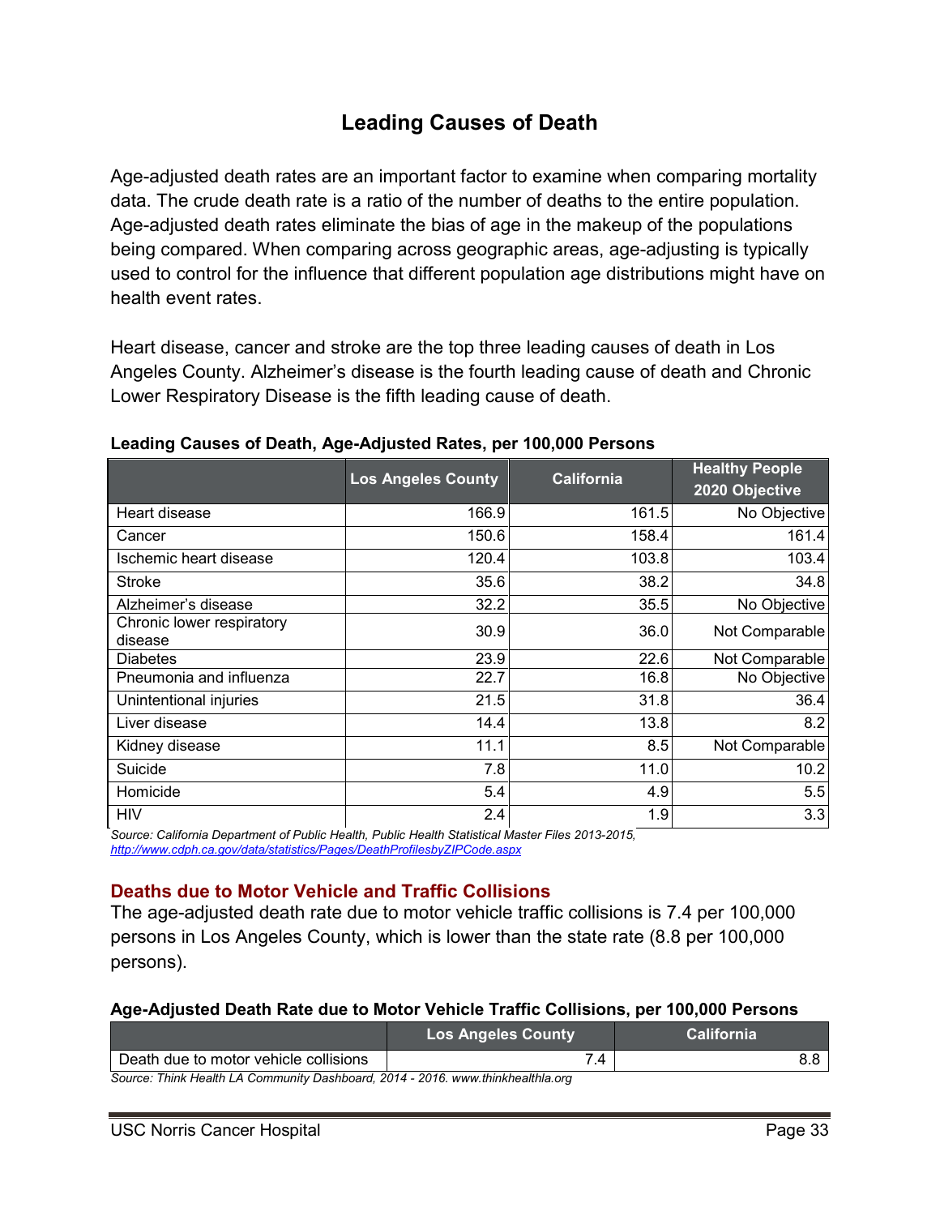## Leading Causes of Death

Age-adjusted death rates are an important factor to examine when comparing mortality data. The crude death rate is a ratio of the number of deaths to the entire population. Age-adjusted death rates eliminate the bias of age in the makeup of the populations being compared. When comparing across geographic areas, age-adjusting is typically used to control for the influence that different population age distributions might have on health event rates.

Heart disease, cancer and stroke are the top three leading causes of death in Los Angeles County. Alzheimer's disease is the fourth leading cause of death and Chronic Lower Respiratory Disease is the fifth leading cause of death.

**Leading Causes of Death, Age-Adjusted Rates, per 100,000 Persons**

| | Los Angeles County | California | Healthy People 2020 Objective |
|---|---|---|---|
| Heart disease | 166.9 | 161.5 | No Objective |
| Cancer | 150.6 | 158.4 | 161.4 |
| Ischemic heart disease | 120.4 | 103.8 | 103.4 |
| Stroke | 35.6 | 38.2 | 34.8 |
| Alzheimer's disease | 32.2 | 35.5 | No Objective |
| Chronic lower respiratory disease | 30.9 | 36.0 | Not Comparable |
| Diabetes | 23.9 | 22.6 | Not Comparable |
| Pneumonia and influenza | 22.7 | 16.8 | No Objective |
| Unintentional injuries | 21.5 | 31.8 | 36.4 |
| Liver disease | 14.4 | 13.8 | 8.2 |
| Kidney disease | 11.1 | 8.5 | Not Comparable |
| Suicide | 7.8 | 11.0 | 10.2 |
| Homicide | 5.4 | 4.9 | 5.5 |
| HIV | 2.4 | 1.9 | 3.3 |

*Source: California Department of Public Health, Public Health Statistical Master Files 2013-2015, http://www.cdph.ca.gov/data/statistics/Pages/DeathProfilesbyZIPCode.aspx*

### Deaths due to Motor Vehicle and Traffic Collisions

The age-adjusted death rate due to motor vehicle traffic collisions is 7.4 per 100,000 persons in Los Angeles County, which is lower than the state rate (8.8 per 100,000 persons).

**Age-Adjusted Death Rate due to Motor Vehicle Traffic Collisions, per 100,000 Persons**

| | Los Angeles County | California |
|---|---|---|
| Death due to motor vehicle collisions | 7.4 | 8.8 |

*Source: Think Health LA Community Dashboard, 2014 - 2016. www.thinkhealthla.org*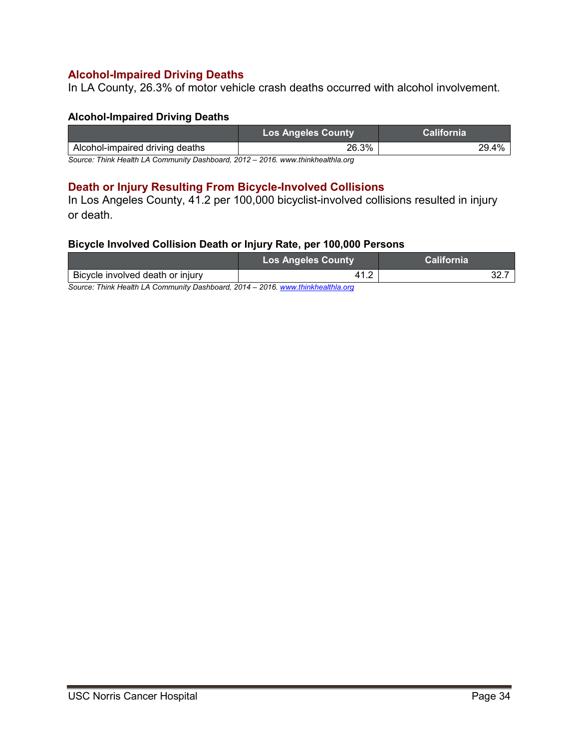## Alcohol-Impaired Driving Deaths

In LA County, 26.3% of motor vehicle crash deaths occurred with alcohol involvement.

**Alcohol-Impaired Driving Deaths**

| | Los Angeles County | California |
|---|---|---|
| Alcohol-impaired driving deaths | 26.3% | 29.4% |

*Source: Think Health LA Community Dashboard, 2012 – 2016. www.thinkhealthla.org*

## Death or Injury Resulting From Bicycle-Involved Collisions

In Los Angeles County, 41.2 per 100,000 bicyclist-involved collisions resulted in injury or death.

**Bicycle Involved Collision Death or Injury Rate, per 100,000 Persons**

| | Los Angeles County | California |
|---|---|---|
| Bicycle involved death or injury | 41.2 | 32.7 |

*Source: Think Health LA Community Dashboard, 2014 – 2016. www.thinkhealthla.org*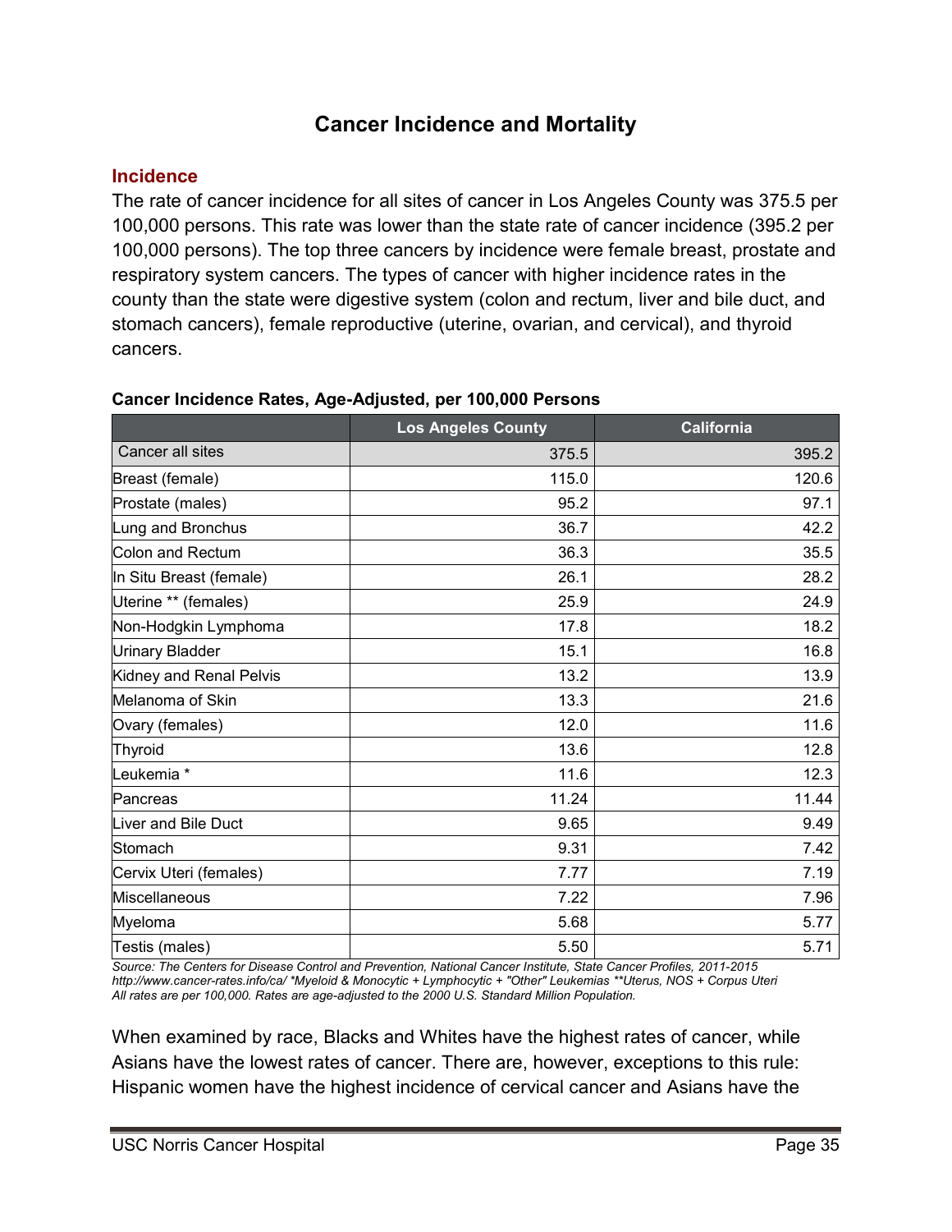## Cancer Incidence and Mortality

### Incidence

The rate of cancer incidence for all sites of cancer in Los Angeles County was 375.5 per 100,000 persons. This rate was lower than the state rate of cancer incidence (395.2 per 100,000 persons). The top three cancers by incidence were female breast, prostate and respiratory system cancers. The types of cancer with higher incidence rates in the county than the state were digestive system (colon and rectum, liver and bile duct, and stomach cancers), female reproductive (uterine, ovarian, and cervical), and thyroid cancers.

**Cancer Incidence Rates, Age-Adjusted, per 100,000 Persons**

| | Los Angeles County | California |
|---|---|---|
| Cancer all sites | 375.5 | 395.2 |
| Breast (female) | 115.0 | 120.6 |
| Prostate (males) | 95.2 | 97.1 |
| Lung and Bronchus | 36.7 | 42.2 |
| Colon and Rectum | 36.3 | 35.5 |
| In Situ Breast (female) | 26.1 | 28.2 |
| Uterine ** (females) | 25.9 | 24.9 |
| Non-Hodgkin Lymphoma | 17.8 | 18.2 |
| Urinary Bladder | 15.1 | 16.8 |
| Kidney and Renal Pelvis | 13.2 | 13.9 |
| Melanoma of Skin | 13.3 | 21.6 |
| Ovary (females) | 12.0 | 11.6 |
| Thyroid | 13.6 | 12.8 |
| Leukemia * | 11.6 | 12.3 |
| Pancreas | 11.24 | 11.44 |
| Liver and Bile Duct | 9.65 | 9.49 |
| Stomach | 9.31 | 7.42 |
| Cervix Uteri (females) | 7.77 | 7.19 |
| Miscellaneous | 7.22 | 7.96 |
| Myeloma | 5.68 | 5.77 |
| Testis (males) | 5.50 | 5.71 |

*Source: The Centers for Disease Control and Prevention, National Cancer Institute, State Cancer Profiles, 2011-2015 http://www.cancer-rates.info/ca/ *Myeloid & Monocytic + Lymphocytic + "Other" Leukemias **Uterus, NOS + Corpus Uteri All rates are per 100,000. Rates are age-adjusted to the 2000 U.S. Standard Million Population.*

When examined by race, Blacks and Whites have the highest rates of cancer, while Asians have the lowest rates of cancer. There are, however, exceptions to this rule: Hispanic women have the highest incidence of cervical cancer and Asians have the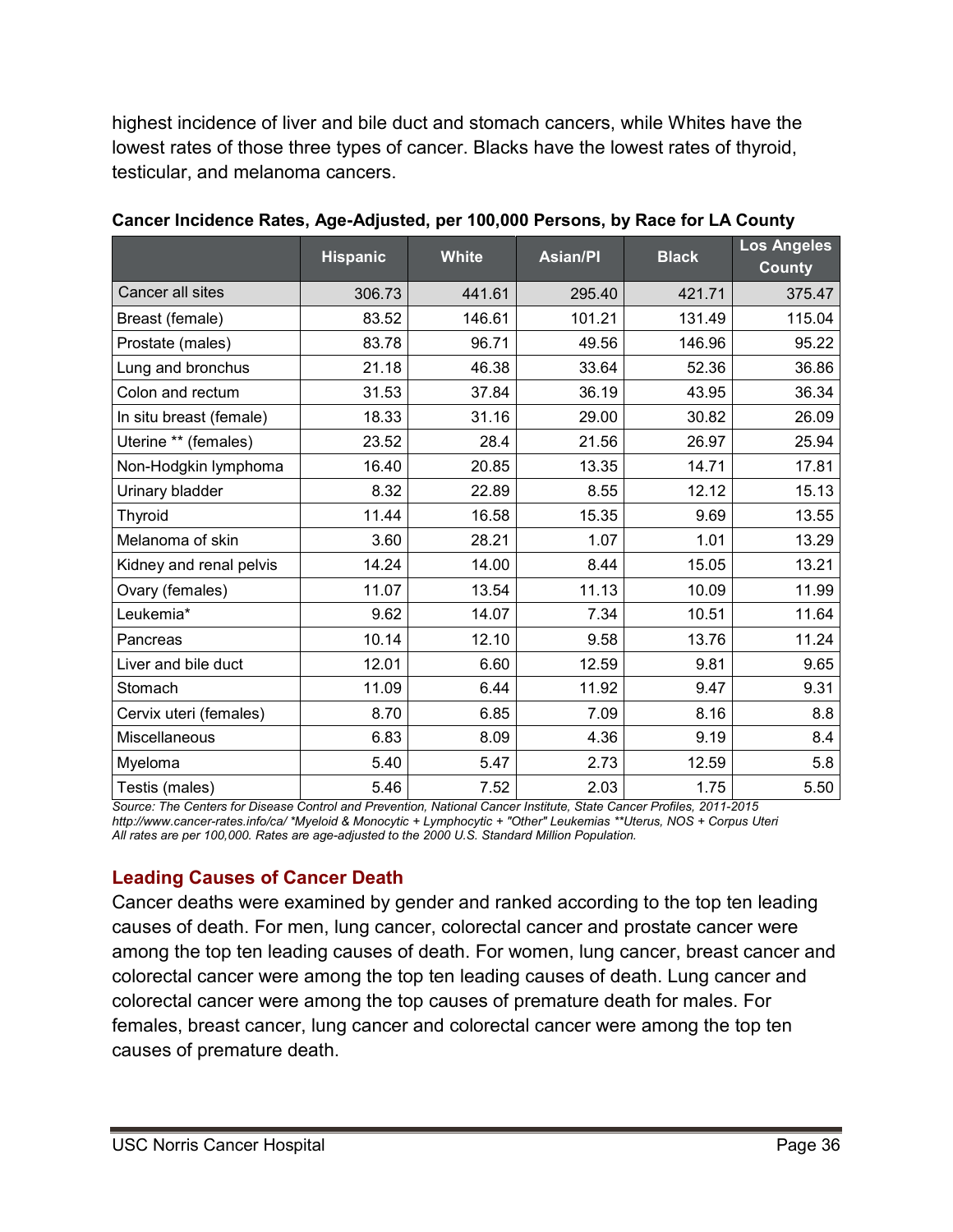highest incidence of liver and bile duct and stomach cancers, while Whites have the lowest rates of those three types of cancer. Blacks have the lowest rates of thyroid, testicular, and melanoma cancers.

**Cancer Incidence Rates, Age-Adjusted, per 100,000 Persons, by Race for LA County**

| | Hispanic | White | Asian/PI | Black | Los Angeles County |
|---|---|---|---|---|---|
| Cancer all sites | 306.73 | 441.61 | 295.40 | 421.71 | 375.47 |
| Breast (female) | 83.52 | 146.61 | 101.21 | 131.49 | 115.04 |
| Prostate (males) | 83.78 | 96.71 | 49.56 | 146.96 | 95.22 |
| Lung and bronchus | 21.18 | 46.38 | 33.64 | 52.36 | 36.86 |
| Colon and rectum | 31.53 | 37.84 | 36.19 | 43.95 | 36.34 |
| In situ breast (female) | 18.33 | 31.16 | 29.00 | 30.82 | 26.09 |
| Uterine ** (females) | 23.52 | 28.4 | 21.56 | 26.97 | 25.94 |
| Non-Hodgkin lymphoma | 16.40 | 20.85 | 13.35 | 14.71 | 17.81 |
| Urinary bladder | 8.32 | 22.89 | 8.55 | 12.12 | 15.13 |
| Thyroid | 11.44 | 16.58 | 15.35 | 9.69 | 13.55 |
| Melanoma of skin | 3.60 | 28.21 | 1.07 | 1.01 | 13.29 |
| Kidney and renal pelvis | 14.24 | 14.00 | 8.44 | 15.05 | 13.21 |
| Ovary (females) | 11.07 | 13.54 | 11.13 | 10.09 | 11.99 |
| Leukemia* | 9.62 | 14.07 | 7.34 | 10.51 | 11.64 |
| Pancreas | 10.14 | 12.10 | 9.58 | 13.76 | 11.24 |
| Liver and bile duct | 12.01 | 6.60 | 12.59 | 9.81 | 9.65 |
| Stomach | 11.09 | 6.44 | 11.92 | 9.47 | 9.31 |
| Cervix uteri (females) | 8.70 | 6.85 | 7.09 | 8.16 | 8.8 |
| Miscellaneous | 6.83 | 8.09 | 4.36 | 9.19 | 8.4 |
| Myeloma | 5.40 | 5.47 | 2.73 | 12.59 | 5.8 |
| Testis (males) | 5.46 | 7.52 | 2.03 | 1.75 | 5.50 |

*Source: The Centers for Disease Control and Prevention, National Cancer Institute, State Cancer Profiles, 2011-2015 http://www.cancer-rates.info/ca/ *Myeloid & Monocytic + Lymphocytic + "Other" Leukemias **Uterus, NOS + Corpus Uteri*
*All rates are per 100,000. Rates are age-adjusted to the 2000 U.S. Standard Million Population.*

## Leading Causes of Cancer Death

Cancer deaths were examined by gender and ranked according to the top ten leading causes of death. For men, lung cancer, colorectal cancer and prostate cancer were among the top ten leading causes of death. For women, lung cancer, breast cancer and colorectal cancer were among the top ten leading causes of death. Lung cancer and colorectal cancer were among the top causes of premature death for males. For females, breast cancer, lung cancer and colorectal cancer were among the top ten causes of premature death.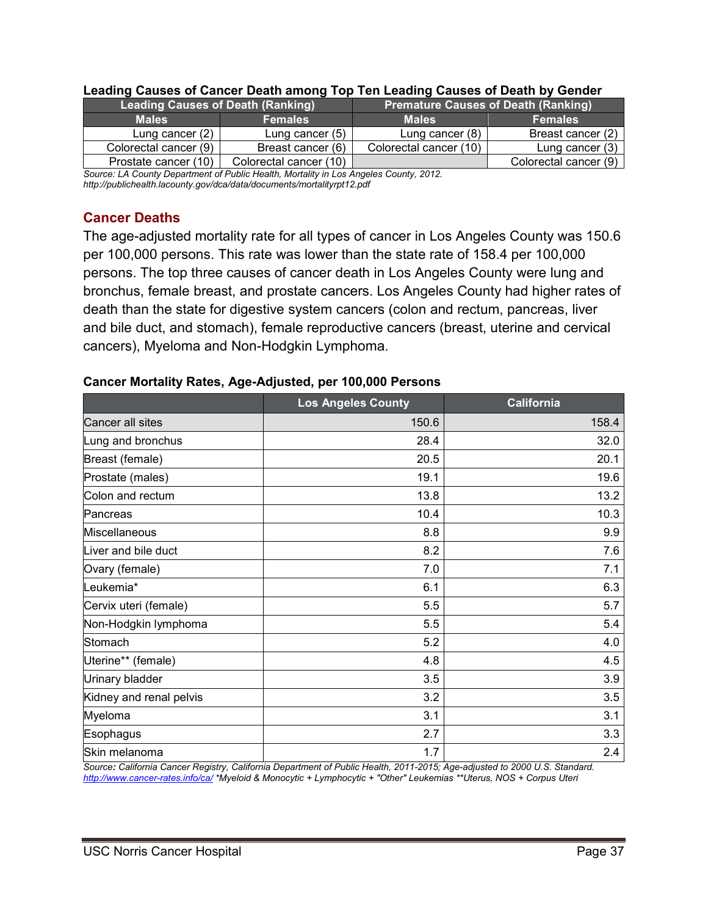**Leading Causes of Cancer Death among Top Ten Leading Causes of Death by Gender**

| Leading Causes of Death (Ranking) | | Premature Causes of Death (Ranking) | |
|---|---|---|---|
| **Males** | **Females** | **Males** | **Females** |
| Lung cancer (2) | Lung cancer (5) | Lung cancer (8) | Breast cancer (2) |
| Colorectal cancer (9) | Breast cancer (6) | Colorectal cancer (10) | Lung cancer (3) |
| Prostate cancer (10) | Colorectal cancer (10) | | Colorectal cancer (9) |

*Source: LA County Department of Public Health, Mortality in Los Angeles County, 2012. http://publichealth.lacounty.gov/dca/data/documents/mortalityrpt12.pdf*

## Cancer Deaths

The age-adjusted mortality rate for all types of cancer in Los Angeles County was 150.6 per 100,000 persons. This rate was lower than the state rate of 158.4 per 100,000 persons. The top three causes of cancer death in Los Angeles County were lung and bronchus, female breast, and prostate cancers. Los Angeles County had higher rates of death than the state for digestive system cancers (colon and rectum, pancreas, liver and bile duct, and stomach), female reproductive cancers (breast, uterine and cervical cancers), Myeloma and Non-Hodgkin Lymphoma.

**Cancer Mortality Rates, Age-Adjusted, per 100,000 Persons**

| | Los Angeles County | California |
|---|---|---|
| Cancer all sites | 150.6 | 158.4 |
| Lung and bronchus | 28.4 | 32.0 |
| Breast (female) | 20.5 | 20.1 |
| Prostate (males) | 19.1 | 19.6 |
| Colon and rectum | 13.8 | 13.2 |
| Pancreas | 10.4 | 10.3 |
| Miscellaneous | 8.8 | 9.9 |
| Liver and bile duct | 8.2 | 7.6 |
| Ovary (female) | 7.0 | 7.1 |
| Leukemia* | 6.1 | 6.3 |
| Cervix uteri (female) | 5.5 | 5.7 |
| Non-Hodgkin lymphoma | 5.5 | 5.4 |
| Stomach | 5.2 | 4.0 |
| Uterine** (female) | 4.8 | 4.5 |
| Urinary bladder | 3.5 | 3.9 |
| Kidney and renal pelvis | 3.2 | 3.5 |
| Myeloma | 3.1 | 3.1 |
| Esophagus | 2.7 | 3.3 |
| Skin melanoma | 1.7 | 2.4 |

*Source: California Cancer Registry, California Department of Public Health, 2011-2015; Age-adjusted to 2000 U.S. Standard. http://www.cancer-rates.info/ca/ *Myeloid & Monocytic + Lymphocytic + "Other" Leukemias **Uterus, NOS + Corpus Uteri*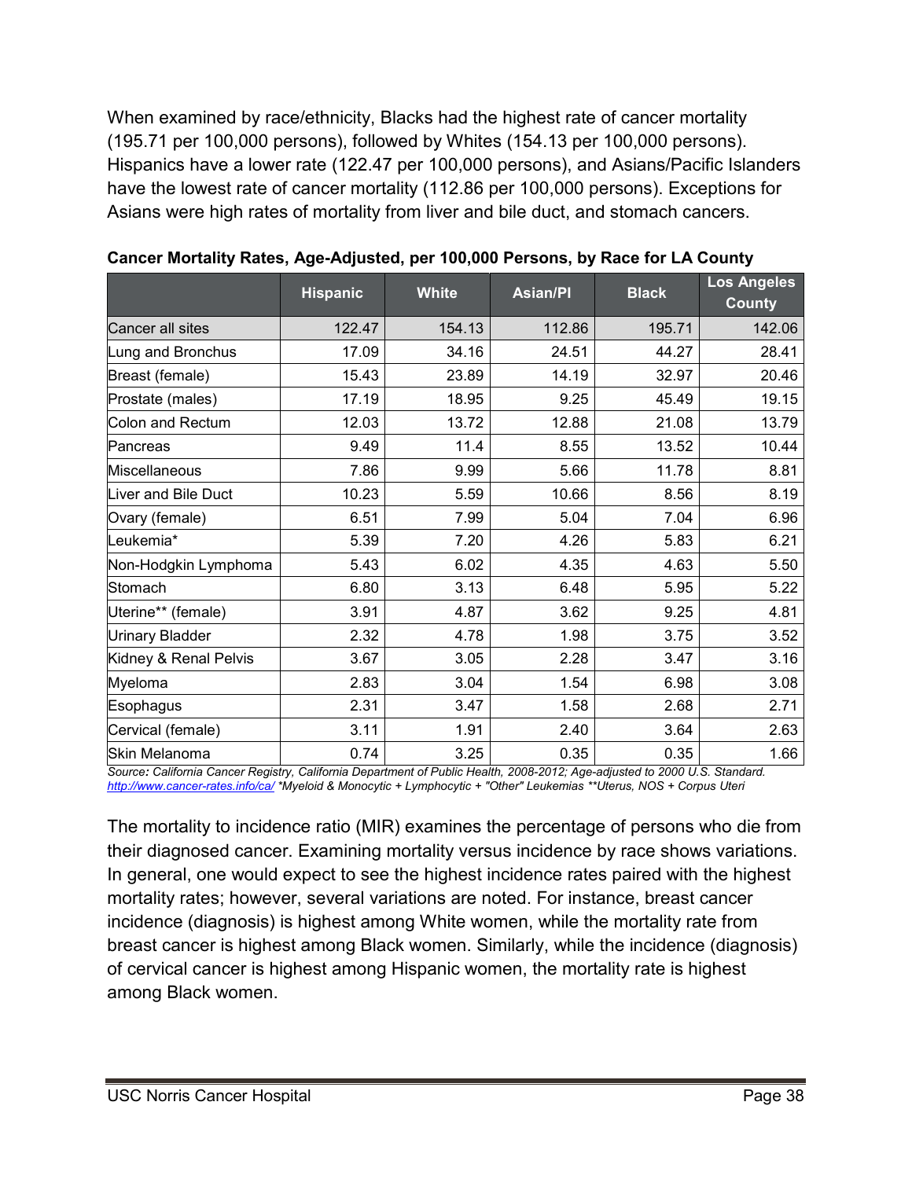When examined by race/ethnicity, Blacks had the highest rate of cancer mortality (195.71 per 100,000 persons), followed by Whites (154.13 per 100,000 persons). Hispanics have a lower rate (122.47 per 100,000 persons), and Asians/Pacific Islanders have the lowest rate of cancer mortality (112.86 per 100,000 persons). Exceptions for Asians were high rates of mortality from liver and bile duct, and stomach cancers.

**Cancer Mortality Rates, Age-Adjusted, per 100,000 Persons, by Race for LA County**

| | Hispanic | White | Asian/PI | Black | Los Angeles County |
|---|---|---|---|---|---|
| Cancer all sites | 122.47 | 154.13 | 112.86 | 195.71 | 142.06 |
| Lung and Bronchus | 17.09 | 34.16 | 24.51 | 44.27 | 28.41 |
| Breast (female) | 15.43 | 23.89 | 14.19 | 32.97 | 20.46 |
| Prostate (males) | 17.19 | 18.95 | 9.25 | 45.49 | 19.15 |
| Colon and Rectum | 12.03 | 13.72 | 12.88 | 21.08 | 13.79 |
| Pancreas | 9.49 | 11.4 | 8.55 | 13.52 | 10.44 |
| Miscellaneous | 7.86 | 9.99 | 5.66 | 11.78 | 8.81 |
| Liver and Bile Duct | 10.23 | 5.59 | 10.66 | 8.56 | 8.19 |
| Ovary (female) | 6.51 | 7.99 | 5.04 | 7.04 | 6.96 |
| Leukemia* | 5.39 | 7.20 | 4.26 | 5.83 | 6.21 |
| Non-Hodgkin Lymphoma | 5.43 | 6.02 | 4.35 | 4.63 | 5.50 |
| Stomach | 6.80 | 3.13 | 6.48 | 5.95 | 5.22 |
| Uterine** (female) | 3.91 | 4.87 | 3.62 | 9.25 | 4.81 |
| Urinary Bladder | 2.32 | 4.78 | 1.98 | 3.75 | 3.52 |
| Kidney & Renal Pelvis | 3.67 | 3.05 | 2.28 | 3.47 | 3.16 |
| Myeloma | 2.83 | 3.04 | 1.54 | 6.98 | 3.08 |
| Esophagus | 2.31 | 3.47 | 1.58 | 2.68 | 2.71 |
| Cervical (female) | 3.11 | 1.91 | 2.40 | 3.64 | 2.63 |
| Skin Melanoma | 0.74 | 3.25 | 0.35 | 0.35 | 1.66 |

*Source: California Cancer Registry, California Department of Public Health, 2008-2012; Age-adjusted to 2000 U.S. Standard. http://www.cancer-rates.info/ca/ *Myeloid & Monocytic + Lymphocytic + "Other" Leukemias **Uterus, NOS + Corpus Uteri*

The mortality to incidence ratio (MIR) examines the percentage of persons who die from their diagnosed cancer. Examining mortality versus incidence by race shows variations. In general, one would expect to see the highest incidence rates paired with the highest mortality rates; however, several variations are noted. For instance, breast cancer incidence (diagnosis) is highest among White women, while the mortality rate from breast cancer is highest among Black women. Similarly, while the incidence (diagnosis) of cervical cancer is highest among Hispanic women, the mortality rate is highest among Black women.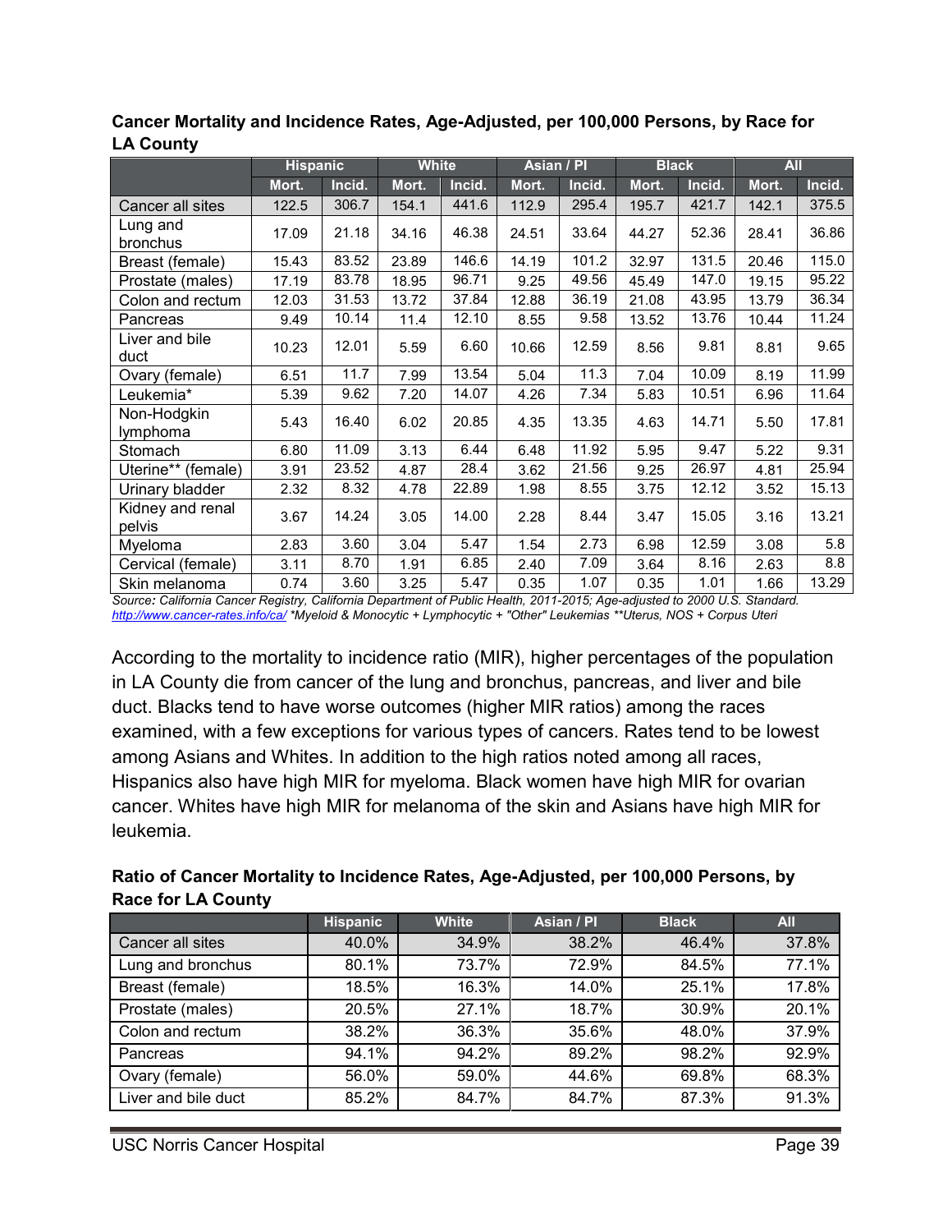**Cancer Mortality and Incidence Rates, Age-Adjusted, per 100,000 Persons, by Race for LA County**

| | Hispanic | | White | | Asian / PI | | Black | | All | |
|---|---|---|---|---|---|---|---|---|---|---|
| | Mort. | Incid. | Mort. | Incid. | Mort. | Incid. | Mort. | Incid. | Mort. | Incid. |
| Cancer all sites | 122.5 | 306.7 | 154.1 | 441.6 | 112.9 | 295.4 | 195.7 | 421.7 | 142.1 | 375.5 |
| Lung and bronchus | 17.09 | 21.18 | 34.16 | 46.38 | 24.51 | 33.64 | 44.27 | 52.36 | 28.41 | 36.86 |
| Breast (female) | 15.43 | 83.52 | 23.89 | 146.6 | 14.19 | 101.2 | 32.97 | 131.5 | 20.46 | 115.0 |
| Prostate (males) | 17.19 | 83.78 | 18.95 | 96.71 | 9.25 | 49.56 | 45.49 | 147.0 | 19.15 | 95.22 |
| Colon and rectum | 12.03 | 31.53 | 13.72 | 37.84 | 12.88 | 36.19 | 21.08 | 43.95 | 13.79 | 36.34 |
| Pancreas | 9.49 | 10.14 | 11.4 | 12.10 | 8.55 | 9.58 | 13.52 | 13.76 | 10.44 | 11.24 |
| Liver and bile duct | 10.23 | 12.01 | 5.59 | 6.60 | 10.66 | 12.59 | 8.56 | 9.81 | 8.81 | 9.65 |
| Ovary (female) | 6.51 | 11.7 | 7.99 | 13.54 | 5.04 | 11.3 | 7.04 | 10.09 | 8.19 | 11.99 |
| Leukemia* | 5.39 | 9.62 | 7.20 | 14.07 | 4.26 | 7.34 | 5.83 | 10.51 | 6.96 | 11.64 |
| Non-Hodgkin lymphoma | 5.43 | 16.40 | 6.02 | 20.85 | 4.35 | 13.35 | 4.63 | 14.71 | 5.50 | 17.81 |
| Stomach | 6.80 | 11.09 | 3.13 | 6.44 | 6.48 | 11.92 | 5.95 | 9.47 | 5.22 | 9.31 |
| Uterine** (female) | 3.91 | 23.52 | 4.87 | 28.4 | 3.62 | 21.56 | 9.25 | 26.97 | 4.81 | 25.94 |
| Urinary bladder | 2.32 | 8.32 | 4.78 | 22.89 | 1.98 | 8.55 | 3.75 | 12.12 | 3.52 | 15.13 |
| Kidney and renal pelvis | 3.67 | 14.24 | 3.05 | 14.00 | 2.28 | 8.44 | 3.47 | 15.05 | 3.16 | 13.21 |
| Myeloma | 2.83 | 3.60 | 3.04 | 5.47 | 1.54 | 2.73 | 6.98 | 12.59 | 3.08 | 5.8 |
| Cervical (female) | 3.11 | 8.70 | 1.91 | 6.85 | 2.40 | 7.09 | 3.64 | 8.16 | 2.63 | 8.8 |
| Skin melanoma | 0.74 | 3.60 | 3.25 | 5.47 | 0.35 | 1.07 | 0.35 | 1.01 | 1.66 | 13.29 |

*Source: California Cancer Registry, California Department of Public Health, 2011-2015; Age-adjusted to 2000 U.S. Standard. http://www.cancer-rates.info/ca/ *Myeloid & Monocytic + Lymphocytic + "Other" Leukemias **Uterus, NOS + Corpus Uteri*

According to the mortality to incidence ratio (MIR), higher percentages of the population in LA County die from cancer of the lung and bronchus, pancreas, and liver and bile duct. Blacks tend to have worse outcomes (higher MIR ratios) among the races examined, with a few exceptions for various types of cancers. Rates tend to be lowest among Asians and Whites. In addition to the high ratios noted among all races, Hispanics also have high MIR for myeloma. Black women have high MIR for ovarian cancer. Whites have high MIR for melanoma of the skin and Asians have high MIR for leukemia.

**Ratio of Cancer Mortality to Incidence Rates, Age-Adjusted, per 100,000 Persons, by Race for LA County**

| | Hispanic | White | Asian / PI | Black | All |
|---|---|---|---|---|---|
| Cancer all sites | 40.0% | 34.9% | 38.2% | 46.4% | 37.8% |
| Lung and bronchus | 80.1% | 73.7% | 72.9% | 84.5% | 77.1% |
| Breast (female) | 18.5% | 16.3% | 14.0% | 25.1% | 17.8% |
| Prostate (males) | 20.5% | 27.1% | 18.7% | 30.9% | 20.1% |
| Colon and rectum | 38.2% | 36.3% | 35.6% | 48.0% | 37.9% |
| Pancreas | 94.1% | 94.2% | 89.2% | 98.2% | 92.9% |
| Ovary (female) | 56.0% | 59.0% | 44.6% | 69.8% | 68.3% |
| Liver and bile duct | 85.2% | 84.7% | 84.7% | 87.3% | 91.3% |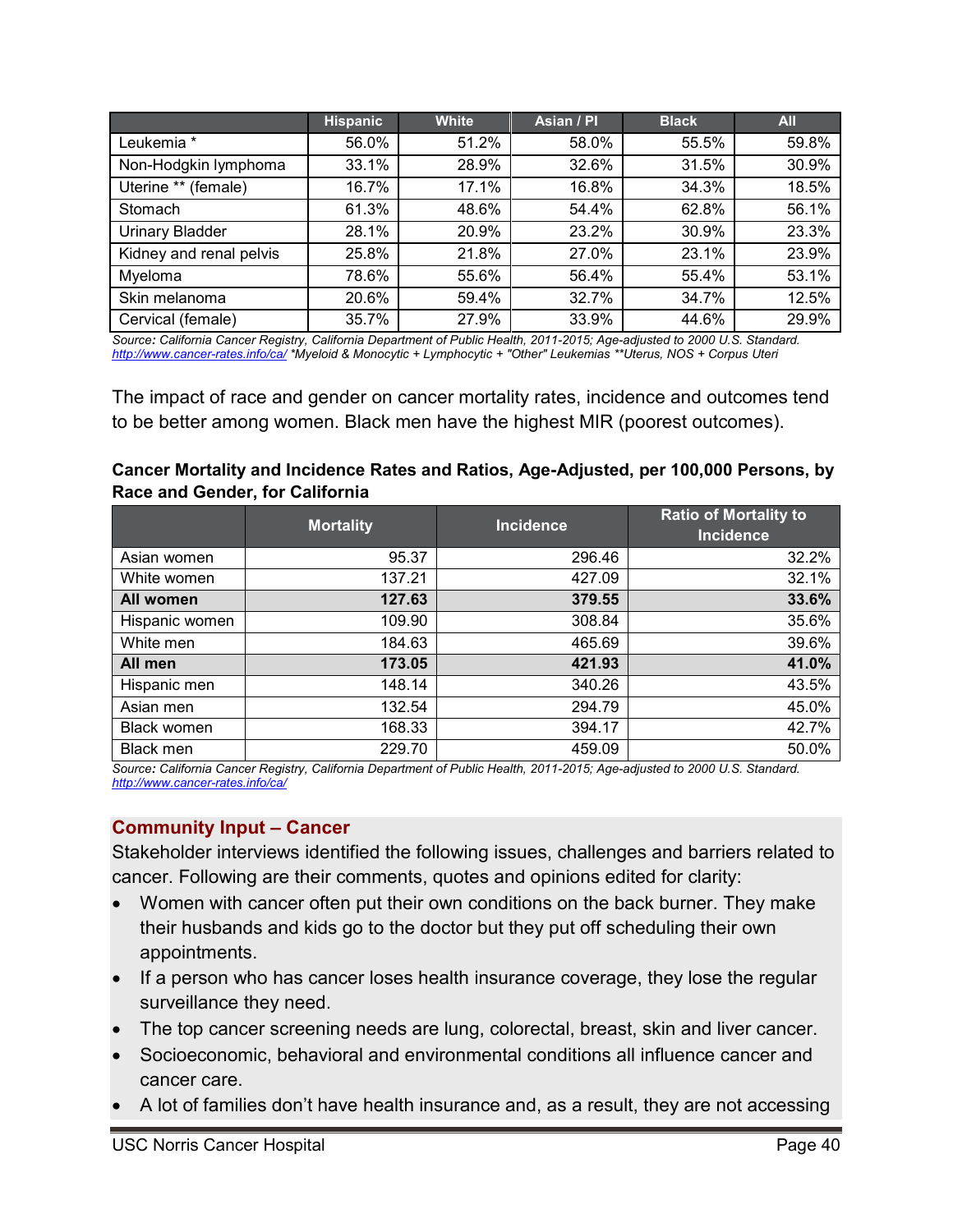| | Hispanic | White | Asian / PI | Black | All |
|---|---|---|---|---|---|
| Leukemia * | 56.0% | 51.2% | 58.0% | 55.5% | 59.8% |
| Non-Hodgkin lymphoma | 33.1% | 28.9% | 32.6% | 31.5% | 30.9% |
| Uterine ** (female) | 16.7% | 17.1% | 16.8% | 34.3% | 18.5% |
| Stomach | 61.3% | 48.6% | 54.4% | 62.8% | 56.1% |
| Urinary Bladder | 28.1% | 20.9% | 23.2% | 30.9% | 23.3% |
| Kidney and renal pelvis | 25.8% | 21.8% | 27.0% | 23.1% | 23.9% |
| Myeloma | 78.6% | 55.6% | 56.4% | 55.4% | 53.1% |
| Skin melanoma | 20.6% | 59.4% | 32.7% | 34.7% | 12.5% |
| Cervical (female) | 35.7% | 27.9% | 33.9% | 44.6% | 29.9% |

*Source: California Cancer Registry, California Department of Public Health, 2011-2015; Age-adjusted to 2000 U.S. Standard. http://www.cancer-rates.info/ca/ *Myeloid & Monocytic + Lymphocytic + "Other" Leukemias **Uterus, NOS + Corpus Uteri*

The impact of race and gender on cancer mortality rates, incidence and outcomes tend to be better among women. Black men have the highest MIR (poorest outcomes).

**Cancer Mortality and Incidence Rates and Ratios, Age-Adjusted, per 100,000 Persons, by Race and Gender, for California**

| | Mortality | Incidence | Ratio of Mortality to Incidence |
|---|---|---|---|
| Asian women | 95.37 | 296.46 | 32.2% |
| White women | 137.21 | 427.09 | 32.1% |
| **All women** | **127.63** | **379.55** | **33.6%** |
| Hispanic women | 109.90 | 308.84 | 35.6% |
| White men | 184.63 | 465.69 | 39.6% |
| **All men** | **173.05** | **421.93** | **41.0%** |
| Hispanic men | 148.14 | 340.26 | 43.5% |
| Asian men | 132.54 | 294.79 | 45.0% |
| Black women | 168.33 | 394.17 | 42.7% |
| Black men | 229.70 | 459.09 | 50.0% |

*Source: California Cancer Registry, California Department of Public Health, 2011-2015; Age-adjusted to 2000 U.S. Standard. http://www.cancer-rates.info/ca/*

## Community Input – Cancer

Stakeholder interviews identified the following issues, challenges and barriers related to cancer. Following are their comments, quotes and opinions edited for clarity:

- Women with cancer often put their own conditions on the back burner. They make their husbands and kids go to the doctor but they put off scheduling their own appointments.
- If a person who has cancer loses health insurance coverage, they lose the regular surveillance they need.
- The top cancer screening needs are lung, colorectal, breast, skin and liver cancer.
- Socioeconomic, behavioral and environmental conditions all influence cancer and cancer care.
- A lot of families don't have health insurance and, as a result, they are not accessing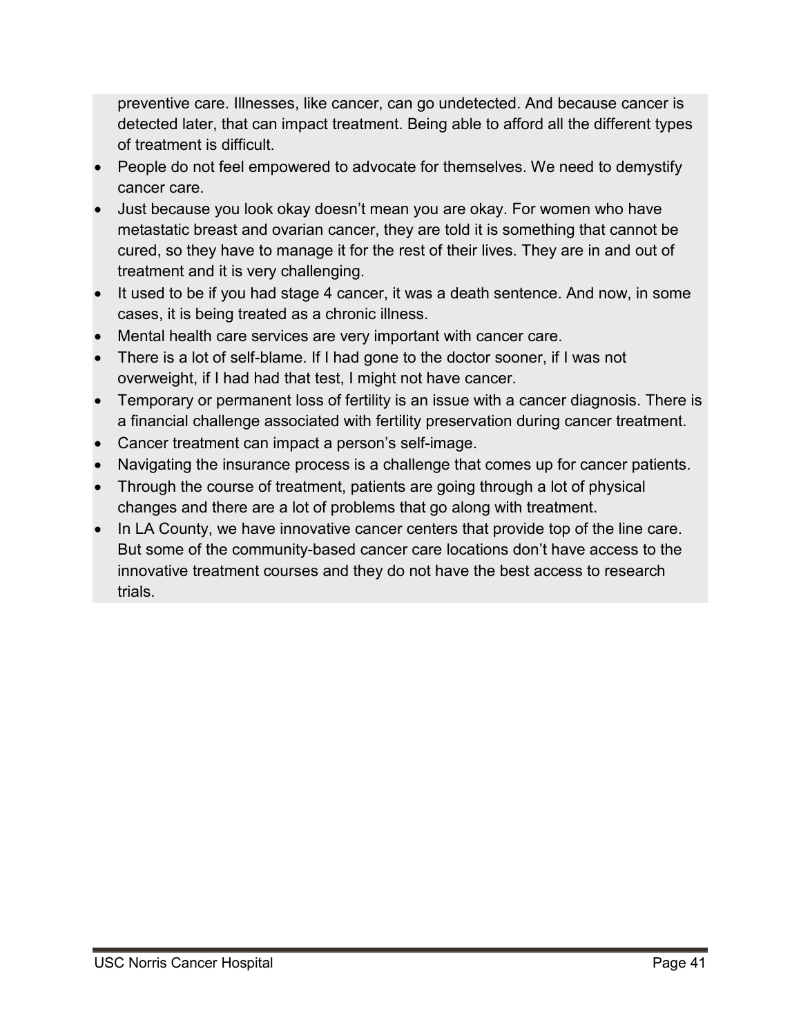preventive care. Illnesses, like cancer, can go undetected. And because cancer is detected later, that can impact treatment. Being able to afford all the different types of treatment is difficult.

- People do not feel empowered to advocate for themselves. We need to demystify cancer care.
- Just because you look okay doesn't mean you are okay. For women who have metastatic breast and ovarian cancer, they are told it is something that cannot be cured, so they have to manage it for the rest of their lives. They are in and out of treatment and it is very challenging.
- It used to be if you had stage 4 cancer, it was a death sentence. And now, in some cases, it is being treated as a chronic illness.
- Mental health care services are very important with cancer care.
- There is a lot of self-blame. If I had gone to the doctor sooner, if I was not overweight, if I had had that test, I might not have cancer.
- Temporary or permanent loss of fertility is an issue with a cancer diagnosis. There is a financial challenge associated with fertility preservation during cancer treatment.
- Cancer treatment can impact a person's self-image.
- Navigating the insurance process is a challenge that comes up for cancer patients.
- Through the course of treatment, patients are going through a lot of physical changes and there are a lot of problems that go along with treatment.
- In LA County, we have innovative cancer centers that provide top of the line care. But some of the community-based cancer care locations don't have access to the innovative treatment courses and they do not have the best access to research trials.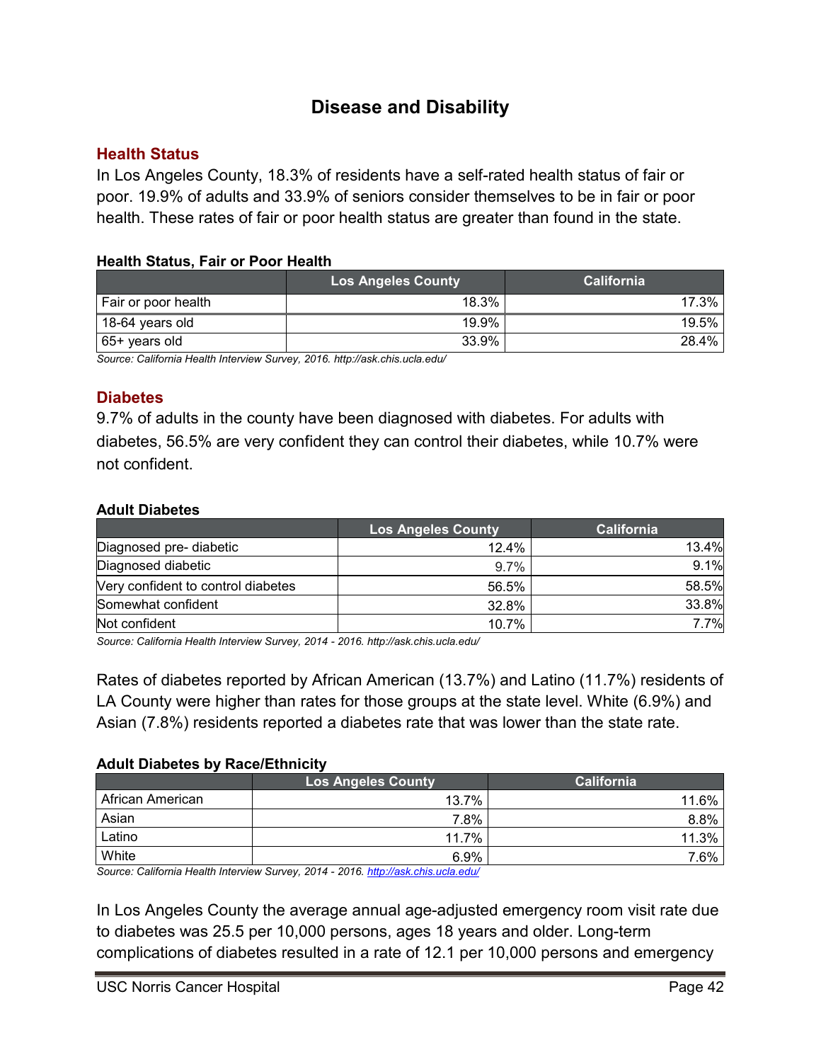# Disease and Disability

## Health Status

In Los Angeles County, 18.3% of residents have a self-rated health status of fair or poor. 19.9% of adults and 33.9% of seniors consider themselves to be in fair or poor health. These rates of fair or poor health status are greater than found in the state.

**Health Status, Fair or Poor Health**

| | Los Angeles County | California |
|---|---|---|
| Fair or poor health | 18.3% | 17.3% |
| 18-64 years old | 19.9% | 19.5% |
| 65+ years old | 33.9% | 28.4% |

*Source: California Health Interview Survey, 2016. http://ask.chis.ucla.edu/*

## Diabetes

9.7% of adults in the county have been diagnosed with diabetes. For adults with diabetes, 56.5% are very confident they can control their diabetes, while 10.7% were not confident.

**Adult Diabetes**

| | Los Angeles County | California |
|---|---|---|
| Diagnosed pre- diabetic | 12.4% | 13.4% |
| Diagnosed diabetic | 9.7% | 9.1% |
| Very confident to control diabetes | 56.5% | 58.5% |
| Somewhat confident | 32.8% | 33.8% |
| Not confident | 10.7% | 7.7% |

*Source: California Health Interview Survey, 2014 - 2016. http://ask.chis.ucla.edu/*

Rates of diabetes reported by African American (13.7%) and Latino (11.7%) residents of LA County were higher than rates for those groups at the state level. White (6.9%) and Asian (7.8%) residents reported a diabetes rate that was lower than the state rate.

**Adult Diabetes by Race/Ethnicity**

| | Los Angeles County | California |
|---|---|---|
| African American | 13.7% | 11.6% |
| Asian | 7.8% | 8.8% |
| Latino | 11.7% | 11.3% |
| White | 6.9% | 7.6% |

*Source: California Health Interview Survey, 2014 - 2016. http://ask.chis.ucla.edu/*

In Los Angeles County the average annual age-adjusted emergency room visit rate due to diabetes was 25.5 per 10,000 persons, ages 18 years and older. Long-term complications of diabetes resulted in a rate of 12.1 per 10,000 persons and emergency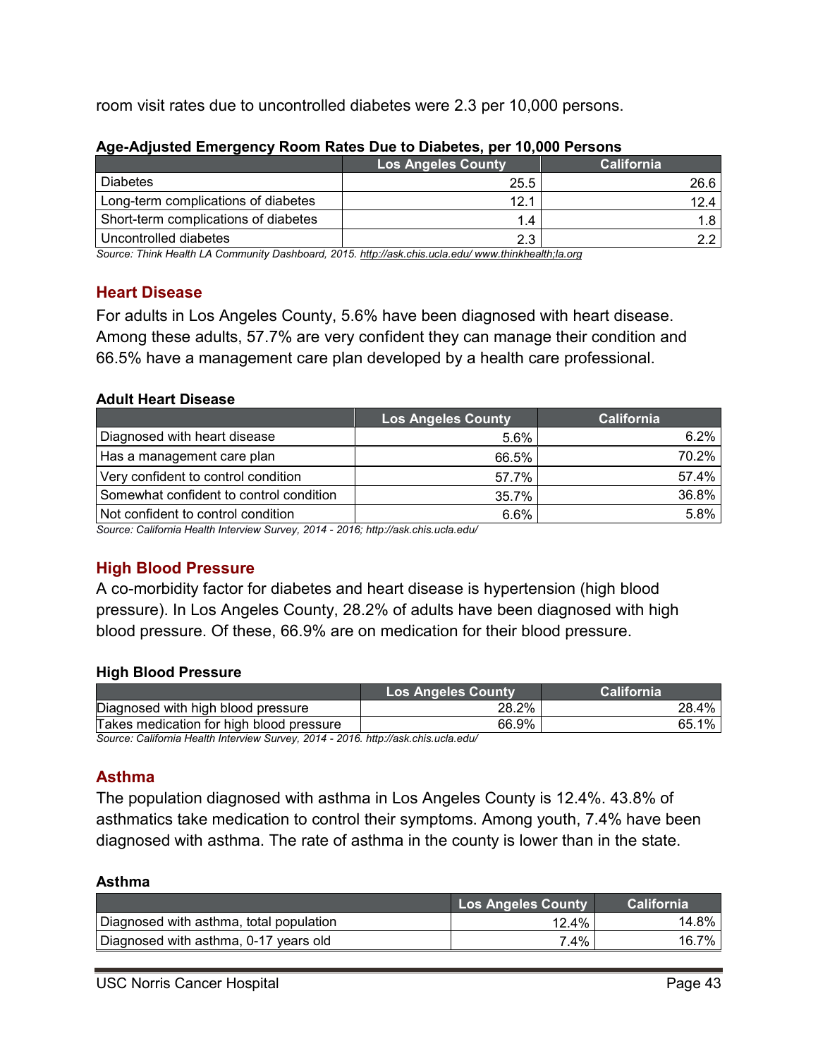room visit rates due to uncontrolled diabetes were 2.3 per 10,000 persons.

**Age-Adjusted Emergency Room Rates Due to Diabetes, per 10,000 Persons**

| | Los Angeles County | California |
|---|---|---|
| Diabetes | 25.5 | 26.6 |
| Long-term complications of diabetes | 12.1 | 12.4 |
| Short-term complications of diabetes | 1.4 | 1.8 |
| Uncontrolled diabetes | 2.3 | 2.2 |

*Source: Think Health LA Community Dashboard, 2015. http://ask.chis.ucla.edu/ www.thinkhealth;la.org*

## Heart Disease

For adults in Los Angeles County, 5.6% have been diagnosed with heart disease. Among these adults, 57.7% are very confident they can manage their condition and 66.5% have a management care plan developed by a health care professional.

**Adult Heart Disease**

| | Los Angeles County | California |
|---|---|---|
| Diagnosed with heart disease | 5.6% | 6.2% |
| Has a management care plan | 66.5% | 70.2% |
| Very confident to control condition | 57.7% | 57.4% |
| Somewhat confident to control condition | 35.7% | 36.8% |
| Not confident to control condition | 6.6% | 5.8% |

*Source: California Health Interview Survey, 2014 - 2016; http://ask.chis.ucla.edu/*

## High Blood Pressure

A co-morbidity factor for diabetes and heart disease is hypertension (high blood pressure). In Los Angeles County, 28.2% of adults have been diagnosed with high blood pressure. Of these, 66.9% are on medication for their blood pressure.

**High Blood Pressure**

| | Los Angeles County | California |
|---|---|---|
| Diagnosed with high blood pressure | 28.2% | 28.4% |
| Takes medication for high blood pressure | 66.9% | 65.1% |

*Source: California Health Interview Survey, 2014 - 2016. http://ask.chis.ucla.edu/*

## Asthma

The population diagnosed with asthma in Los Angeles County is 12.4%. 43.8% of asthmatics take medication to control their symptoms. Among youth, 7.4% have been diagnosed with asthma. The rate of asthma in the county is lower than in the state.

**Asthma**

| | Los Angeles County | California |
|---|---|---|
| Diagnosed with asthma, total population | 12.4% | 14.8% |
| Diagnosed with asthma, 0-17 years old | 7.4% | 16.7% |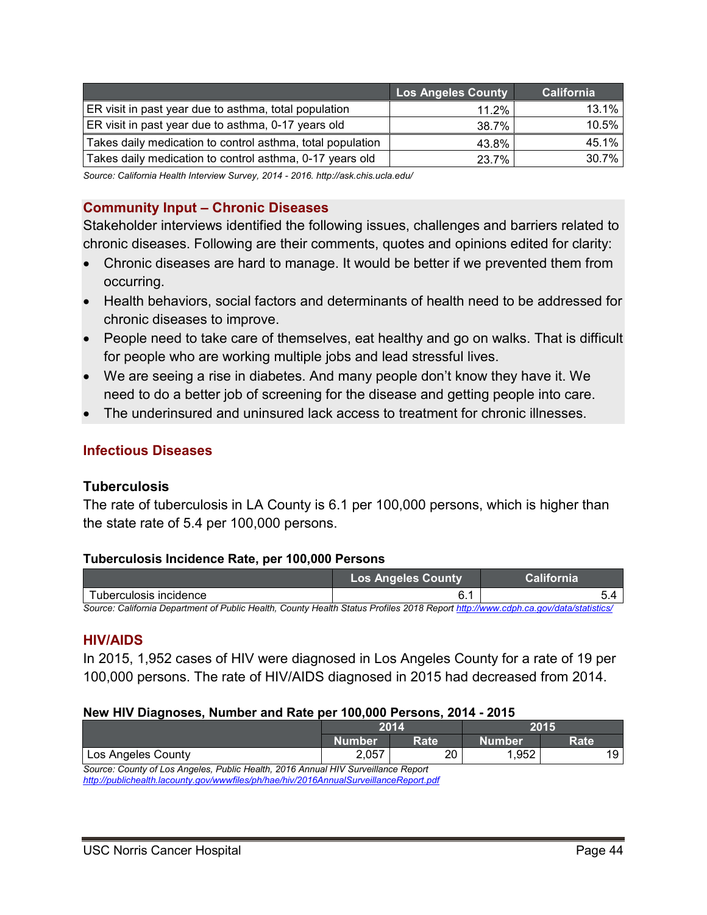| | Los Angeles County | California |
|---|---|---|
| ER visit in past year due to asthma, total population | 11.2% | 13.1% |
| ER visit in past year due to asthma, 0-17 years old | 38.7% | 10.5% |
| Takes daily medication to control asthma, total population | 43.8% | 45.1% |
| Takes daily medication to control asthma, 0-17 years old | 23.7% | 30.7% |

*Source: California Health Interview Survey, 2014 - 2016. http://ask.chis.ucla.edu/*

### Community Input – Chronic Diseases

Stakeholder interviews identified the following issues, challenges and barriers related to chronic diseases. Following are their comments, quotes and opinions edited for clarity:

- Chronic diseases are hard to manage. It would be better if we prevented them from occurring.
- Health behaviors, social factors and determinants of health need to be addressed for chronic diseases to improve.
- People need to take care of themselves, eat healthy and go on walks. That is difficult for people who are working multiple jobs and lead stressful lives.
- We are seeing a rise in diabetes. And many people don't know they have it. We need to do a better job of screening for the disease and getting people into care.
- The underinsured and uninsured lack access to treatment for chronic illnesses.

## Infectious Diseases

### Tuberculosis

The rate of tuberculosis in LA County is 6.1 per 100,000 persons, which is higher than the state rate of 5.4 per 100,000 persons.

**Tuberculosis Incidence Rate, per 100,000 Persons**

| | Los Angeles County | California |
|---|---|---|
| Tuberculosis incidence | 6.1 | 5.4 |

*Source: California Department of Public Health, County Health Status Profiles 2018 Report http://www.cdph.ca.gov/data/statistics/*

### HIV/AIDS

In 2015, 1,952 cases of HIV were diagnosed in Los Angeles County for a rate of 19 per 100,000 persons. The rate of HIV/AIDS diagnosed in 2015 had decreased from 2014.

**New HIV Diagnoses, Number and Rate per 100,000 Persons, 2014 - 2015**

| | 2014 | | 2015 | |
|---|---|---|---|---|
| | Number | Rate | Number | Rate |
| Los Angeles County | 2,057 | 20 | 1,952 | 19 |

*Source: County of Los Angeles, Public Health, 2016 Annual HIV Surveillance Report http://publichealth.lacounty.gov/wwwfiles/ph/hae/hiv/2016AnnualSurveillanceReport.pdf*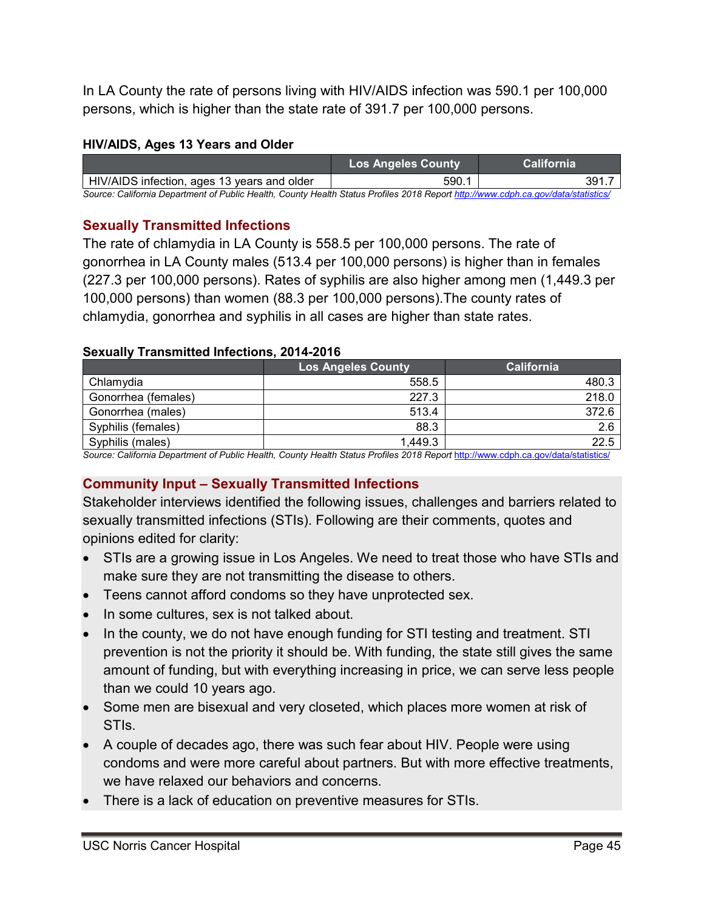In LA County the rate of persons living with HIV/AIDS infection was 590.1 per 100,000 persons, which is higher than the state rate of 391.7 per 100,000 persons.

**HIV/AIDS, Ages 13 Years and Older**

| | Los Angeles County | California |
|---|---|---|
| HIV/AIDS infection, ages 13 years and older | 590.1 | 391.7 |

*Source: California Department of Public Health, County Health Status Profiles 2018 Report http://www.cdph.ca.gov/data/statistics/*

## Sexually Transmitted Infections

The rate of chlamydia in LA County is 558.5 per 100,000 persons. The rate of gonorrhea in LA County males (513.4 per 100,000 persons) is higher than in females (227.3 per 100,000 persons). Rates of syphilis are also higher among men (1,449.3 per 100,000 persons) than women (88.3 per 100,000 persons).The county rates of chlamydia, gonorrhea and syphilis in all cases are higher than state rates.

**Sexually Transmitted Infections, 2014-2016**

| | Los Angeles County | California |
|---|---|---|
| Chlamydia | 558.5 | 480.3 |
| Gonorrhea (females) | 227.3 | 218.0 |
| Gonorrhea (males) | 513.4 | 372.6 |
| Syphilis (females) | 88.3 | 2.6 |
| Syphilis (males) | 1,449.3 | 22.5 |

*Source: California Department of Public Health, County Health Status Profiles 2018 Report http://www.cdph.ca.gov/data/statistics/*

## Community Input – Sexually Transmitted Infections

Stakeholder interviews identified the following issues, challenges and barriers related to sexually transmitted infections (STIs). Following are their comments, quotes and opinions edited for clarity:

- STIs are a growing issue in Los Angeles. We need to treat those who have STIs and make sure they are not transmitting the disease to others.
- Teens cannot afford condoms so they have unprotected sex.
- In some cultures, sex is not talked about.
- In the county, we do not have enough funding for STI testing and treatment. STI prevention is not the priority it should be. With funding, the state still gives the same amount of funding, but with everything increasing in price, we can serve less people than we could 10 years ago.
- Some men are bisexual and very closeted, which places more women at risk of STIs.
- A couple of decades ago, there was such fear about HIV. People were using condoms and were more careful about partners. But with more effective treatments, we have relaxed our behaviors and concerns.
- There is a lack of education on preventive measures for STIs.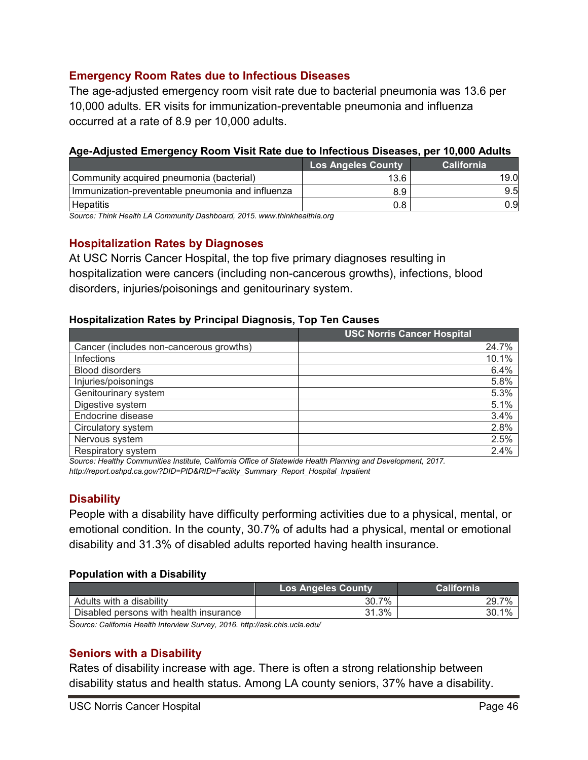### Emergency Room Rates due to Infectious Diseases

The age-adjusted emergency room visit rate due to bacterial pneumonia was 13.6 per 10,000 adults. ER visits for immunization-preventable pneumonia and influenza occurred at a rate of 8.9 per 10,000 adults.

**Age-Adjusted Emergency Room Visit Rate due to Infectious Diseases, per 10,000 Adults**

| | Los Angeles County | California |
|---|---|---|
| Community acquired pneumonia (bacterial) | 13.6 | 19.0 |
| Immunization-preventable pneumonia and influenza | 8.9 | 9.5 |
| Hepatitis | 0.8 | 0.9 |

*Source: Think Health LA Community Dashboard, 2015. www.thinkhealthla.org*

### Hospitalization Rates by Diagnoses

At USC Norris Cancer Hospital, the top five primary diagnoses resulting in hospitalization were cancers (including non-cancerous growths), infections, blood disorders, injuries/poisonings and genitourinary system.

**Hospitalization Rates by Principal Diagnosis, Top Ten Causes**

| | USC Norris Cancer Hospital |
|---|---|
| Cancer (includes non-cancerous growths) | 24.7% |
| Infections | 10.1% |
| Blood disorders | 6.4% |
| Injuries/poisonings | 5.8% |
| Genitourinary system | 5.3% |
| Digestive system | 5.1% |
| Endocrine disease | 3.4% |
| Circulatory system | 2.8% |
| Nervous system | 2.5% |
| Respiratory system | 2.4% |

*Source: Healthy Communities Institute, California Office of Statewide Health Planning and Development, 2017. http://report.oshpd.ca.gov/?DID=PID&RID=Facility_Summary_Report_Hospital_Inpatient*

### Disability

People with a disability have difficulty performing activities due to a physical, mental, or emotional condition. In the county, 30.7% of adults had a physical, mental or emotional disability and 31.3% of disabled adults reported having health insurance.

**Population with a Disability**

| | Los Angeles County | California |
|---|---|---|
| Adults with a disability | 30.7% | 29.7% |
| Disabled persons with health insurance | 31.3% | 30.1% |

*Source: California Health Interview Survey, 2016. http://ask.chis.ucla.edu/*

### Seniors with a Disability

Rates of disability increase with age. There is often a strong relationship between disability status and health status. Among LA county seniors, 37% have a disability.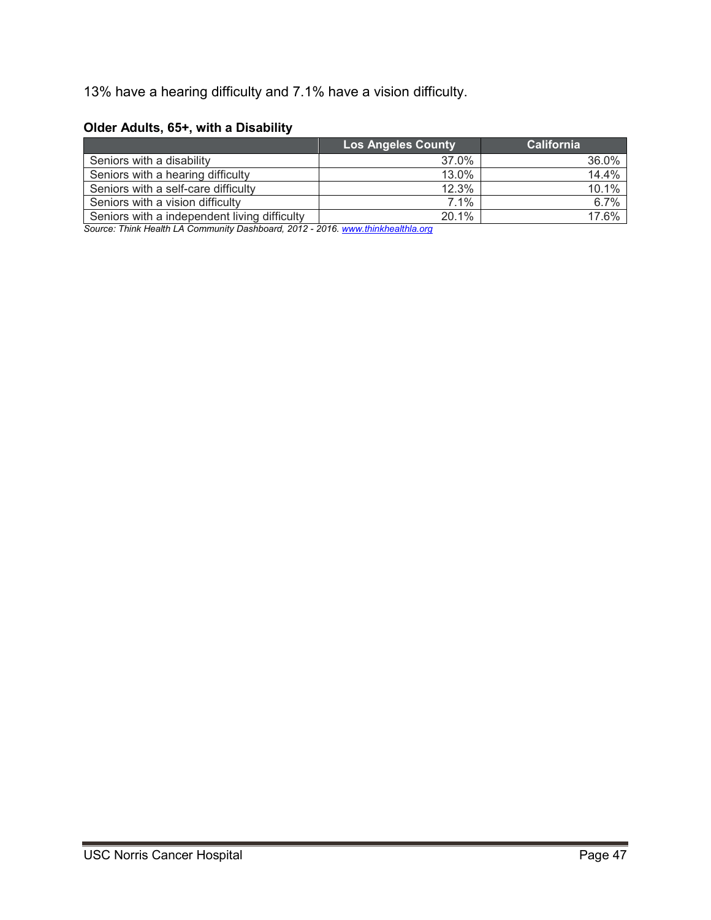13% have a hearing difficulty and 7.1% have a vision difficulty.

**Older Adults, 65+, with a Disability**

| | Los Angeles County | California |
|---|---|---|
| Seniors with a disability | 37.0% | 36.0% |
| Seniors with a hearing difficulty | 13.0% | 14.4% |
| Seniors with a self-care difficulty | 12.3% | 10.1% |
| Seniors with a vision difficulty | 7.1% | 6.7% |
| Seniors with a independent living difficulty | 20.1% | 17.6% |

*Source: Think Health LA Community Dashboard, 2012 - 2016. www.thinkhealthla.org*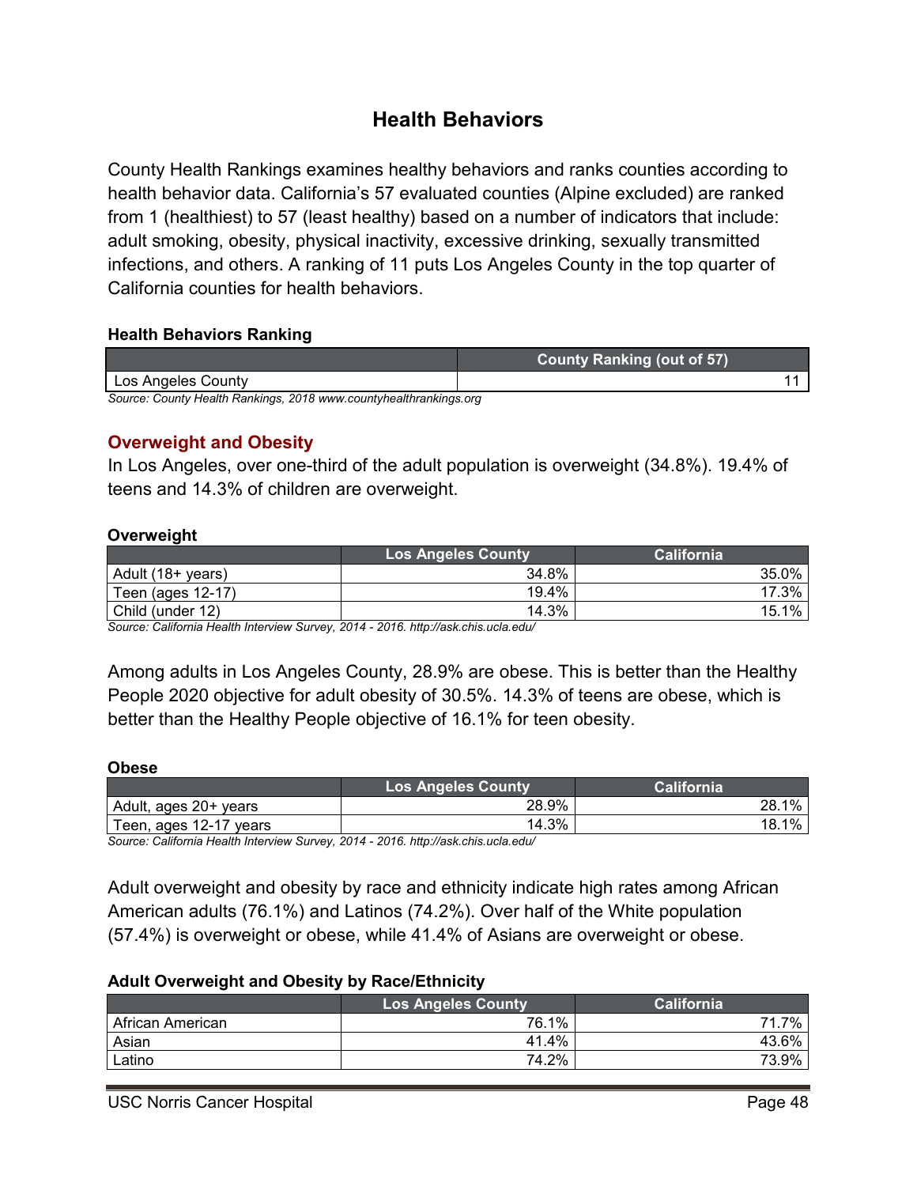## Health Behaviors

County Health Rankings examines healthy behaviors and ranks counties according to health behavior data. California's 57 evaluated counties (Alpine excluded) are ranked from 1 (healthiest) to 57 (least healthy) based on a number of indicators that include: adult smoking, obesity, physical inactivity, excessive drinking, sexually transmitted infections, and others. A ranking of 11 puts Los Angeles County in the top quarter of California counties for health behaviors.

**Health Behaviors Ranking**

| | County Ranking (out of 57) |
|---|---|
| Los Angeles County | 11 |

*Source: County Health Rankings, 2018 www.countyhealthrankings.org*

### Overweight and Obesity

In Los Angeles, over one-third of the adult population is overweight (34.8%). 19.4% of teens and 14.3% of children are overweight.

**Overweight**

| | Los Angeles County | California |
|---|---|---|
| Adult (18+ years) | 34.8% | 35.0% |
| Teen (ages 12-17) | 19.4% | 17.3% |
| Child (under 12) | 14.3% | 15.1% |

*Source: California Health Interview Survey, 2014 - 2016. http://ask.chis.ucla.edu/*

Among adults in Los Angeles County, 28.9% are obese. This is better than the Healthy People 2020 objective for adult obesity of 30.5%. 14.3% of teens are obese, which is better than the Healthy People objective of 16.1% for teen obesity.

**Obese**

| | Los Angeles County | California |
|---|---|---|
| Adult, ages 20+ years | 28.9% | 28.1% |
| Teen, ages 12-17 years | 14.3% | 18.1% |

*Source: California Health Interview Survey, 2014 - 2016. http://ask.chis.ucla.edu/*

Adult overweight and obesity by race and ethnicity indicate high rates among African American adults (76.1%) and Latinos (74.2%). Over half of the White population (57.4%) is overweight or obese, while 41.4% of Asians are overweight or obese.

**Adult Overweight and Obesity by Race/Ethnicity**

| | Los Angeles County | California |
|---|---|---|
| African American | 76.1% | 71.7% |
| Asian | 41.4% | 43.6% |
| Latino | 74.2% | 73.9% |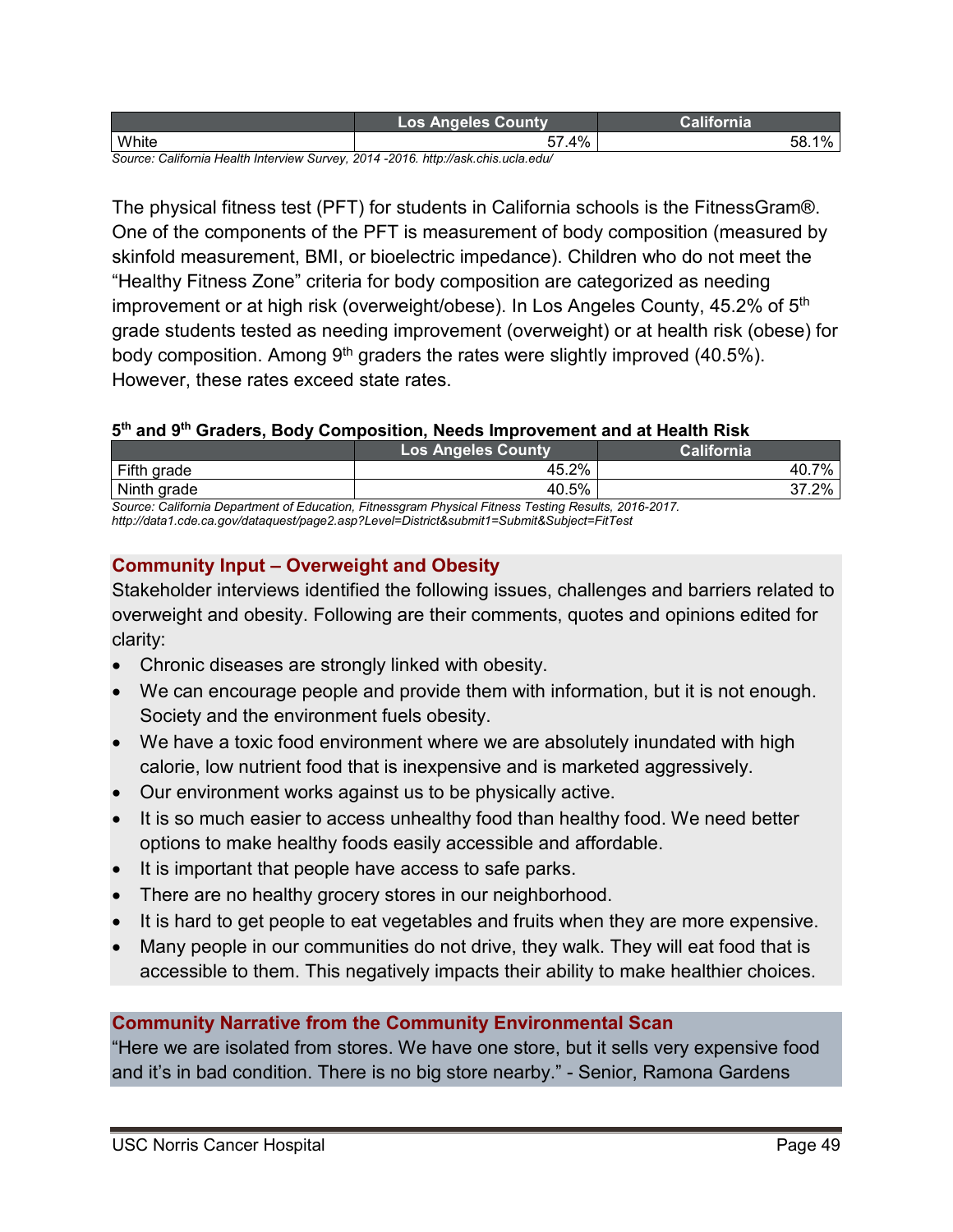| | Los Angeles County | California |
|---|---|---|
| White | 57.4% | 58.1% |

*Source: California Health Interview Survey, 2014 -2016. http://ask.chis.ucla.edu/*

The physical fitness test (PFT) for students in California schools is the FitnessGram®. One of the components of the PFT is measurement of body composition (measured by skinfold measurement, BMI, or bioelectric impedance). Children who do not meet the "Healthy Fitness Zone" criteria for body composition are categorized as needing improvement or at high risk (overweight/obese). In Los Angeles County, 45.2% of 5th grade students tested as needing improvement (overweight) or at health risk (obese) for body composition. Among 9th graders the rates were slightly improved (40.5%). However, these rates exceed state rates.

**5th and 9th Graders, Body Composition, Needs Improvement and at Health Risk**

| | Los Angeles County | California |
|---|---|---|
| Fifth grade | 45.2% | 40.7% |
| Ninth grade | 40.5% | 37.2% |

*Source: California Department of Education, Fitnessgram Physical Fitness Testing Results, 2016-2017. http://data1.cde.ca.gov/dataquest/page2.asp?Level=District&submit1=Submit&Subject=FitTest*

### Community Input – Overweight and Obesity

Stakeholder interviews identified the following issues, challenges and barriers related to overweight and obesity. Following are their comments, quotes and opinions edited for clarity:

- Chronic diseases are strongly linked with obesity.
- We can encourage people and provide them with information, but it is not enough. Society and the environment fuels obesity.
- We have a toxic food environment where we are absolutely inundated with high calorie, low nutrient food that is inexpensive and is marketed aggressively.
- Our environment works against us to be physically active.
- It is so much easier to access unhealthy food than healthy food. We need better options to make healthy foods easily accessible and affordable.
- It is important that people have access to safe parks.
- There are no healthy grocery stores in our neighborhood.
- It is hard to get people to eat vegetables and fruits when they are more expensive.
- Many people in our communities do not drive, they walk. They will eat food that is accessible to them. This negatively impacts their ability to make healthier choices.

### Community Narrative from the Community Environmental Scan

"Here we are isolated from stores. We have one store, but it sells very expensive food and it's in bad condition. There is no big store nearby." - Senior, Ramona Gardens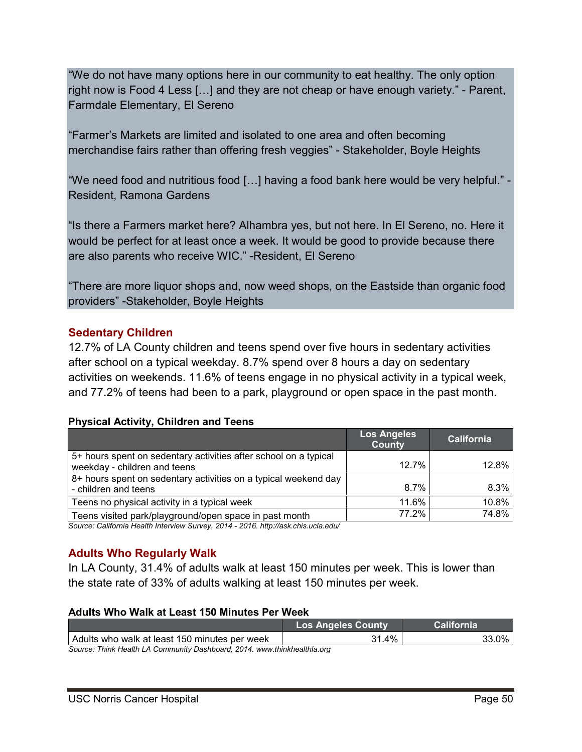"We do not have many options here in our community to eat healthy. The only option right now is Food 4 Less […] and they are not cheap or have enough variety." - Parent, Farmdale Elementary, El Sereno

"Farmer's Markets are limited and isolated to one area and often becoming merchandise fairs rather than offering fresh veggies" - Stakeholder, Boyle Heights

"We need food and nutritious food […] having a food bank here would be very helpful." - Resident, Ramona Gardens

"Is there a Farmers market here? Alhambra yes, but not here. In El Sereno, no. Here it would be perfect for at least once a week. It would be good to provide because there are also parents who receive WIC." -Resident, El Sereno

"There are more liquor shops and, now weed shops, on the Eastside than organic food providers" -Stakeholder, Boyle Heights

### Sedentary Children

12.7% of LA County children and teens spend over five hours in sedentary activities after school on a typical weekday. 8.7% spend over 8 hours a day on sedentary activities on weekends. 11.6% of teens engage in no physical activity in a typical week, and 77.2% of teens had been to a park, playground or open space in the past month.

**Physical Activity, Children and Teens**

| | Los Angeles County | California |
|---|---|---|
| 5+ hours spent on sedentary activities after school on a typical weekday - children and teens | 12.7% | 12.8% |
| 8+ hours spent on sedentary activities on a typical weekend day - children and teens | 8.7% | 8.3% |
| Teens no physical activity in a typical week | 11.6% | 10.8% |
| Teens visited park/playground/open space in past month | 77.2% | 74.8% |

*Source: California Health Interview Survey, 2014 - 2016. http://ask.chis.ucla.edu/*

### Adults Who Regularly Walk

In LA County, 31.4% of adults walk at least 150 minutes per week. This is lower than the state rate of 33% of adults walking at least 150 minutes per week.

**Adults Who Walk at Least 150 Minutes Per Week**

| | Los Angeles County | California |
|---|---|---|
| Adults who walk at least 150 minutes per week | 31.4% | 33.0% |

*Source: Think Health LA Community Dashboard, 2014. www.thinkhealthla.org*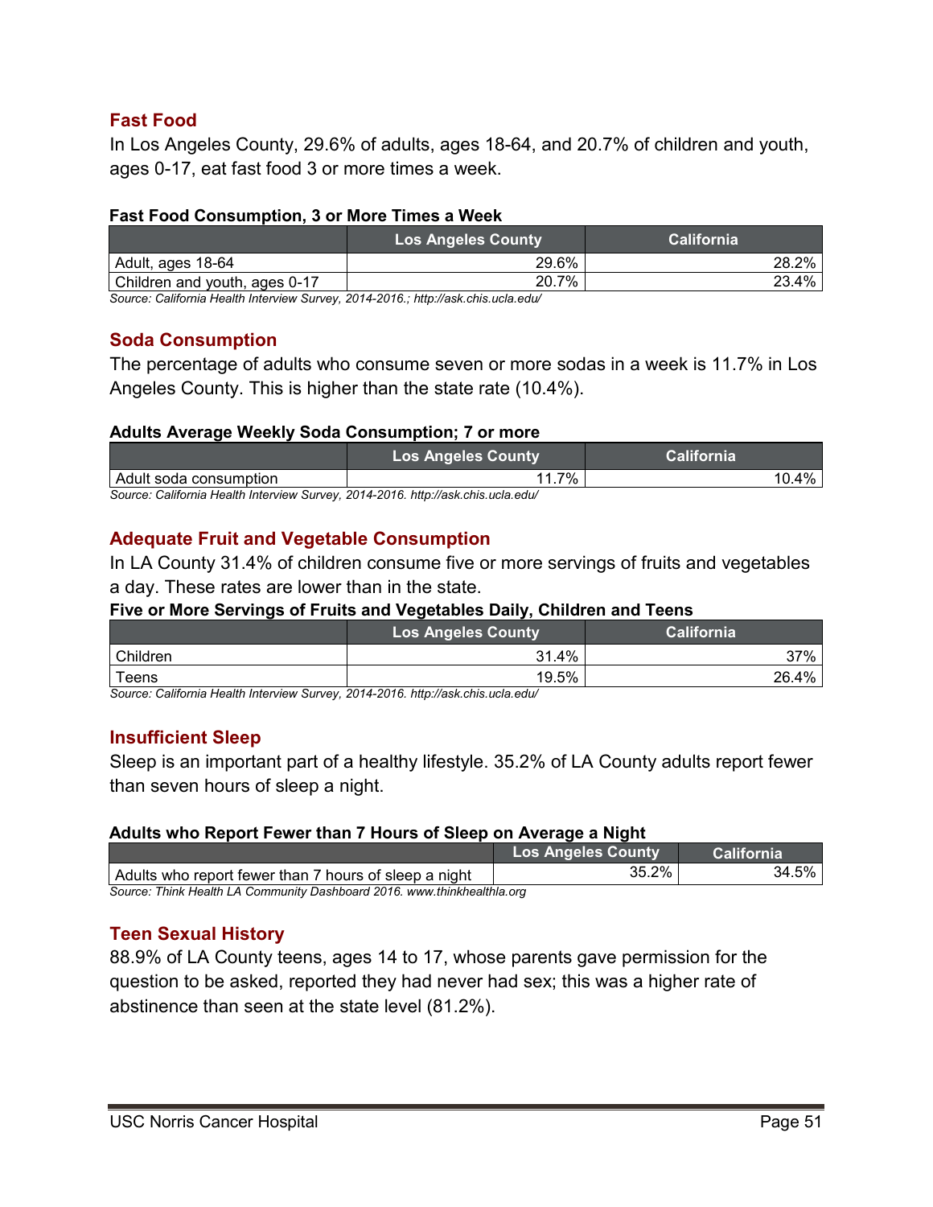## Fast Food

In Los Angeles County, 29.6% of adults, ages 18-64, and 20.7% of children and youth, ages 0-17, eat fast food 3 or more times a week.

**Fast Food Consumption, 3 or More Times a Week**

| | Los Angeles County | California |
|---|---|---|
| Adult, ages 18-64 | 29.6% | 28.2% |
| Children and youth, ages 0-17 | 20.7% | 23.4% |

*Source: California Health Interview Survey, 2014-2016.; http://ask.chis.ucla.edu/*

## Soda Consumption

The percentage of adults who consume seven or more sodas in a week is 11.7% in Los Angeles County. This is higher than the state rate (10.4%).

**Adults Average Weekly Soda Consumption; 7 or more**

| | Los Angeles County | California |
|---|---|---|
| Adult soda consumption | 11.7% | 10.4% |

*Source: California Health Interview Survey, 2014-2016. http://ask.chis.ucla.edu/*

## Adequate Fruit and Vegetable Consumption

In LA County 31.4% of children consume five or more servings of fruits and vegetables a day. These rates are lower than in the state.

**Five or More Servings of Fruits and Vegetables Daily, Children and Teens**

| | Los Angeles County | California |
|---|---|---|
| Children | 31.4% | 37% |
| Teens | 19.5% | 26.4% |

*Source: California Health Interview Survey, 2014-2016. http://ask.chis.ucla.edu/*

## Insufficient Sleep

Sleep is an important part of a healthy lifestyle. 35.2% of LA County adults report fewer than seven hours of sleep a night.

**Adults who Report Fewer than 7 Hours of Sleep on Average a Night**

| | Los Angeles County | California |
|---|---|---|
| Adults who report fewer than 7 hours of sleep a night | 35.2% | 34.5% |

*Source: Think Health LA Community Dashboard 2016. www.thinkhealthla.org*

## Teen Sexual History

88.9% of LA County teens, ages 14 to 17, whose parents gave permission for the question to be asked, reported they had never had sex; this was a higher rate of abstinence than seen at the state level (81.2%).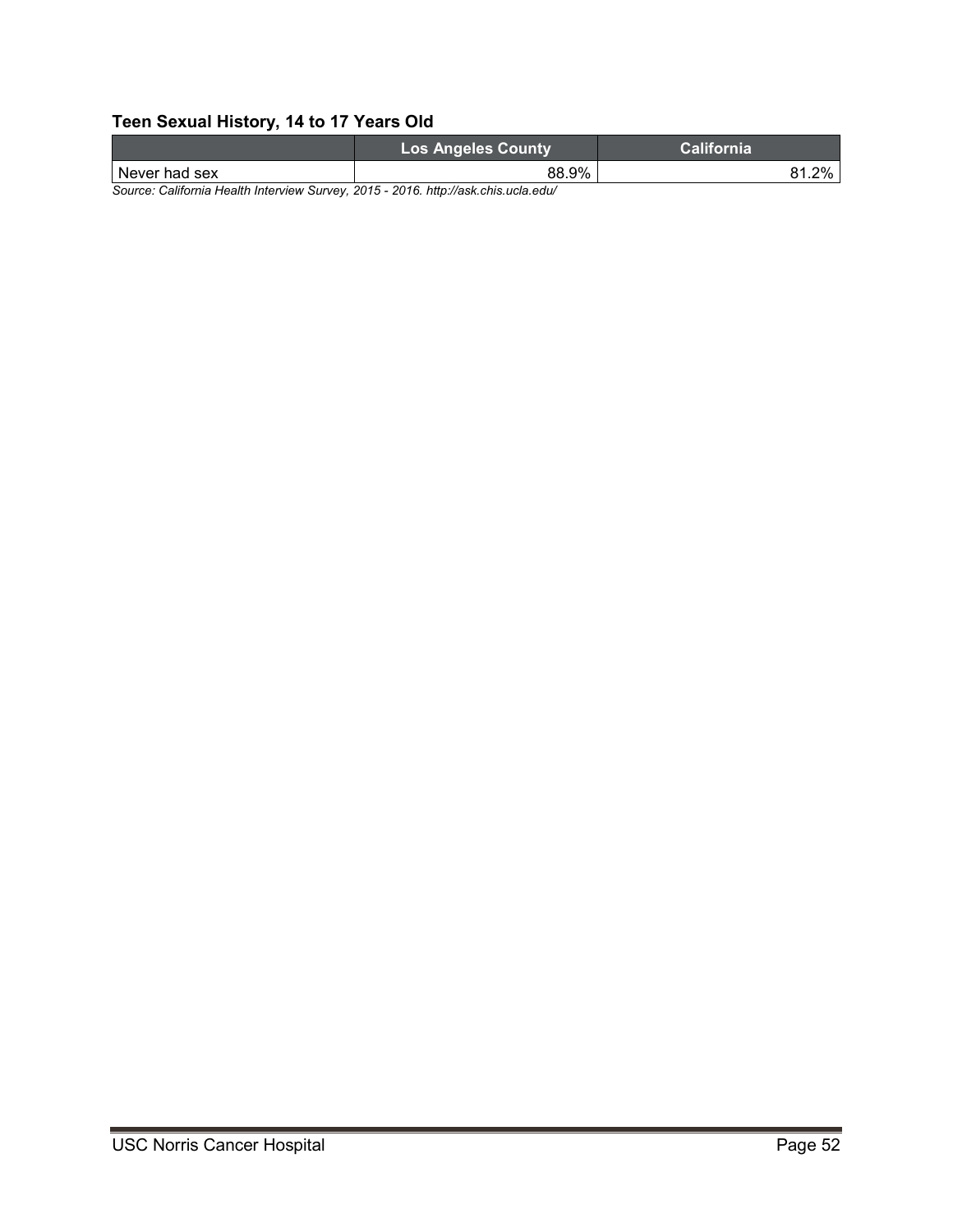**Teen Sexual History, 14 to 17 Years Old**

| | Los Angeles County | California |
|---|---|---|
| Never had sex | 88.9% | 81.2% |

*Source: California Health Interview Survey, 2015 - 2016. http://ask.chis.ucla.edu/*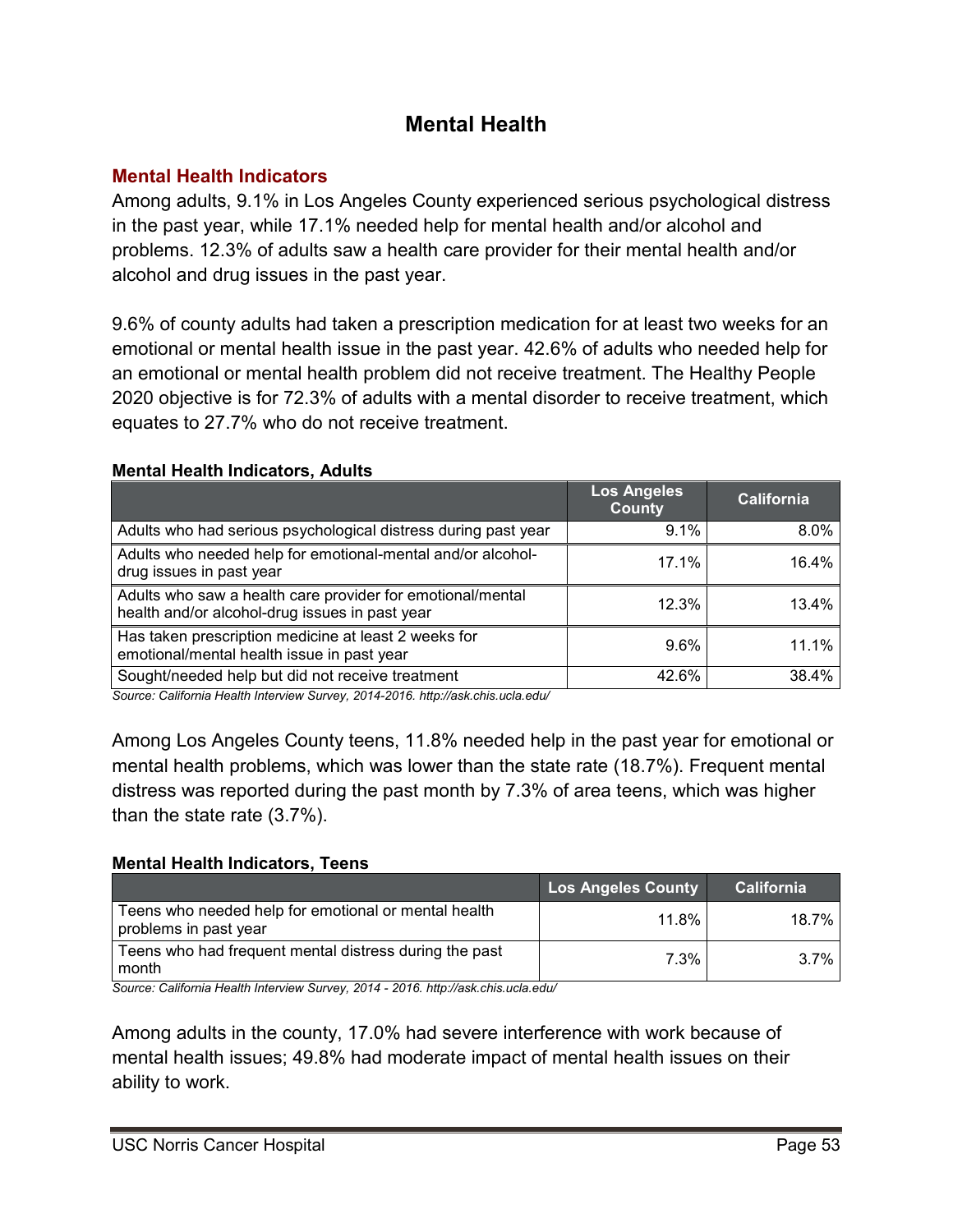# Mental Health

## Mental Health Indicators

Among adults, 9.1% in Los Angeles County experienced serious psychological distress in the past year, while 17.1% needed help for mental health and/or alcohol and problems. 12.3% of adults saw a health care provider for their mental health and/or alcohol and drug issues in the past year.

9.6% of county adults had taken a prescription medication for at least two weeks for an emotional or mental health issue in the past year. 42.6% of adults who needed help for an emotional or mental health problem did not receive treatment. The Healthy People 2020 objective is for 72.3% of adults with a mental disorder to receive treatment, which equates to 27.7% who do not receive treatment.

**Mental Health Indicators, Adults**

| | Los Angeles County | California |
|---|---|---|
| Adults who had serious psychological distress during past year | 9.1% | 8.0% |
| Adults who needed help for emotional-mental and/or alcohol-drug issues in past year | 17.1% | 16.4% |
| Adults who saw a health care provider for emotional/mental health and/or alcohol-drug issues in past year | 12.3% | 13.4% |
| Has taken prescription medicine at least 2 weeks for emotional/mental health issue in past year | 9.6% | 11.1% |
| Sought/needed help but did not receive treatment | 42.6% | 38.4% |

*Source: California Health Interview Survey, 2014-2016. http://ask.chis.ucla.edu/*

Among Los Angeles County teens, 11.8% needed help in the past year for emotional or mental health problems, which was lower than the state rate (18.7%). Frequent mental distress was reported during the past month by 7.3% of area teens, which was higher than the state rate (3.7%).

**Mental Health Indicators, Teens**

| | Los Angeles County | California |
|---|---|---|
| Teens who needed help for emotional or mental health problems in past year | 11.8% | 18.7% |
| Teens who had frequent mental distress during the past month | 7.3% | 3.7% |

*Source: California Health Interview Survey, 2014 - 2016. http://ask.chis.ucla.edu/*

Among adults in the county, 17.0% had severe interference with work because of mental health issues; 49.8% had moderate impact of mental health issues on their ability to work.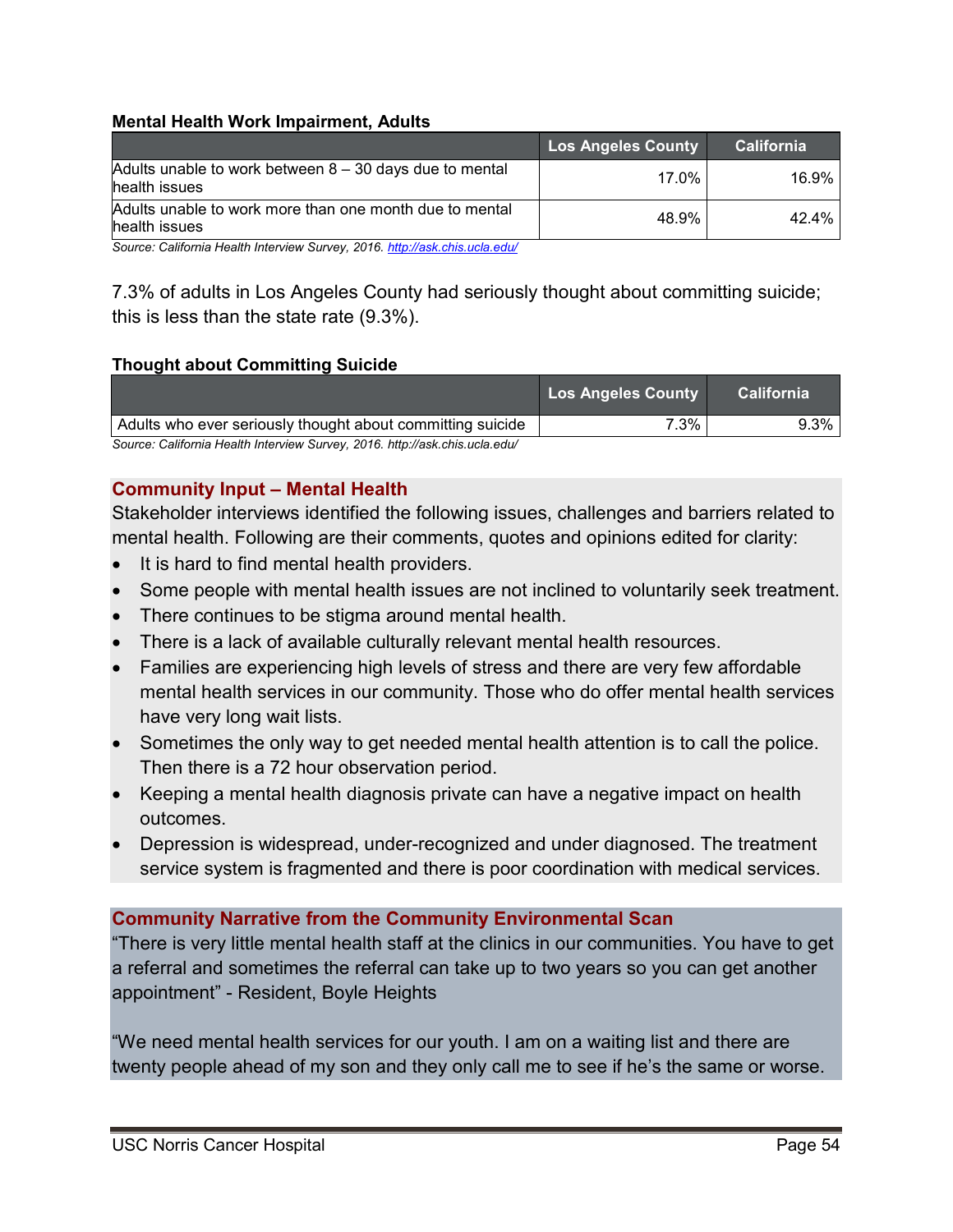**Mental Health Work Impairment, Adults**

| | Los Angeles County | California |
|---|---|---|
| Adults unable to work between 8 – 30 days due to mental health issues | 17.0% | 16.9% |
| Adults unable to work more than one month due to mental health issues | 48.9% | 42.4% |

*Source: California Health Interview Survey, 2016. http://ask.chis.ucla.edu/*

7.3% of adults in Los Angeles County had seriously thought about committing suicide; this is less than the state rate (9.3%).

**Thought about Committing Suicide**

| | Los Angeles County | California |
|---|---|---|
| Adults who ever seriously thought about committing suicide | 7.3% | 9.3% |

*Source: California Health Interview Survey, 2016. http://ask.chis.ucla.edu/*

## Community Input – Mental Health

Stakeholder interviews identified the following issues, challenges and barriers related to mental health. Following are their comments, quotes and opinions edited for clarity:

- It is hard to find mental health providers.
- Some people with mental health issues are not inclined to voluntarily seek treatment.
- There continues to be stigma around mental health.
- There is a lack of available culturally relevant mental health resources.
- Families are experiencing high levels of stress and there are very few affordable mental health services in our community. Those who do offer mental health services have very long wait lists.
- Sometimes the only way to get needed mental health attention is to call the police. Then there is a 72 hour observation period.
- Keeping a mental health diagnosis private can have a negative impact on health outcomes.
- Depression is widespread, under-recognized and under diagnosed. The treatment service system is fragmented and there is poor coordination with medical services.

## Community Narrative from the Community Environmental Scan

"There is very little mental health staff at the clinics in our communities. You have to get a referral and sometimes the referral can take up to two years so you can get another appointment" - Resident, Boyle Heights

"We need mental health services for our youth. I am on a waiting list and there are twenty people ahead of my son and they only call me to see if he's the same or worse.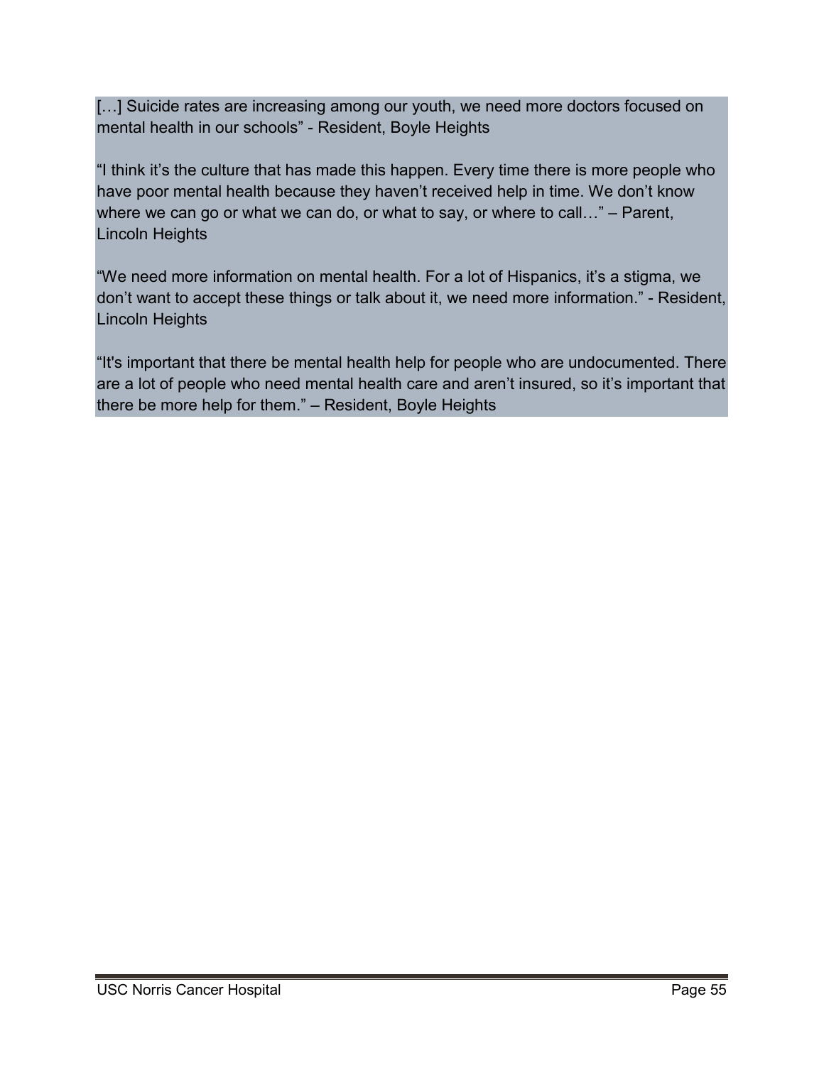[…] Suicide rates are increasing among our youth, we need more doctors focused on mental health in our schools" - Resident, Boyle Heights

"I think it's the culture that has made this happen. Every time there is more people who have poor mental health because they haven't received help in time. We don't know where we can go or what we can do, or what to say, or where to call…" – Parent, Lincoln Heights

"We need more information on mental health. For a lot of Hispanics, it's a stigma, we don't want to accept these things or talk about it, we need more information." - Resident, Lincoln Heights

"It's important that there be mental health help for people who are undocumented. There are a lot of people who need mental health care and aren't insured, so it's important that there be more help for them." – Resident, Boyle Heights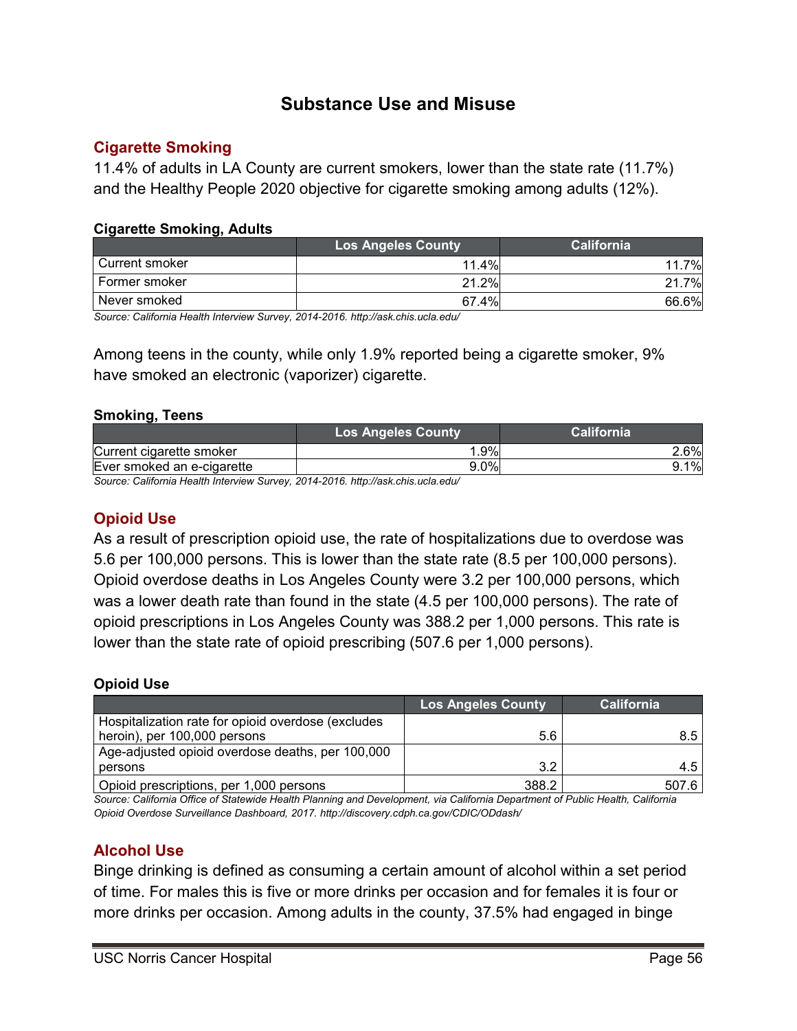# Substance Use and Misuse

## Cigarette Smoking

11.4% of adults in LA County are current smokers, lower than the state rate (11.7%) and the Healthy People 2020 objective for cigarette smoking among adults (12%).

**Cigarette Smoking, Adults**

| | Los Angeles County | California |
|---|---|---|
| Current smoker | 11.4% | 11.7% |
| Former smoker | 21.2% | 21.7% |
| Never smoked | 67.4% | 66.6% |

*Source: California Health Interview Survey, 2014-2016. http://ask.chis.ucla.edu/*

Among teens in the county, while only 1.9% reported being a cigarette smoker, 9% have smoked an electronic (vaporizer) cigarette.

**Smoking, Teens**

| | Los Angeles County | California |
|---|---|---|
| Current cigarette smoker | 1.9% | 2.6% |
| Ever smoked an e-cigarette | 9.0% | 9.1% |

*Source: California Health Interview Survey, 2014-2016. http://ask.chis.ucla.edu/*

## Opioid Use

As a result of prescription opioid use, the rate of hospitalizations due to overdose was 5.6 per 100,000 persons. This is lower than the state rate (8.5 per 100,000 persons). Opioid overdose deaths in Los Angeles County were 3.2 per 100,000 persons, which was a lower death rate than found in the state (4.5 per 100,000 persons). The rate of opioid prescriptions in Los Angeles County was 388.2 per 1,000 persons. This rate is lower than the state rate of opioid prescribing (507.6 per 1,000 persons).

**Opioid Use**

| | Los Angeles County | California |
|---|---|---|
| Hospitalization rate for opioid overdose (excludes heroin), per 100,000 persons | 5.6 | 8.5 |
| Age-adjusted opioid overdose deaths, per 100,000 persons | 3.2 | 4.5 |
| Opioid prescriptions, per 1,000 persons | 388.2 | 507.6 |

*Source: California Office of Statewide Health Planning and Development, via California Department of Public Health, California Opioid Overdose Surveillance Dashboard, 2017. http://discovery.cdph.ca.gov/CDIC/ODdash/*

## Alcohol Use

Binge drinking is defined as consuming a certain amount of alcohol within a set period of time. For males this is five or more drinks per occasion and for females it is four or more drinks per occasion. Among adults in the county, 37.5% had engaged in binge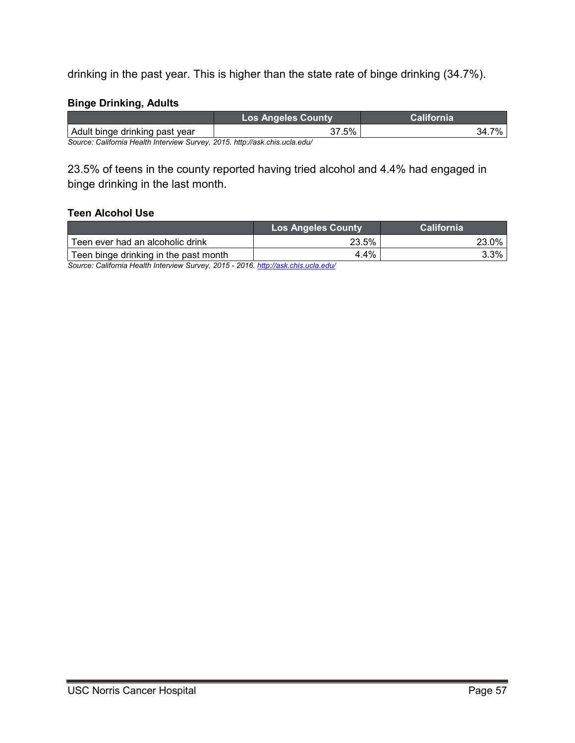drinking in the past year. This is higher than the state rate of binge drinking (34.7%).

**Binge Drinking, Adults**

| | Los Angeles County | California |
|---|---|---|
| Adult binge drinking past year | 37.5% | 34.7% |

*Source: California Health Interview Survey, 2015. http://ask.chis.ucla.edu/*

23.5% of teens in the county reported having tried alcohol and 4.4% had engaged in binge drinking in the last month.

**Teen Alcohol Use**

| | Los Angeles County | California |
|---|---|---|
| Teen ever had an alcoholic drink | 23.5% | 23.0% |
| Teen binge drinking in the past month | 4.4% | 3.3% |

*Source: California Health Interview Survey, 2015 - 2016. http://ask.chis.ucla.edu/*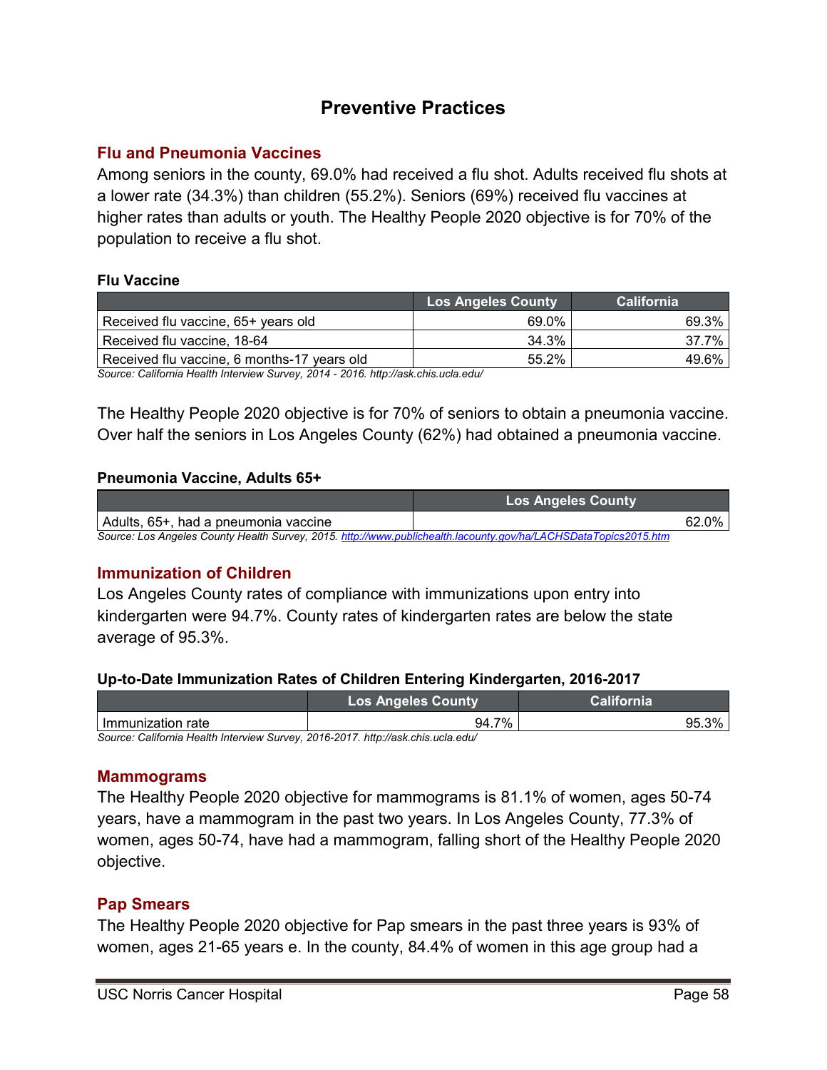# Preventive Practices

## Flu and Pneumonia Vaccines

Among seniors in the county, 69.0% had received a flu shot. Adults received flu shots at a lower rate (34.3%) than children (55.2%). Seniors (69%) received flu vaccines at higher rates than adults or youth. The Healthy People 2020 objective is for 70% of the population to receive a flu shot.

**Flu Vaccine**

| | Los Angeles County | California |
|---|---|---|
| Received flu vaccine, 65+ years old | 69.0% | 69.3% |
| Received flu vaccine, 18-64 | 34.3% | 37.7% |
| Received flu vaccine, 6 months-17 years old | 55.2% | 49.6% |

*Source: California Health Interview Survey, 2014 - 2016. http://ask.chis.ucla.edu/*

The Healthy People 2020 objective is for 70% of seniors to obtain a pneumonia vaccine. Over half the seniors in Los Angeles County (62%) had obtained a pneumonia vaccine.

**Pneumonia Vaccine, Adults 65+**

| | Los Angeles County |
|---|---|
| Adults, 65+, had a pneumonia vaccine | 62.0% |

*Source: Los Angeles County Health Survey, 2015. http://www.publichealth.lacounty.gov/ha/LACHSDataTopics2015.htm*

## Immunization of Children

Los Angeles County rates of compliance with immunizations upon entry into kindergarten were 94.7%. County rates of kindergarten rates are below the state average of 95.3%.

**Up-to-Date Immunization Rates of Children Entering Kindergarten, 2016-2017**

| | Los Angeles County | California |
|---|---|---|
| Immunization rate | 94.7% | 95.3% |

*Source: California Health Interview Survey, 2016-2017. http://ask.chis.ucla.edu/*

## Mammograms

The Healthy People 2020 objective for mammograms is 81.1% of women, ages 50-74 years, have a mammogram in the past two years. In Los Angeles County, 77.3% of women, ages 50-74, have had a mammogram, falling short of the Healthy People 2020 objective.

## Pap Smears

The Healthy People 2020 objective for Pap smears in the past three years is 93% of women, ages 21-65 years e. In the county, 84.4% of women in this age group had a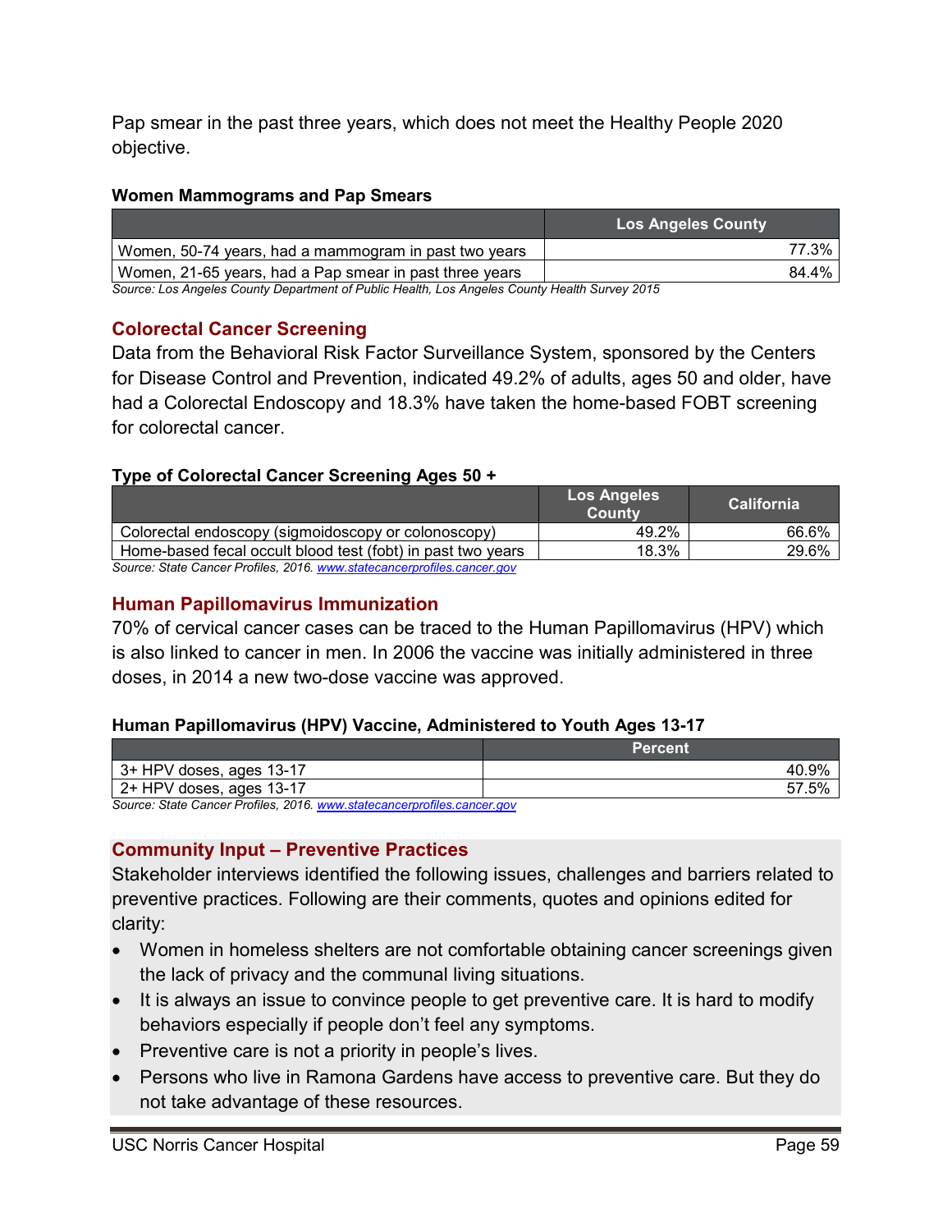Pap smear in the past three years, which does not meet the Healthy People 2020 objective.

**Women Mammograms and Pap Smears**

| | Los Angeles County |
|---|---|
| Women, 50-74 years, had a mammogram in past two years | 77.3% |
| Women, 21-65 years, had a Pap smear in past three years | 84.4% |

*Source: Los Angeles County Department of Public Health, Los Angeles County Health Survey 2015*

## Colorectal Cancer Screening

Data from the Behavioral Risk Factor Surveillance System, sponsored by the Centers for Disease Control and Prevention, indicated 49.2% of adults, ages 50 and older, have had a Colorectal Endoscopy and 18.3% have taken the home-based FOBT screening for colorectal cancer.

**Type of Colorectal Cancer Screening Ages 50 +**

| | Los Angeles County | California |
|---|---|---|
| Colorectal endoscopy (sigmoidoscopy or colonoscopy) | 49.2% | 66.6% |
| Home-based fecal occult blood test (fobt) in past two years | 18.3% | 29.6% |

*Source: State Cancer Profiles, 2016. www.statecancerprofiles.cancer.gov*

## Human Papillomavirus Immunization

70% of cervical cancer cases can be traced to the Human Papillomavirus (HPV) which is also linked to cancer in men. In 2006 the vaccine was initially administered in three doses, in 2014 a new two-dose vaccine was approved.

**Human Papillomavirus (HPV) Vaccine, Administered to Youth Ages 13-17**

| | Percent |
|---|---|
| 3+ HPV doses, ages 13-17 | 40.9% |
| 2+ HPV doses, ages 13-17 | 57.5% |

*Source: State Cancer Profiles, 2016. www.statecancerprofiles.cancer.gov*

## Community Input – Preventive Practices

Stakeholder interviews identified the following issues, challenges and barriers related to preventive practices. Following are their comments, quotes and opinions edited for clarity:

- Women in homeless shelters are not comfortable obtaining cancer screenings given the lack of privacy and the communal living situations.
- It is always an issue to convince people to get preventive care. It is hard to modify behaviors especially if people don't feel any symptoms.
- Preventive care is not a priority in people's lives.
- Persons who live in Ramona Gardens have access to preventive care. But they do not take advantage of these resources.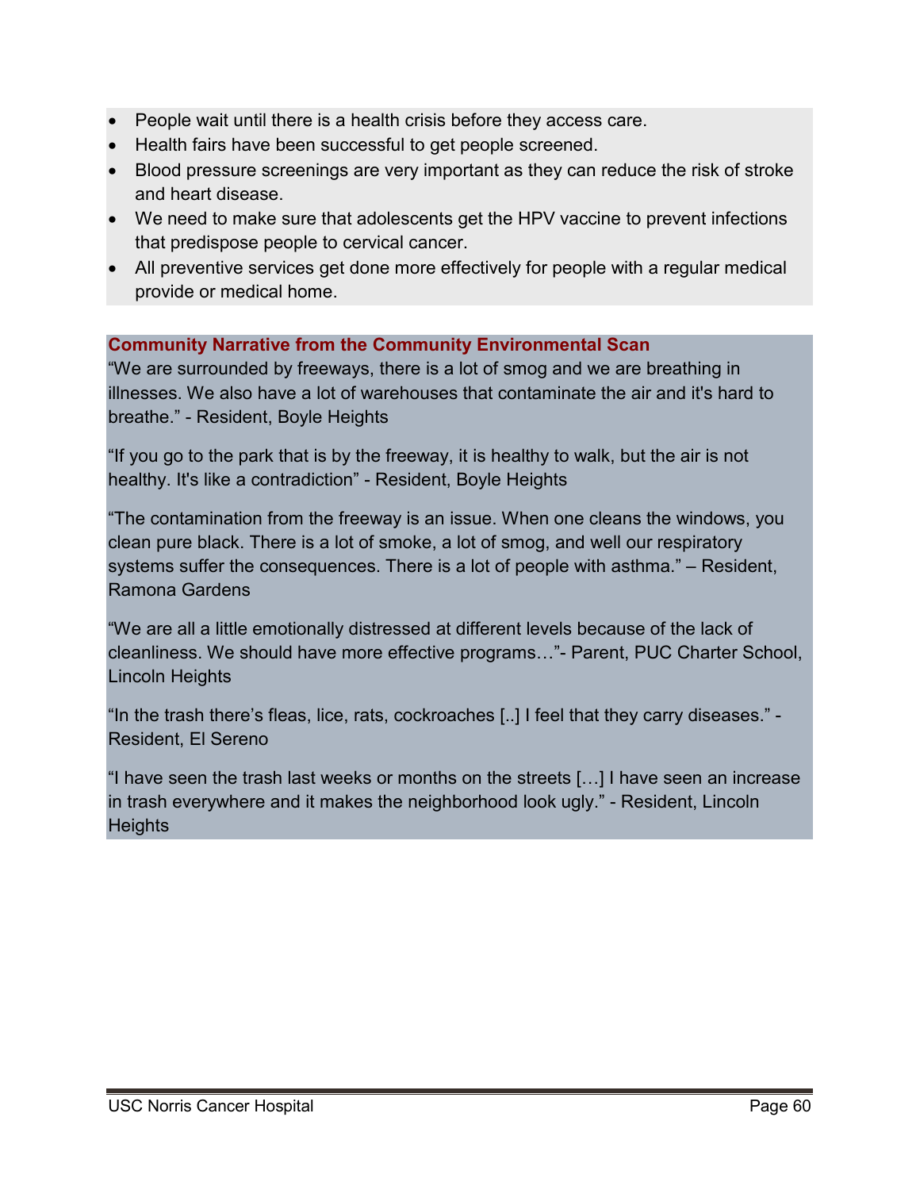- People wait until there is a health crisis before they access care.
- Health fairs have been successful to get people screened.
- Blood pressure screenings are very important as they can reduce the risk of stroke and heart disease.
- We need to make sure that adolescents get the HPV vaccine to prevent infections that predispose people to cervical cancer.
- All preventive services get done more effectively for people with a regular medical provide or medical home.

**Community Narrative from the Community Environmental Scan**

"We are surrounded by freeways, there is a lot of smog and we are breathing in illnesses. We also have a lot of warehouses that contaminate the air and it's hard to breathe." - Resident, Boyle Heights

"If you go to the park that is by the freeway, it is healthy to walk, but the air is not healthy. It's like a contradiction" - Resident, Boyle Heights

"The contamination from the freeway is an issue. When one cleans the windows, you clean pure black. There is a lot of smoke, a lot of smog, and well our respiratory systems suffer the consequences. There is a lot of people with asthma." – Resident, Ramona Gardens

"We are all a little emotionally distressed at different levels because of the lack of cleanliness. We should have more effective programs…"- Parent, PUC Charter School, Lincoln Heights

"In the trash there's fleas, lice, rats, cockroaches [..] I feel that they carry diseases." - Resident, El Sereno

"I have seen the trash last weeks or months on the streets […] I have seen an increase in trash everywhere and it makes the neighborhood look ugly." - Resident, Lincoln Heights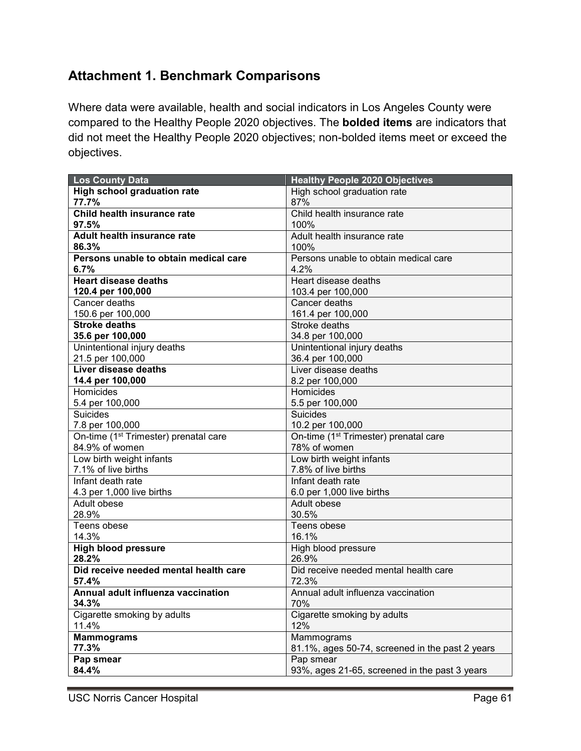## Attachment 1. Benchmark Comparisons

Where data were available, health and social indicators in Los Angeles County were compared to the Healthy People 2020 objectives. The **bolded items** are indicators that did not meet the Healthy People 2020 objectives; non-bolded items meet or exceed the objectives.

| Los County Data | Healthy People 2020 Objectives |
|---|---|
| **High school graduation rate**<br>**77.7%** | High school graduation rate<br>87% |
| **Child health insurance rate**<br>**97.5%** | Child health insurance rate<br>100% |
| **Adult health insurance rate**<br>**86.3%** | Adult health insurance rate<br>100% |
| **Persons unable to obtain medical care**<br>**6.7%** | Persons unable to obtain medical care<br>4.2% |
| **Heart disease deaths**<br>**120.4 per 100,000** | Heart disease deaths<br>103.4 per 100,000 |
| Cancer deaths<br>150.6 per 100,000 | Cancer deaths<br>161.4 per 100,000 |
| **Stroke deaths**<br>**35.6 per 100,000** | Stroke deaths<br>34.8 per 100,000 |
| Unintentional injury deaths<br>21.5 per 100,000 | Unintentional injury deaths<br>36.4 per 100,000 |
| **Liver disease deaths**<br>**14.4 per 100,000** | Liver disease deaths<br>8.2 per 100,000 |
| Homicides<br>5.4 per 100,000 | Homicides<br>5.5 per 100,000 |
| Suicides<br>7.8 per 100,000 | Suicides<br>10.2 per 100,000 |
| On-time (1st Trimester) prenatal care<br>84.9% of women | On-time (1st Trimester) prenatal care<br>78% of women |
| Low birth weight infants<br>7.1% of live births | Low birth weight infants<br>7.8% of live births |
| Infant death rate<br>4.3 per 1,000 live births | Infant death rate<br>6.0 per 1,000 live births |
| Adult obese<br>28.9% | Adult obese<br>30.5% |
| Teens obese<br>14.3% | Teens obese<br>16.1% |
| **High blood pressure**<br>**28.2%** | High blood pressure<br>26.9% |
| **Did receive needed mental health care**<br>**57.4%** | Did receive needed mental health care<br>72.3% |
| **Annual adult influenza vaccination**<br>**34.3%** | Annual adult influenza vaccination<br>70% |
| Cigarette smoking by adults<br>11.4% | Cigarette smoking by adults<br>12% |
| **Mammograms**<br>**77.3%** | Mammograms<br>81.1%, ages 50-74, screened in the past 2 years |
| **Pap smear**<br>**84.4%** | Pap smear<br>93%, ages 21-65, screened in the past 3 years |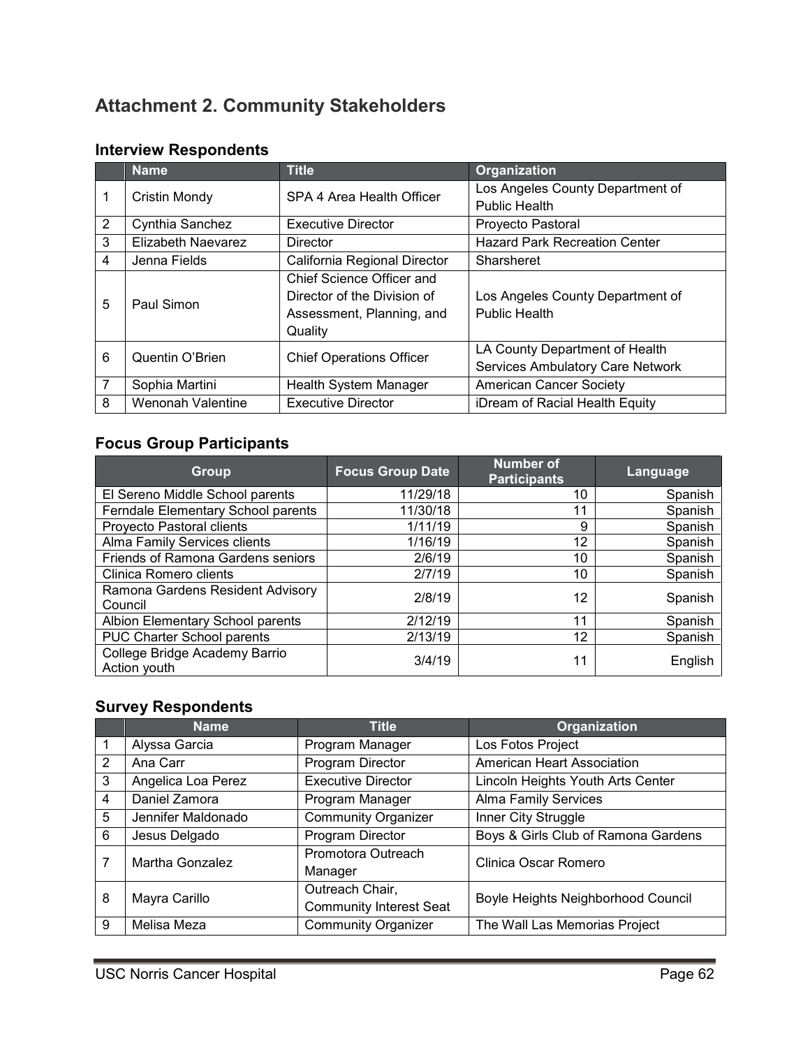# Attachment 2. Community Stakeholders

## Interview Respondents

| | Name | Title | Organization |
|---|---|---|---|
| 1 | Cristin Mondy | SPA 4 Area Health Officer | Los Angeles County Department of Public Health |
| 2 | Cynthia Sanchez | Executive Director | Proyecto Pastoral |
| 3 | Elizabeth Naevarez | Director | Hazard Park Recreation Center |
| 4 | Jenna Fields | California Regional Director | Sharsheret |
| 5 | Paul Simon | Chief Science Officer and Director of the Division of Assessment, Planning, and Quality | Los Angeles County Department of Public Health |
| 6 | Quentin O'Brien | Chief Operations Officer | LA County Department of Health Services Ambulatory Care Network |
| 7 | Sophia Martini | Health System Manager | American Cancer Society |
| 8 | Wenonah Valentine | Executive Director | iDream of Racial Health Equity |

## Focus Group Participants

| Group | Focus Group Date | Number of Participants | Language |
|---|---|---|---|
| El Sereno Middle School parents | 11/29/18 | 10 | Spanish |
| Ferndale Elementary School parents | 11/30/18 | 11 | Spanish |
| Proyecto Pastoral clients | 1/11/19 | 9 | Spanish |
| Alma Family Services clients | 1/16/19 | 12 | Spanish |
| Friends of Ramona Gardens seniors | 2/6/19 | 10 | Spanish |
| Clinica Romero clients | 2/7/19 | 10 | Spanish |
| Ramona Gardens Resident Advisory Council | 2/8/19 | 12 | Spanish |
| Albion Elementary School parents | 2/12/19 | 11 | Spanish |
| PUC Charter School parents | 2/13/19 | 12 | Spanish |
| College Bridge Academy Barrio Action youth | 3/4/19 | 11 | English |

## Survey Respondents

| | Name | Title | Organization |
|---|---|---|---|
| 1 | Alyssa Garcia | Program Manager | Los Fotos Project |
| 2 | Ana Carr | Program Director | American Heart Association |
| 3 | Angelica Loa Perez | Executive Director | Lincoln Heights Youth Arts Center |
| 4 | Daniel Zamora | Program Manager | Alma Family Services |
| 5 | Jennifer Maldonado | Community Organizer | Inner City Struggle |
| 6 | Jesus Delgado | Program Director | Boys & Girls Club of Ramona Gardens |
| 7 | Martha Gonzalez | Promotora Outreach Manager | Clinica Oscar Romero |
| 8 | Mayra Carillo | Outreach Chair, Community Interest Seat | Boyle Heights Neighborhood Council |
| 9 | Melisa Meza | Community Organizer | The Wall Las Memorias Project |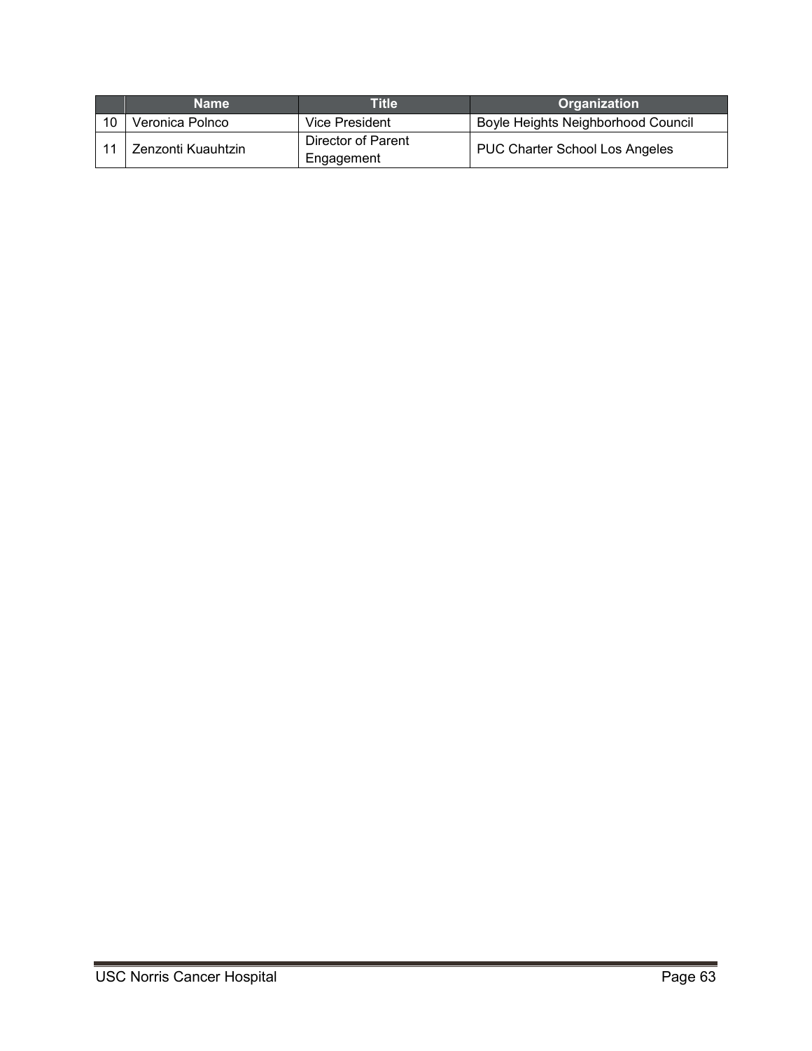| | Name | Title | Organization |
|---|---|---|---|
| 10 | Veronica Polnco | Vice President | Boyle Heights Neighborhood Council |
| 11 | Zenzonti Kuauhtzin | Director of Parent Engagement | PUC Charter School Los Angeles |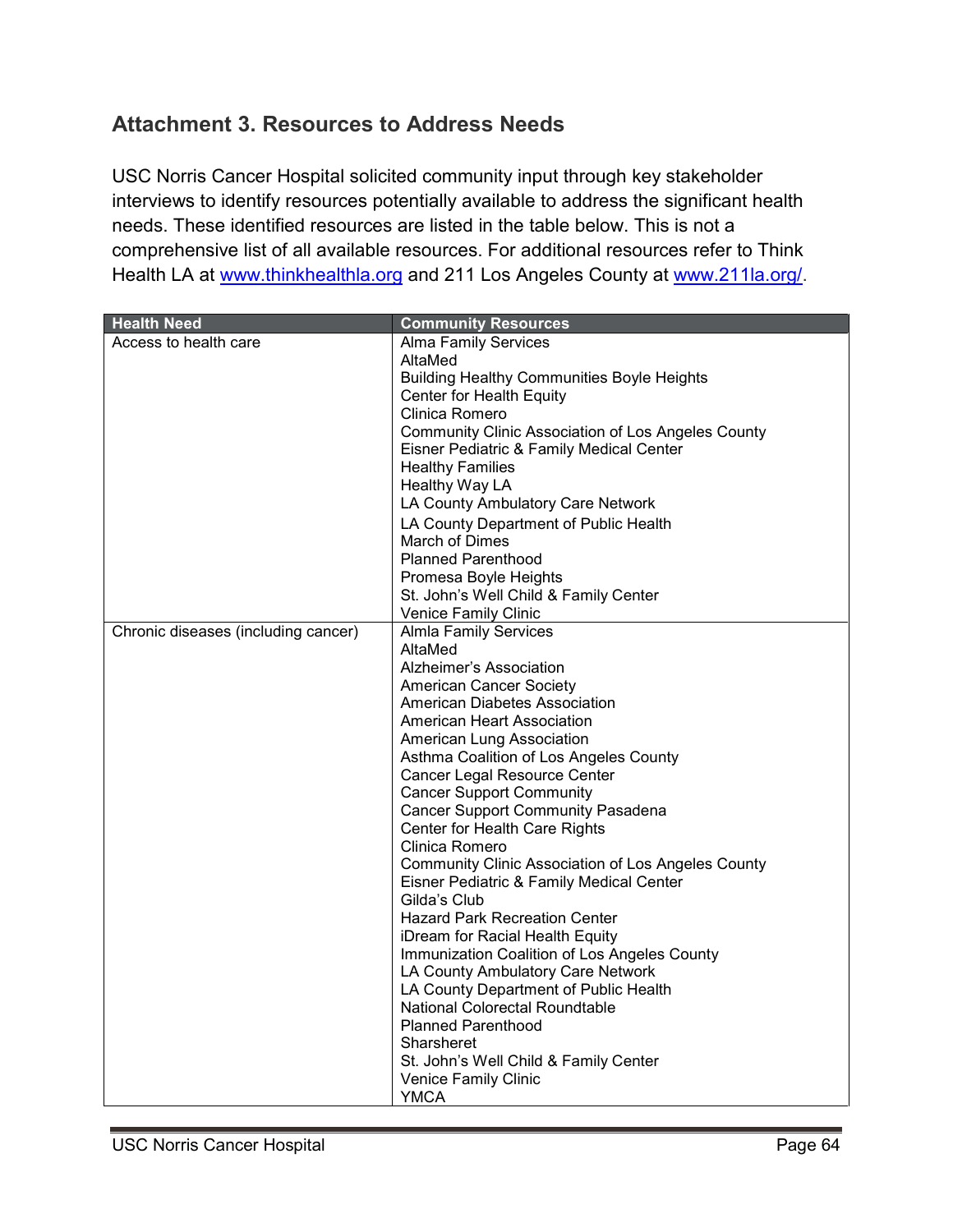## Attachment 3. Resources to Address Needs

USC Norris Cancer Hospital solicited community input through key stakeholder interviews to identify resources potentially available to address the significant health needs. These identified resources are listed in the table below. This is not a comprehensive list of all available resources. For additional resources refer to Think Health LA at [www.thinkhealthla.org](http://www.thinkhealthla.org) and 211 Los Angeles County at [www.211la.org/](http://www.211la.org/).

| Health Need | Community Resources |
|---|---|
| Access to health care | Alma Family Services<br>AltaMed<br>Building Healthy Communities Boyle Heights<br>Center for Health Equity<br>Clinica Romero<br>Community Clinic Association of Los Angeles County<br>Eisner Pediatric & Family Medical Center<br>Healthy Families<br>Healthy Way LA<br>LA County Ambulatory Care Network<br>LA County Department of Public Health<br>March of Dimes<br>Planned Parenthood<br>Promesa Boyle Heights<br>St. John's Well Child & Family Center<br>Venice Family Clinic |
| Chronic diseases (including cancer) | Almla Family Services<br>AltaMed<br>Alzheimer's Association<br>American Cancer Society<br>American Diabetes Association<br>American Heart Association<br>American Lung Association<br>Asthma Coalition of Los Angeles County<br>Cancer Legal Resource Center<br>Cancer Support Community<br>Cancer Support Community Pasadena<br>Center for Health Care Rights<br>Clinica Romero<br>Community Clinic Association of Los Angeles County<br>Eisner Pediatric & Family Medical Center<br>Gilda's Club<br>Hazard Park Recreation Center<br>iDream for Racial Health Equity<br>Immunization Coalition of Los Angeles County<br>LA County Ambulatory Care Network<br>LA County Department of Public Health<br>National Colorectal Roundtable<br>Planned Parenthood<br>Sharsheret<br>St. John's Well Child & Family Center<br>Venice Family Clinic<br>YMCA |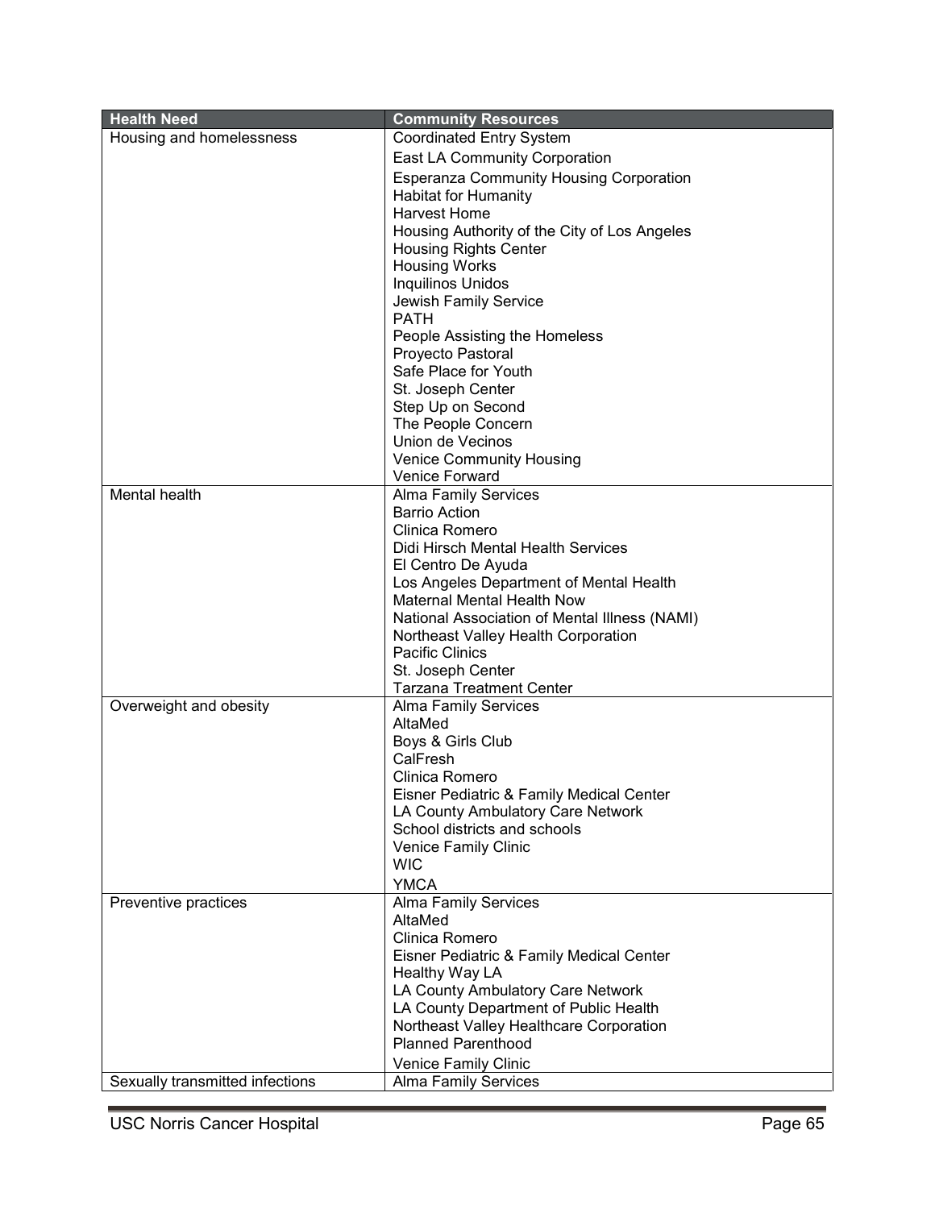| Health Need | Community Resources |
|---|---|
| Housing and homelessness | Coordinated Entry System<br>East LA Community Corporation<br>Esperanza Community Housing Corporation<br>Habitat for Humanity<br>Harvest Home<br>Housing Authority of the City of Los Angeles<br>Housing Rights Center<br>Housing Works<br>Inquilinos Unidos<br>Jewish Family Service<br>PATH<br>People Assisting the Homeless<br>Proyecto Pastoral<br>Safe Place for Youth<br>St. Joseph Center<br>Step Up on Second<br>The People Concern<br>Union de Vecinos<br>Venice Community Housing<br>Venice Forward |
| Mental health | Alma Family Services<br>Barrio Action<br>Clinica Romero<br>Didi Hirsch Mental Health Services<br>El Centro De Ayuda<br>Los Angeles Department of Mental Health<br>Maternal Mental Health Now<br>National Association of Mental Illness (NAMI)<br>Northeast Valley Health Corporation<br>Pacific Clinics<br>St. Joseph Center<br>Tarzana Treatment Center |
| Overweight and obesity | Alma Family Services<br>AltaMed<br>Boys & Girls Club<br>CalFresh<br>Clinica Romero<br>Eisner Pediatric & Family Medical Center<br>LA County Ambulatory Care Network<br>School districts and schools<br>Venice Family Clinic<br>WIC<br>YMCA |
| Preventive practices | Alma Family Services<br>AltaMed<br>Clinica Romero<br>Eisner Pediatric & Family Medical Center<br>Healthy Way LA<br>LA County Ambulatory Care Network<br>LA County Department of Public Health<br>Northeast Valley Healthcare Corporation<br>Planned Parenthood<br>Venice Family Clinic |
| Sexually transmitted infections | Alma Family Services |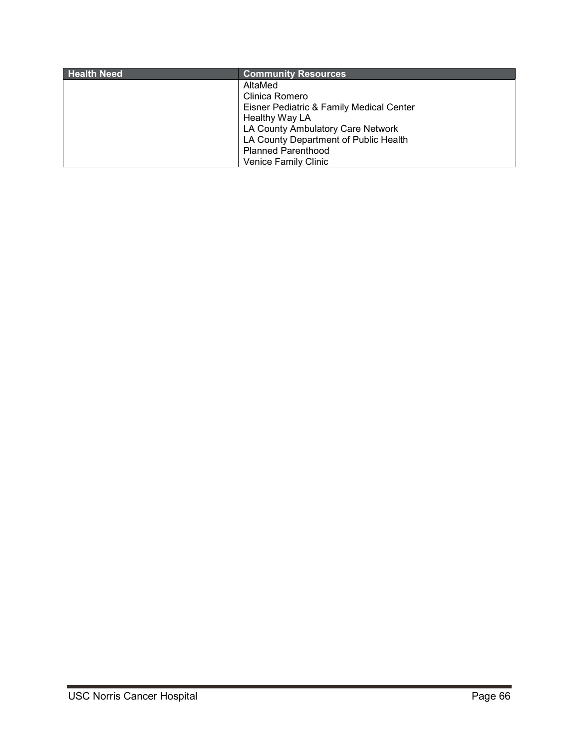| Health Need | Community Resources |
|---|---|
| | AltaMed<br>Clinica Romero<br>Eisner Pediatric & Family Medical Center<br>Healthy Way LA<br>LA County Ambulatory Care Network<br>LA County Department of Public Health<br>Planned Parenthood<br>Venice Family Clinic |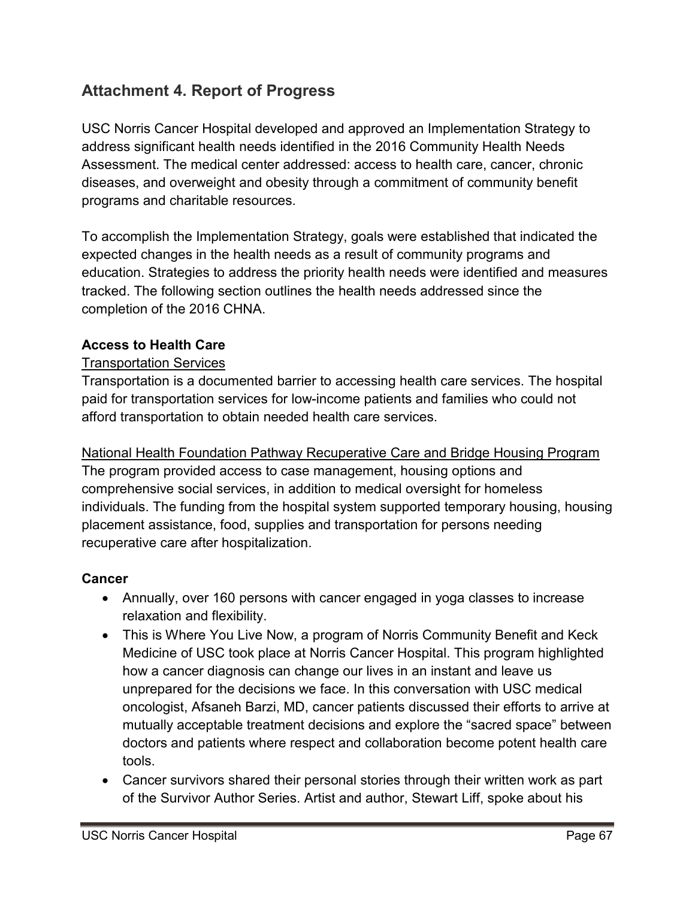## Attachment 4. Report of Progress

USC Norris Cancer Hospital developed and approved an Implementation Strategy to address significant health needs identified in the 2016 Community Health Needs Assessment. The medical center addressed: access to health care, cancer, chronic diseases, and overweight and obesity through a commitment of community benefit programs and charitable resources.

To accomplish the Implementation Strategy, goals were established that indicated the expected changes in the health needs as a result of community programs and education. Strategies to address the priority health needs were identified and measures tracked. The following section outlines the health needs addressed since the completion of the 2016 CHNA.

**Access to Health Care**

<u>Transportation Services</u>

Transportation is a documented barrier to accessing health care services. The hospital paid for transportation services for low-income patients and families who could not afford transportation to obtain needed health care services.

<u>National Health Foundation Pathway Recuperative Care and Bridge Housing Program</u>

The program provided access to case management, housing options and comprehensive social services, in addition to medical oversight for homeless individuals. The funding from the hospital system supported temporary housing, housing placement assistance, food, supplies and transportation for persons needing recuperative care after hospitalization.

**Cancer**

- Annually, over 160 persons with cancer engaged in yoga classes to increase relaxation and flexibility.
- This is Where You Live Now, a program of Norris Community Benefit and Keck Medicine of USC took place at Norris Cancer Hospital. This program highlighted how a cancer diagnosis can change our lives in an instant and leave us unprepared for the decisions we face. In this conversation with USC medical oncologist, Afsaneh Barzi, MD, cancer patients discussed their efforts to arrive at mutually acceptable treatment decisions and explore the "sacred space" between doctors and patients where respect and collaboration become potent health care tools.
- Cancer survivors shared their personal stories through their written work as part of the Survivor Author Series. Artist and author, Stewart Liff, spoke about his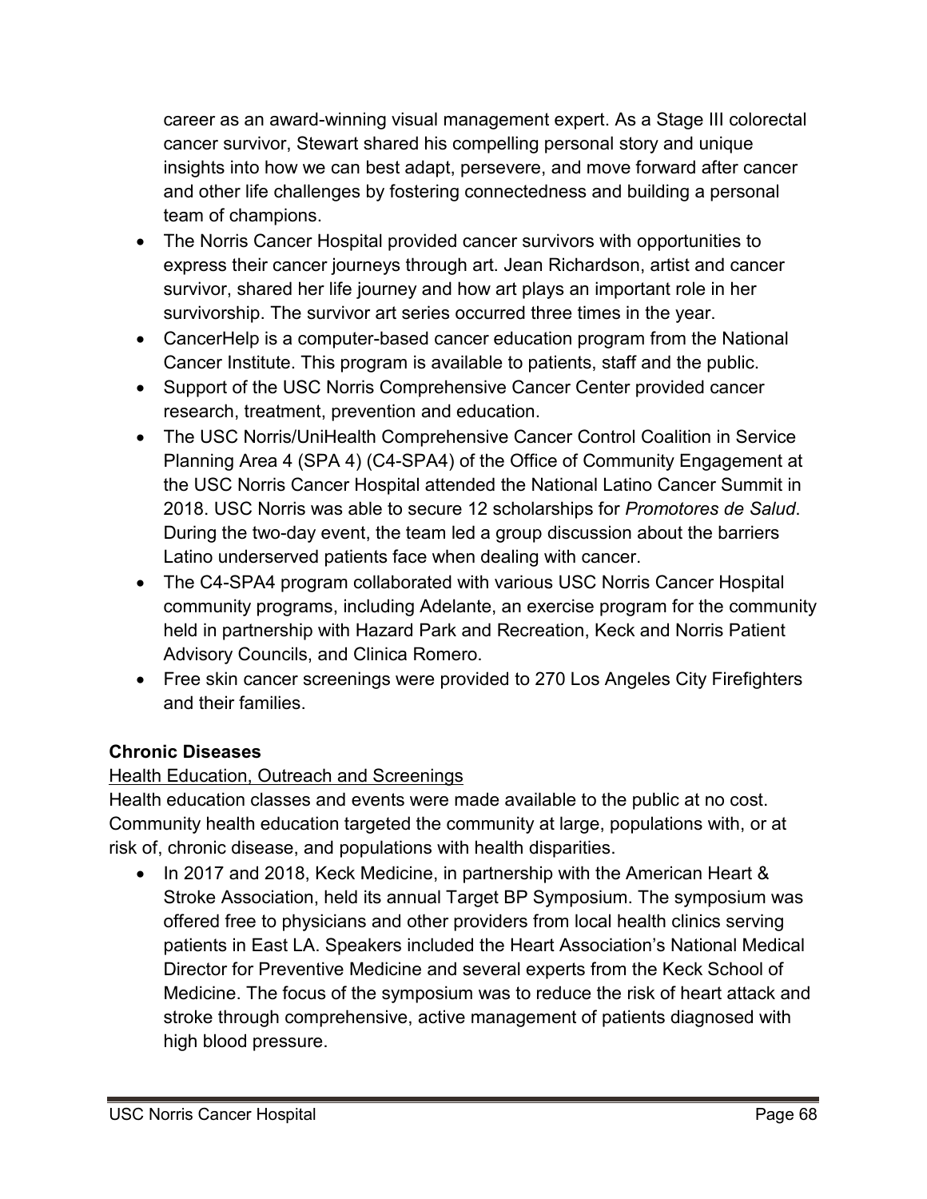career as an award-winning visual management expert. As a Stage III colorectal cancer survivor, Stewart shared his compelling personal story and unique insights into how we can best adapt, persevere, and move forward after cancer and other life challenges by fostering connectedness and building a personal team of champions.

- The Norris Cancer Hospital provided cancer survivors with opportunities to express their cancer journeys through art. Jean Richardson, artist and cancer survivor, shared her life journey and how art plays an important role in her survivorship. The survivor art series occurred three times in the year.
- CancerHelp is a computer-based cancer education program from the National Cancer Institute. This program is available to patients, staff and the public.
- Support of the USC Norris Comprehensive Cancer Center provided cancer research, treatment, prevention and education.
- The USC Norris/UniHealth Comprehensive Cancer Control Coalition in Service Planning Area 4 (SPA 4) (C4-SPA4) of the Office of Community Engagement at the USC Norris Cancer Hospital attended the National Latino Cancer Summit in 2018. USC Norris was able to secure 12 scholarships for *Promotores de Salud*. During the two-day event, the team led a group discussion about the barriers Latino underserved patients face when dealing with cancer.
- The C4-SPA4 program collaborated with various USC Norris Cancer Hospital community programs, including Adelante, an exercise program for the community held in partnership with Hazard Park and Recreation, Keck and Norris Patient Advisory Councils, and Clinica Romero.
- Free skin cancer screenings were provided to 270 Los Angeles City Firefighters and their families.

**Chronic Diseases**

<u>Health Education, Outreach and Screenings</u>

Health education classes and events were made available to the public at no cost. Community health education targeted the community at large, populations with, or at risk of, chronic disease, and populations with health disparities.

- In 2017 and 2018, Keck Medicine, in partnership with the American Heart & Stroke Association, held its annual Target BP Symposium. The symposium was offered free to physicians and other providers from local health clinics serving patients in East LA. Speakers included the Heart Association's National Medical Director for Preventive Medicine and several experts from the Keck School of Medicine. The focus of the symposium was to reduce the risk of heart attack and stroke through comprehensive, active management of patients diagnosed with high blood pressure.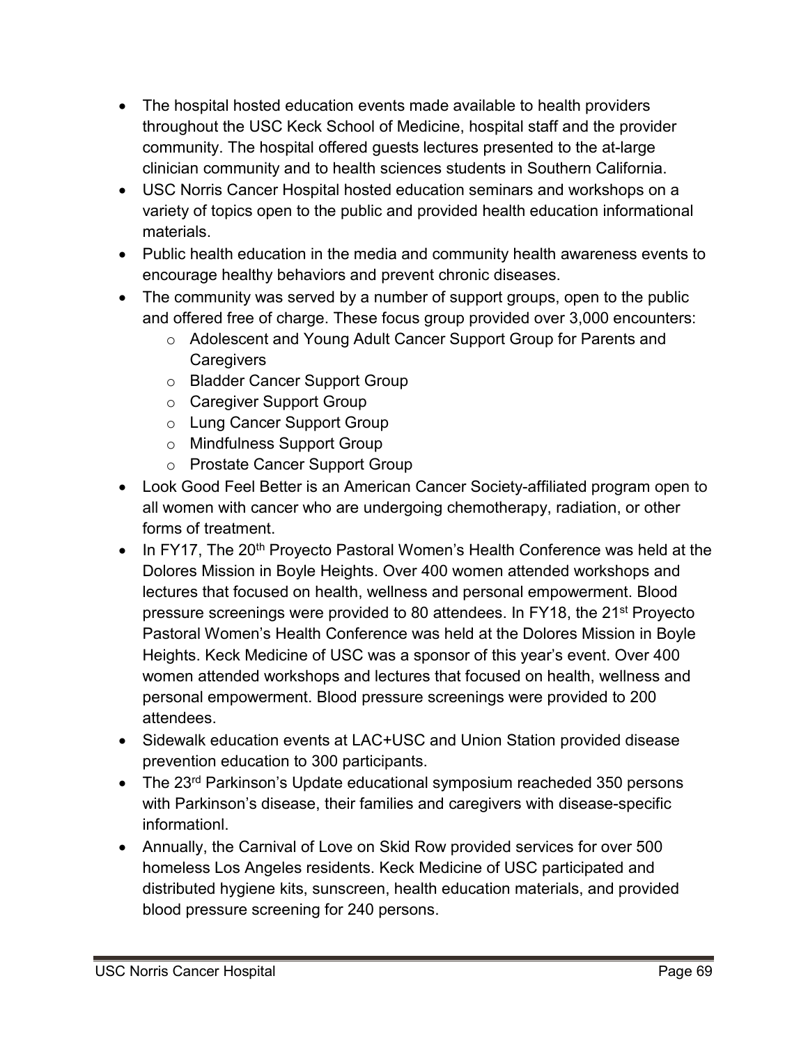- The hospital hosted education events made available to health providers throughout the USC Keck School of Medicine, hospital staff and the provider community. The hospital offered guests lectures presented to the at-large clinician community and to health sciences students in Southern California.
- USC Norris Cancer Hospital hosted education seminars and workshops on a variety of topics open to the public and provided health education informational materials.
- Public health education in the media and community health awareness events to encourage healthy behaviors and prevent chronic diseases.
- The community was served by a number of support groups, open to the public and offered free of charge. These focus group provided over 3,000 encounters:
    - Adolescent and Young Adult Cancer Support Group for Parents and Caregivers
    - Bladder Cancer Support Group
    - Caregiver Support Group
    - Lung Cancer Support Group
    - Mindfulness Support Group
    - Prostate Cancer Support Group
- Look Good Feel Better is an American Cancer Society-affiliated program open to all women with cancer who are undergoing chemotherapy, radiation, or other forms of treatment.
- In FY17, The 20th Proyecto Pastoral Women's Health Conference was held at the Dolores Mission in Boyle Heights. Over 400 women attended workshops and lectures that focused on health, wellness and personal empowerment. Blood pressure screenings were provided to 80 attendees. In FY18, the 21st Proyecto Pastoral Women's Health Conference was held at the Dolores Mission in Boyle Heights. Keck Medicine of USC was a sponsor of this year's event. Over 400 women attended workshops and lectures that focused on health, wellness and personal empowerment. Blood pressure screenings were provided to 200 attendees.
- Sidewalk education events at LAC+USC and Union Station provided disease prevention education to 300 participants.
- The 23rd Parkinson's Update educational symposium reacheded 350 persons with Parkinson's disease, their families and caregivers with disease-specific informationl.
- Annually, the Carnival of Love on Skid Row provided services for over 500 homeless Los Angeles residents. Keck Medicine of USC participated and distributed hygiene kits, sunscreen, health education materials, and provided blood pressure screening for 240 persons.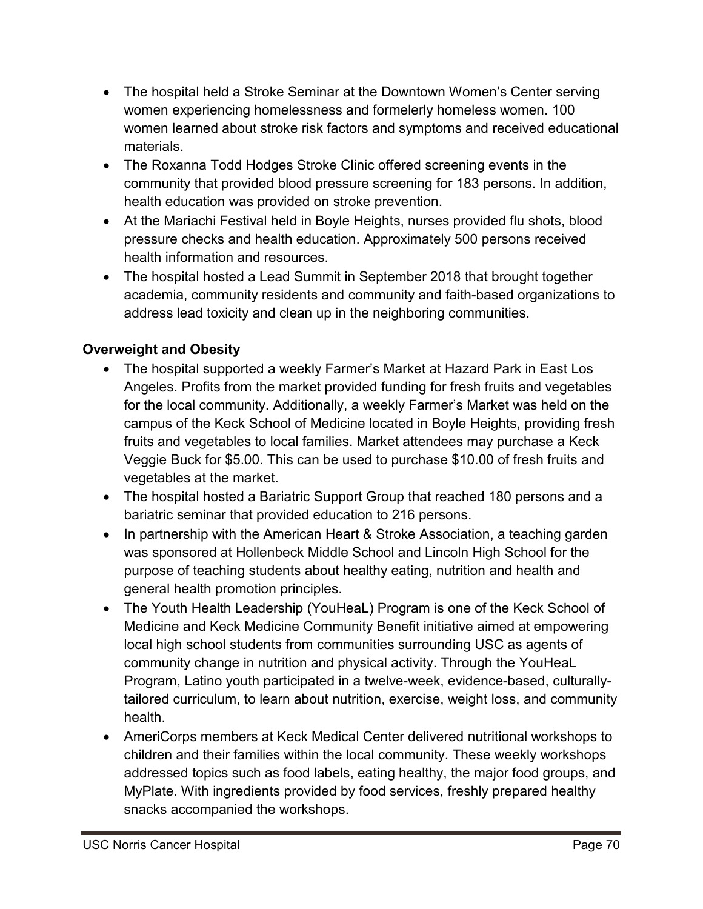- The hospital held a Stroke Seminar at the Downtown Women's Center serving women experiencing homelessness and formelerly homeless women. 100 women learned about stroke risk factors and symptoms and received educational materials.
- The Roxanna Todd Hodges Stroke Clinic offered screening events in the community that provided blood pressure screening for 183 persons. In addition, health education was provided on stroke prevention.
- At the Mariachi Festival held in Boyle Heights, nurses provided flu shots, blood pressure checks and health education. Approximately 500 persons received health information and resources.
- The hospital hosted a Lead Summit in September 2018 that brought together academia, community residents and community and faith-based organizations to address lead toxicity and clean up in the neighboring communities.

**Overweight and Obesity**

- The hospital supported a weekly Farmer's Market at Hazard Park in East Los Angeles. Profits from the market provided funding for fresh fruits and vegetables for the local community. Additionally, a weekly Farmer's Market was held on the campus of the Keck School of Medicine located in Boyle Heights, providing fresh fruits and vegetables to local families. Market attendees may purchase a Keck Veggie Buck for $5.00. This can be used to purchase $10.00 of fresh fruits and vegetables at the market.
- The hospital hosted a Bariatric Support Group that reached 180 persons and a bariatric seminar that provided education to 216 persons.
- In partnership with the American Heart & Stroke Association, a teaching garden was sponsored at Hollenbeck Middle School and Lincoln High School for the purpose of teaching students about healthy eating, nutrition and health and general health promotion principles.
- The Youth Health Leadership (YouHeaL) Program is one of the Keck School of Medicine and Keck Medicine Community Benefit initiative aimed at empowering local high school students from communities surrounding USC as agents of community change in nutrition and physical activity. Through the YouHeaL Program, Latino youth participated in a twelve-week, evidence-based, culturally-tailored curriculum, to learn about nutrition, exercise, weight loss, and community health.
- AmeriCorps members at Keck Medical Center delivered nutritional workshops to children and their families within the local community. These weekly workshops addressed topics such as food labels, eating healthy, the major food groups, and MyPlate. With ingredients provided by food services, freshly prepared healthy snacks accompanied the workshops.